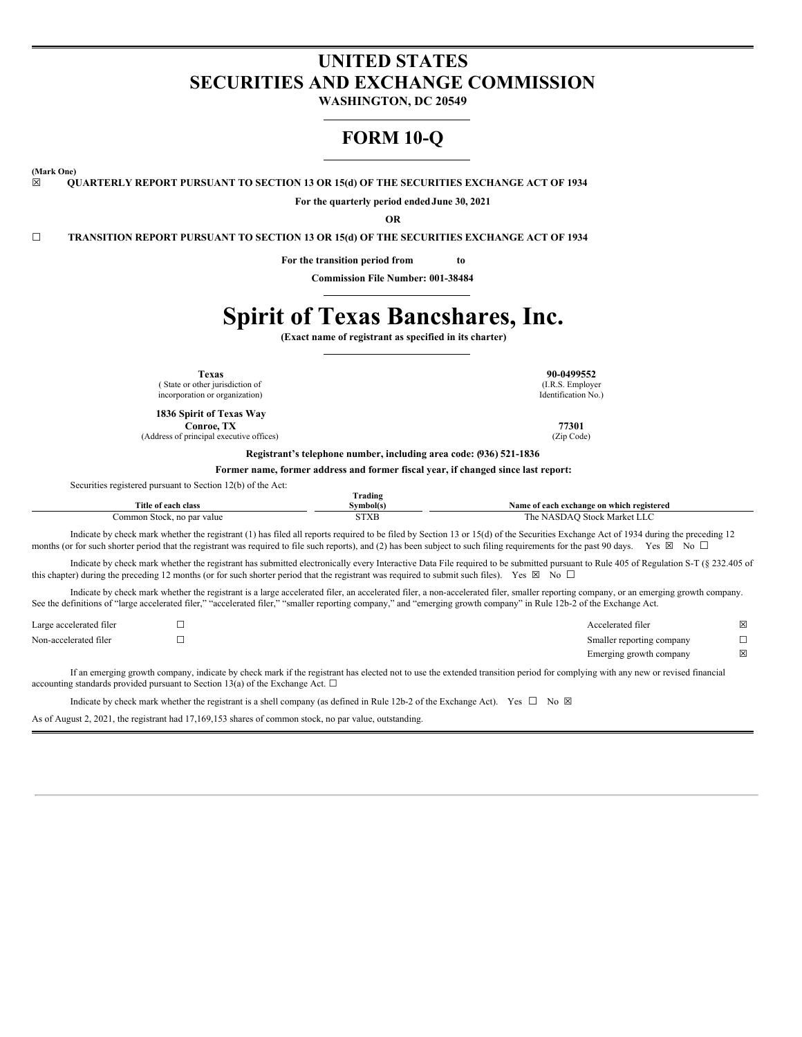# UNITED STATES
# SECURITIES AND EXCHANGE COMMISSION

**WASHINGTON, DC 20549**

# FORM 10-Q

**(Mark One)**

☒ **QUARTERLY REPORT PURSUANT TO SECTION 13 OR 15(d) OF THE SECURITIES EXCHANGE ACT OF 1934**

**For the quarterly period ended June 30, 2021**

**OR**

☐ **TRANSITION REPORT PURSUANT TO SECTION 13 OR 15(d) OF THE SECURITIES EXCHANGE ACT OF 1934**

**For the transition period from to**

**Commission File Number: 001-38484**

# Spirit of Texas Bancshares, Inc.

**(Exact name of registrant as specified in its charter)**

| | |
|---|---|
| **Texas**<br>( State or other jurisdiction of incorporation or organization) | **90-0499552**<br>(I.R.S. Employer Identification No.) |
| **1836 Spirit of Texas Way**<br>**Conroe, TX**<br>(Address of principal executive offices) | **77301**<br>(Zip Code) |

**Registrant's telephone number, including area code: (936) 521-1836**

**Former name, former address and former fiscal year, if changed since last report:**

Securities registered pursuant to Section 12(b) of the Act:

| Title of each class | Trading Symbol(s) | Name of each exchange on which registered |
|---|---|---|
| Common Stock, no par value | STXB | The NASDAQ Stock Market LLC |

Indicate by check mark whether the registrant (1) has filed all reports required to be filed by Section 13 or 15(d) of the Securities Exchange Act of 1934 during the preceding 12 months (or for such shorter period that the registrant was required to file such reports), and (2) has been subject to such filing requirements for the past 90 days. Yes ☒ No ☐

Indicate by check mark whether the registrant has submitted electronically every Interactive Data File required to be submitted pursuant to Rule 405 of Regulation S-T (§ 232.405 of this chapter) during the preceding 12 months (or for such shorter period that the registrant was required to submit such files). Yes ☒ No ☐

Indicate by check mark whether the registrant is a large accelerated filer, an accelerated filer, a non-accelerated filer, smaller reporting company, or an emerging growth company. See the definitions of "large accelerated filer," "accelerated filer," "smaller reporting company," and "emerging growth company" in Rule 12b-2 of the Exchange Act.

| | | | |
|---|---|---|---|
| Large accelerated filer | ☐ | Accelerated filer | ☒ |
| Non-accelerated filer | ☐ | Smaller reporting company | ☐ |
| | | Emerging growth company | ☒ |

If an emerging growth company, indicate by check mark if the registrant has elected not to use the extended transition period for complying with any new or revised financial accounting standards provided pursuant to Section 13(a) of the Exchange Act. ☐

Indicate by check mark whether the registrant is a shell company (as defined in Rule 12b-2 of the Exchange Act). Yes ☐ No ☒

As of August 2, 2021, the registrant had 17,169,153 shares of common stock, no par value, outstanding.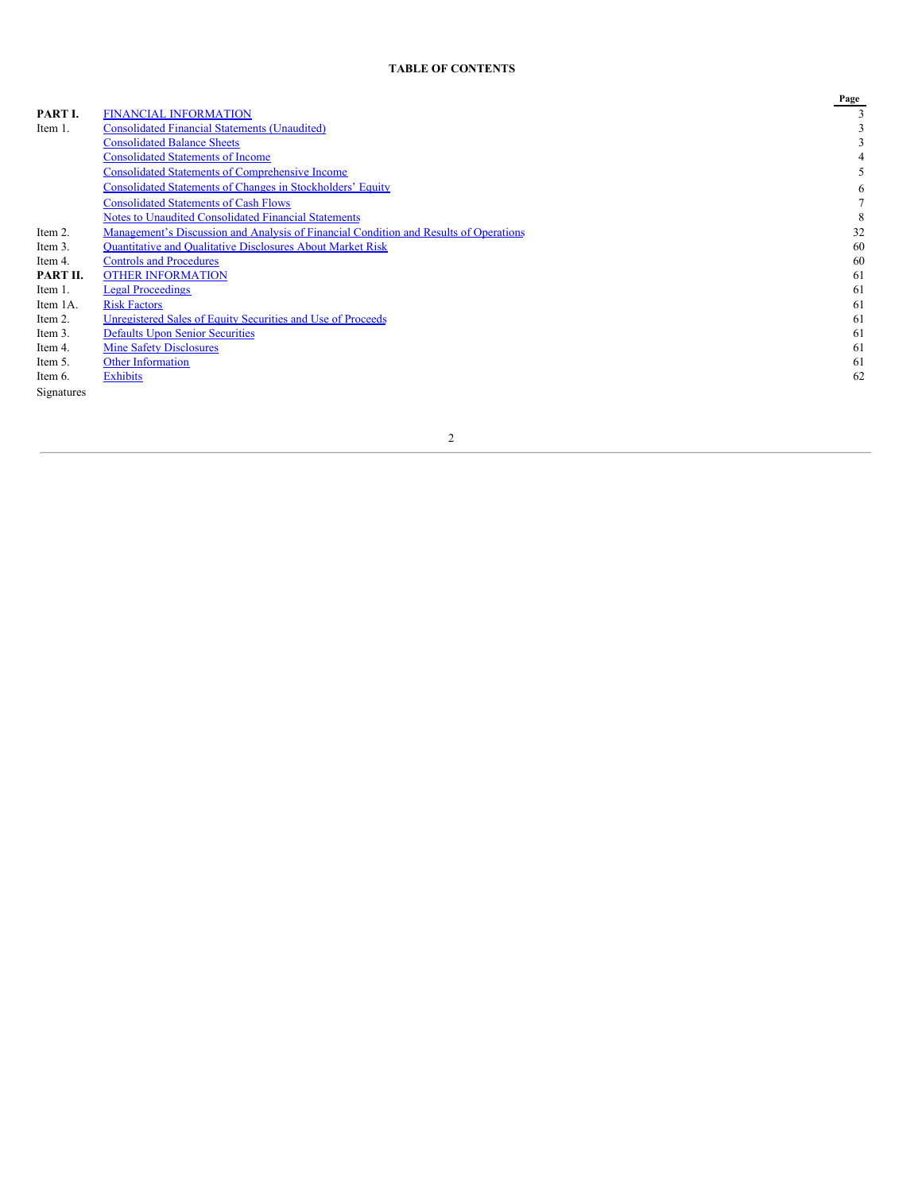**TABLE OF CONTENTS**

| | | Page |
|---|---|---|
| **PART I.** | FINANCIAL INFORMATION | 3 |
| Item 1. | Consolidated Financial Statements (Unaudited) | 3 |
| | Consolidated Balance Sheets | 3 |
| | Consolidated Statements of Income | 4 |
| | Consolidated Statements of Comprehensive Income | 5 |
| | Consolidated Statements of Changes in Stockholders' Equity | 6 |
| | Consolidated Statements of Cash Flows | 7 |
| | Notes to Unaudited Consolidated Financial Statements | 8 |
| Item 2. | Management's Discussion and Analysis of Financial Condition and Results of Operations | 32 |
| Item 3. | Quantitative and Qualitative Disclosures About Market Risk | 60 |
| Item 4. | Controls and Procedures | 60 |
| **PART II.** | OTHER INFORMATION | 61 |
| Item 1. | Legal Proceedings | 61 |
| Item 1A. | Risk Factors | 61 |
| Item 2. | Unregistered Sales of Equity Securities and Use of Proceeds | 61 |
| Item 3. | Defaults Upon Senior Securities | 61 |
| Item 4. | Mine Safety Disclosures | 61 |
| Item 5. | Other Information | 61 |
| Item 6. | Exhibits | 62 |
| Signatures | | |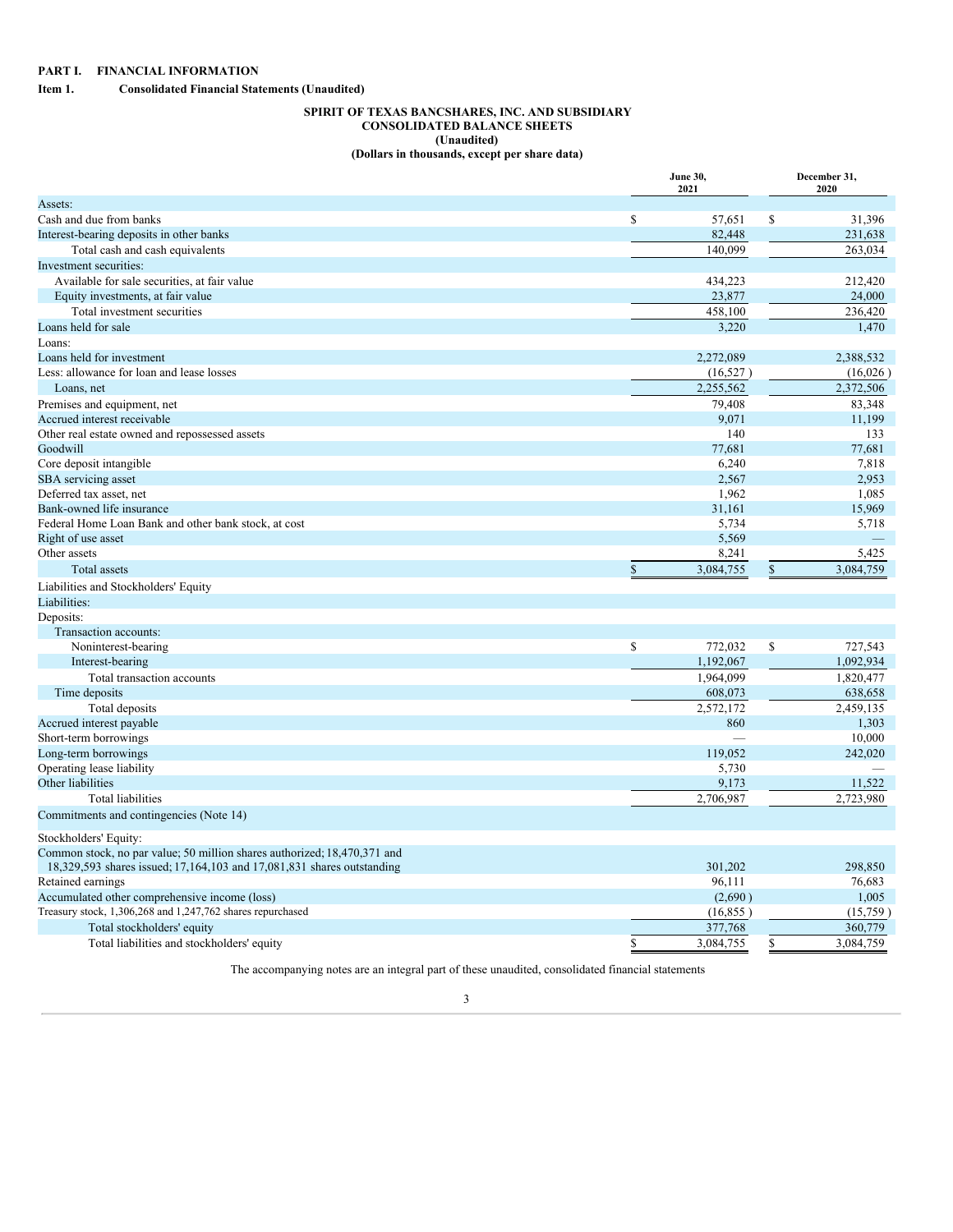# PART I. FINANCIAL INFORMATION

## Item 1. Consolidated Financial Statements (Unaudited)

**SPIRIT OF TEXAS BANCSHARES, INC. AND SUBSIDIARY**
**CONSOLIDATED BALANCE SHEETS**
**(Unaudited)**
**(Dollars in thousands, except per share data)**

| | June 30, 2021 | December 31, 2020 |
|---|---|---|
| Assets: | | |
| Cash and due from banks | $ 57,651 | $ 31,396 |
| Interest-bearing deposits in other banks | 82,448 | 231,638 |
| Total cash and cash equivalents | 140,099 | 263,034 |
| Investment securities: | | |
| Available for sale securities, at fair value | 434,223 | 212,420 |
| Equity investments, at fair value | 23,877 | 24,000 |
| Total investment securities | 458,100 | 236,420 |
| Loans held for sale | 3,220 | 1,470 |
| Loans: | | |
| Loans held for investment | 2,272,089 | 2,388,532 |
| Less: allowance for loan and lease losses | (16,527) | (16,026) |
| Loans, net | 2,255,562 | 2,372,506 |
| Premises and equipment, net | 79,408 | 83,348 |
| Accrued interest receivable | 9,071 | 11,199 |
| Other real estate owned and repossessed assets | 140 | 133 |
| Goodwill | 77,681 | 77,681 |
| Core deposit intangible | 6,240 | 7,818 |
| SBA servicing asset | 2,567 | 2,953 |
| Deferred tax asset, net | 1,962 | 1,085 |
| Bank-owned life insurance | 31,161 | 15,969 |
| Federal Home Loan Bank and other bank stock, at cost | 5,734 | 5,718 |
| Right of use asset | 5,569 | — |
| Other assets | 8,241 | 5,425 |
| Total assets | $ 3,084,755 | $ 3,084,759 |
| Liabilities and Stockholders' Equity | | |
| Liabilities: | | |
| Deposits: | | |
| Transaction accounts: | | |
| Noninterest-bearing | $ 772,032 | $ 727,543 |
| Interest-bearing | 1,192,067 | 1,092,934 |
| Total transaction accounts | 1,964,099 | 1,820,477 |
| Time deposits | 608,073 | 638,658 |
| Total deposits | 2,572,172 | 2,459,135 |
| Accrued interest payable | 860 | 1,303 |
| Short-term borrowings | — | 10,000 |
| Long-term borrowings | 119,052 | 242,020 |
| Operating lease liability | 5,730 | — |
| Other liabilities | 9,173 | 11,522 |
| Total liabilities | 2,706,987 | 2,723,980 |
| Commitments and contingencies (Note 14) | | |
| Stockholders' Equity: | | |
| Common stock, no par value; 50 million shares authorized; 18,470,371 and 18,329,593 shares issued; 17,164,103 and 17,081,831 shares outstanding | 301,202 | 298,850 |
| Retained earnings | 96,111 | 76,683 |
| Accumulated other comprehensive income (loss) | (2,690) | 1,005 |
| Treasury stock, 1,306,268 and 1,247,762 shares repurchased | (16,855) | (15,759) |
| Total stockholders' equity | 377,768 | 360,779 |
| Total liabilities and stockholders' equity | $ 3,084,755 | $ 3,084,759 |

The accompanying notes are an integral part of these unaudited, consolidated financial statements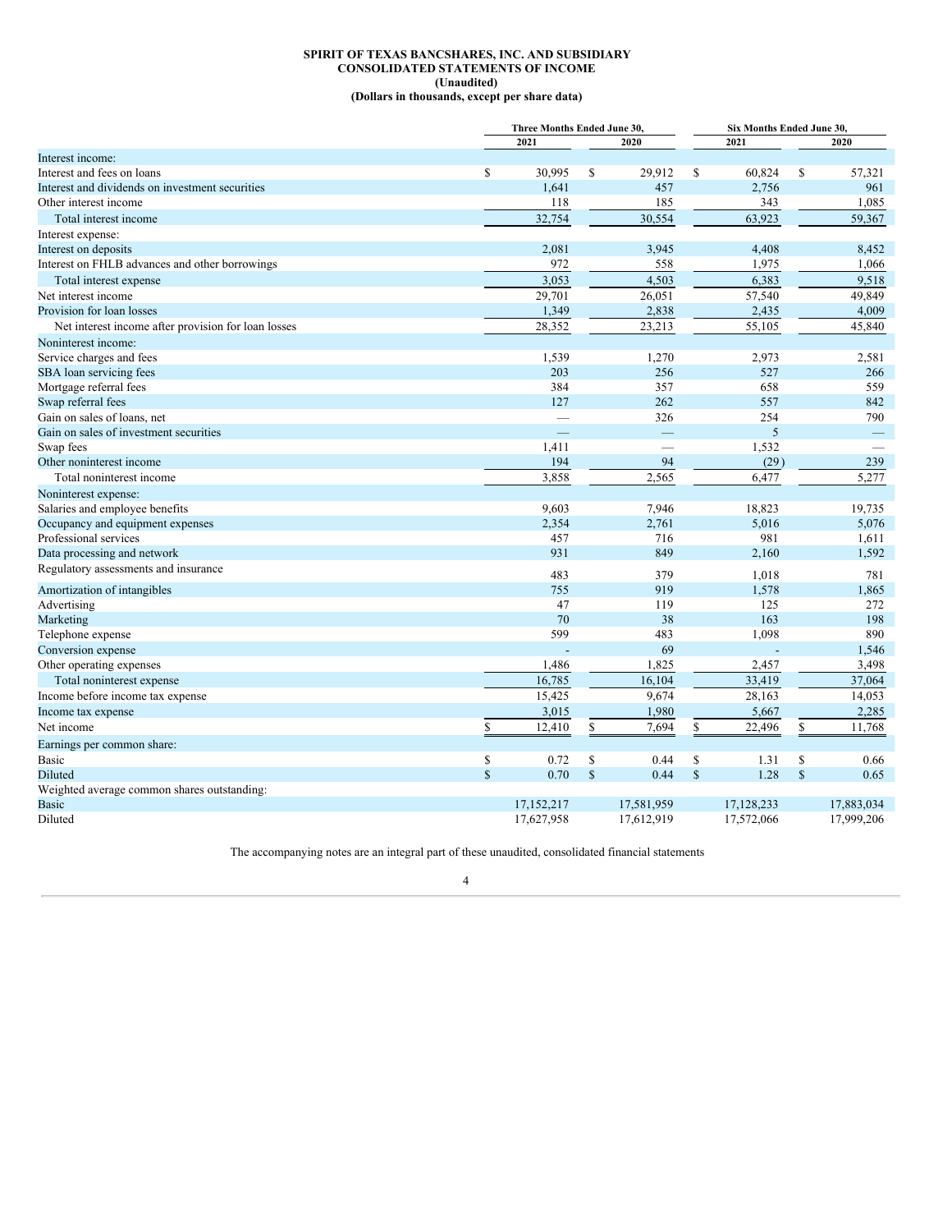**SPIRIT OF TEXAS BANCSHARES, INC. AND SUBSIDIARY**
**CONSOLIDATED STATEMENTS OF INCOME**
**(Unaudited)**
**(Dollars in thousands, except per share data)**

| | Three Months Ended June 30, | | Six Months Ended June 30, | |
|---|---|---|---|---|
| | 2021 | 2020 | 2021 | 2020 |
| Interest income: | | | | |
| Interest and fees on loans | $ 30,995 | $ 29,912 | $ 60,824 | $ 57,321 |
| Interest and dividends on investment securities | 1,641 | 457 | 2,756 | 961 |
| Other interest income | 118 | 185 | 343 | 1,085 |
| Total interest income | 32,754 | 30,554 | 63,923 | 59,367 |
| Interest expense: | | | | |
| Interest on deposits | 2,081 | 3,945 | 4,408 | 8,452 |
| Interest on FHLB advances and other borrowings | 972 | 558 | 1,975 | 1,066 |
| Total interest expense | 3,053 | 4,503 | 6,383 | 9,518 |
| Net interest income | 29,701 | 26,051 | 57,540 | 49,849 |
| Provision for loan losses | 1,349 | 2,838 | 2,435 | 4,009 |
| Net interest income after provision for loan losses | 28,352 | 23,213 | 55,105 | 45,840 |
| Noninterest income: | | | | |
| Service charges and fees | 1,539 | 1,270 | 2,973 | 2,581 |
| SBA loan servicing fees | 203 | 256 | 527 | 266 |
| Mortgage referral fees | 384 | 357 | 658 | 559 |
| Swap referral fees | 127 | 262 | 557 | 842 |
| Gain on sales of loans, net | — | 326 | 254 | 790 |
| Gain on sales of investment securities | — | — | 5 | — |
| Swap fees | 1,411 | — | 1,532 | — |
| Other noninterest income | 194 | 94 | (29) | 239 |
| Total noninterest income | 3,858 | 2,565 | 6,477 | 5,277 |
| Noninterest expense: | | | | |
| Salaries and employee benefits | 9,603 | 7,946 | 18,823 | 19,735 |
| Occupancy and equipment expenses | 2,354 | 2,761 | 5,016 | 5,076 |
| Professional services | 457 | 716 | 981 | 1,611 |
| Data processing and network | 931 | 849 | 2,160 | 1,592 |
| Regulatory assessments and insurance | 483 | 379 | 1,018 | 781 |
| Amortization of intangibles | 755 | 919 | 1,578 | 1,865 |
| Advertising | 47 | 119 | 125 | 272 |
| Marketing | 70 | 38 | 163 | 198 |
| Telephone expense | 599 | 483 | 1,098 | 890 |
| Conversion expense | - | 69 | - | 1,546 |
| Other operating expenses | 1,486 | 1,825 | 2,457 | 3,498 |
| Total noninterest expense | 16,785 | 16,104 | 33,419 | 37,064 |
| Income before income tax expense | 15,425 | 9,674 | 28,163 | 14,053 |
| Income tax expense | 3,015 | 1,980 | 5,667 | 2,285 |
| Net income | $ 12,410 | $ 7,694 | $ 22,496 | $ 11,768 |
| Earnings per common share: | | | | |
| Basic | $ 0.72 | $ 0.44 | $ 1.31 | $ 0.66 |
| Diluted | $ 0.70 | $ 0.44 | $ 1.28 | $ 0.65 |
| Weighted average common shares outstanding: | | | | |
| Basic | 17,152,217 | 17,581,959 | 17,128,233 | 17,883,034 |
| Diluted | 17,627,958 | 17,612,919 | 17,572,066 | 17,999,206 |

The accompanying notes are an integral part of these unaudited, consolidated financial statements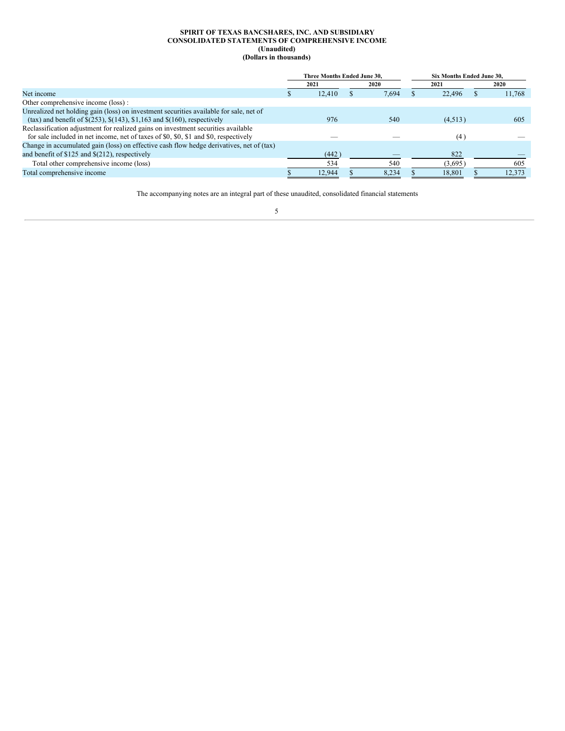**SPIRIT OF TEXAS BANCSHARES, INC. AND SUBSIDIARY**
**CONSOLIDATED STATEMENTS OF COMPREHENSIVE INCOME**
**(Unaudited)**
**(Dollars in thousands)**

| | Three Months Ended June 30, | | Six Months Ended June 30, | |
|---|---|---|---|---|
| | 2021 | 2020 | 2021 | 2020 |
| Net income | $ 12,410 | $ 7,694 | $ 22,496 | $ 11,768 |
| Other comprehensive income (loss) : | | | | |
| Unrealized net holding gain (loss) on investment securities available for sale, net of (tax) and benefit of $(253), $(143), $1,163 and $(160), respectively | 976 | 540 | (4,513) | 605 |
| Reclassification adjustment for realized gains on investment securities available for sale included in net income, net of taxes of $0, $0, $1 and $0, respectively | — | — | (4) | — |
| Change in accumulated gain (loss) on effective cash flow hedge derivatives, net of (tax) and benefit of $125 and $(212), respectively | (442) | — | 822 | — |
| Total other comprehensive income (loss) | 534 | 540 | (3,695) | 605 |
| Total comprehensive income | $ 12,944 | $ 8,234 | $ 18,801 | $ 12,373 |

The accompanying notes are an integral part of these unaudited, consolidated financial statements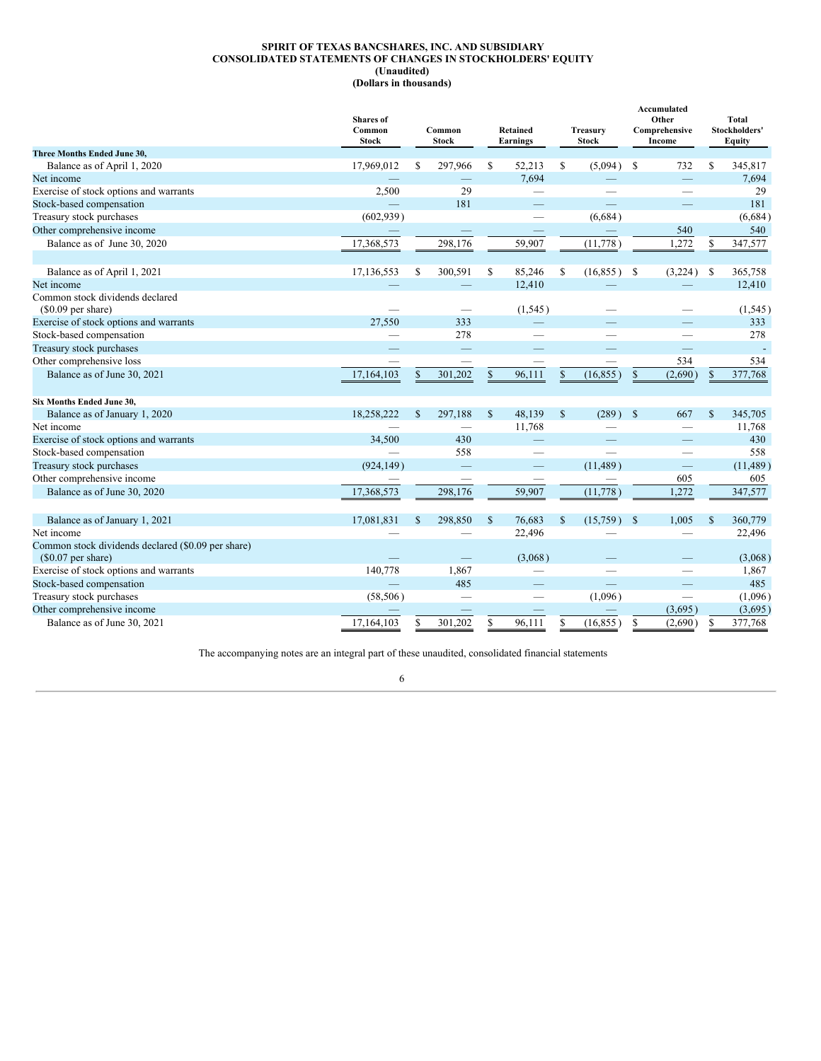**SPIRIT OF TEXAS BANCSHARES, INC. AND SUBSIDIARY**
**CONSOLIDATED STATEMENTS OF CHANGES IN STOCKHOLDERS' EQUITY**
**(Unaudited)**
**(Dollars in thousands)**

| | Shares of Common Stock | Common Stock | Retained Earnings | Treasury Stock | Accumulated Other Comprehensive Income | Total Stockholders' Equity |
|---|---|---|---|---|---|---|
| **Three Months Ended June 30,** | | | | | | |
| Balance as of April 1, 2020 | 17,969,012 | $ 297,966 | $ 52,213 | $ (5,094) | $ 732 | $ 345,817 |
| Net income | — | — | 7,694 | — | — | 7,694 |
| Exercise of stock options and warrants | 2,500 | 29 | — | — | — | 29 |
| Stock-based compensation | — | 181 | — | — | — | 181 |
| Treasury stock purchases | (602,939) | | — | (6,684) | | (6,684) |
| Other comprehensive income | — | — | — | — | 540 | 540 |
| Balance as of June 30, 2020 | 17,368,573 | 298,176 | 59,907 | (11,778) | 1,272 | $ 347,577 |
| | | | | | | |
| Balance as of April 1, 2021 | 17,136,553 | $ 300,591 | $ 85,246 | $ (16,855) | $ (3,224) | $ 365,758 |
| Net income | — | — | 12,410 | — | — | 12,410 |
| Common stock dividends declared ($0.09 per share) | — | — | (1,545) | — | — | (1,545) |
| Exercise of stock options and warrants | 27,550 | 333 | — | — | — | 333 |
| Stock-based compensation | — | 278 | — | — | — | 278 |
| Treasury stock purchases | — | — | — | — | — | - |
| Other comprehensive loss | — | — | — | — | 534 | 534 |
| Balance as of June 30, 2021 | 17,164,103 | $ 301,202 | $ 96,111 | $ (16,855) | $ (2,690) | $ 377,768 |
| | | | | | | |
| **Six Months Ended June 30,** | | | | | | |
| Balance as of January 1, 2020 | 18,258,222 | $ 297,188 | $ 48,139 | $ (289) | $ 667 | $ 345,705 |
| Net income | — | — | 11,768 | — | — | 11,768 |
| Exercise of stock options and warrants | 34,500 | 430 | — | — | — | 430 |
| Stock-based compensation | — | 558 | — | — | — | 558 |
| Treasury stock purchases | (924,149) | — | — | (11,489) | — | (11,489) |
| Other comprehensive income | — | — | — | — | 605 | 605 |
| Balance as of June 30, 2020 | 17,368,573 | 298,176 | 59,907 | (11,778) | 1,272 | 347,577 |
| | | | | | | |
| Balance as of January 1, 2021 | 17,081,831 | $ 298,850 | $ 76,683 | $ (15,759) | $ 1,005 | $ 360,779 |
| Net income | — | — | 22,496 | — | — | 22,496 |
| Common stock dividends declared ($0.09 per share) ($0.07 per share) | — | — | (3,068) | — | — | (3,068) |
| Exercise of stock options and warrants | 140,778 | 1,867 | — | — | — | 1,867 |
| Stock-based compensation | — | 485 | — | — | — | 485 |
| Treasury stock purchases | (58,506) | — | — | (1,096) | — | (1,096) |
| Other comprehensive income | — | — | — | — | (3,695) | (3,695) |
| Balance as of June 30, 2021 | 17,164,103 | $ 301,202 | $ 96,111 | $ (16,855) | $ (2,690) | $ 377,768 |

The accompanying notes are an integral part of these unaudited, consolidated financial statements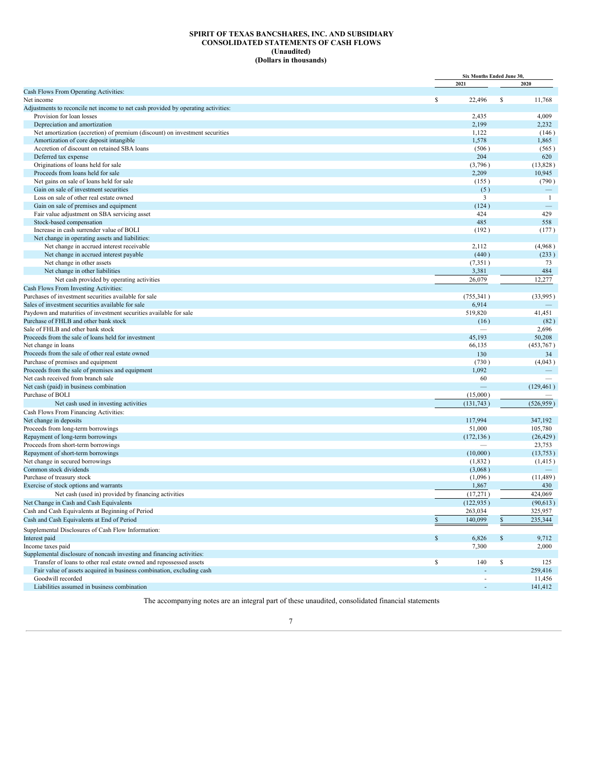**SPIRIT OF TEXAS BANCSHARES, INC. AND SUBSIDIARY**
**CONSOLIDATED STATEMENTS OF CASH FLOWS**
**(Unaudited)**
**(Dollars in thousands)**

| | Six Months Ended June 30, | |
|---|---|---|
| | 2021 | 2020 |
| Cash Flows From Operating Activities: | | |
| Net income | $ 22,496 | $ 11,768 |
| Adjustments to reconcile net income to net cash provided by operating activities: | | |
| Provision for loan losses | 2,435 | 4,009 |
| Depreciation and amortization | 2,199 | 2,232 |
| Net amortization (accretion) of premium (discount) on investment securities | 1,122 | (146) |
| Amortization of core deposit intangible | 1,578 | 1,865 |
| Accretion of discount on retained SBA loans | (506) | (565) |
| Deferred tax expense | 204 | 620 |
| Originations of loans held for sale | (3,796) | (13,828) |
| Proceeds from loans held for sale | 2,209 | 10,945 |
| Net gains on sale of loans held for sale | (155) | (790) |
| Gain on sale of investment securities | (5) | — |
| Loss on sale of other real estate owned | 3 | 1 |
| Gain on sale of premises and equipment | (124) | — |
| Fair value adjustment on SBA servicing asset | 424 | 429 |
| Stock-based compensation | 485 | 558 |
| Increase in cash surrender value of BOLI | (192) | (177) |
| Net change in operating assets and liabilities: | | |
| Net change in accrued interest receivable | 2,112 | (4,968) |
| Net change in accrued interest payable | (440) | (233) |
| Net change in other assets | (7,351) | 73 |
| Net change in other liabilities | 3,381 | 484 |
| Net cash provided by operating activities | 26,079 | 12,277 |
| Cash Flows From Investing Activities: | | |
| Purchases of investment securities available for sale | (755,341) | (33,995) |
| Sales of investment securities available for sale | 6,914 | — |
| Paydown and maturities of investment securities available for sale | 519,820 | 41,451 |
| Purchase of FHLB and other bank stock | (16) | (82) |
| Sale of FHLB and other bank stock | — | 2,696 |
| Proceeds from the sale of loans held for investment | 45,193 | 50,208 |
| Net change in loans | 66,135 | (453,767) |
| Proceeds from the sale of other real estate owned | 130 | 34 |
| Purchase of premises and equipment | (730) | (4,043) |
| Proceeds from the sale of premises and equipment | 1,092 | — |
| Net cash received from branch sale | 60 | — |
| Net cash (paid) in business combination | — | (129,461) |
| Purchase of BOLI | (15,000) | — |
| Net cash used in investing activities | (131,743) | (526,959) |
| Cash Flows From Financing Activities: | | |
| Net change in deposits | 117,994 | 347,192 |
| Proceeds from long-term borrowings | 51,000 | 105,780 |
| Repayment of long-term borrowings | (172,136) | (26,429) |
| Proceeds from short-term borrowings | — | 23,753 |
| Repayment of short-term borrowings | (10,000) | (13,753) |
| Net change in secured borrowings | (1,832) | (1,415) |
| Common stock dividends | (3,068) | — |
| Purchase of treasury stock | (1,096) | (11,489) |
| Exercise of stock options and warrants | 1,867 | 430 |
| Net cash (used in) provided by financing activities | (17,271) | 424,069 |
| Net Change in Cash and Cash Equivalents | (122,935) | (90,613) |
| Cash and Cash Equivalents at Beginning of Period | 263,034 | 325,957 |
| Cash and Cash Equivalents at End of Period | $ 140,099 | $ 235,344 |
| Supplemental Disclosures of Cash Flow Information: | | |
| Interest paid | $ 6,826 | $ 9,712 |
| Income taxes paid | 7,300 | 2,000 |
| Supplemental disclosure of noncash investing and financing activities: | | |
| Transfer of loans to other real estate owned and repossessed assets | $ 140 | $ 125 |
| Fair value of assets acquired in business combination, excluding cash | - | 259,416 |
| Goodwill recorded | - | 11,456 |
| Liabilities assumed in business combination | - | 141,412 |

The accompanying notes are an integral part of these unaudited, consolidated financial statements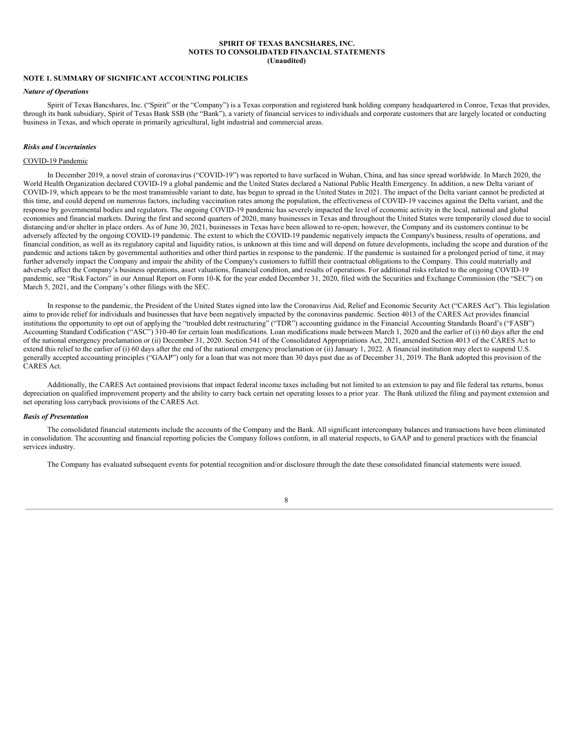**SPIRIT OF TEXAS BANCSHARES, INC.**
**NOTES TO CONSOLIDATED FINANCIAL STATEMENTS**
**(Unaudited)**

## NOTE 1. SUMMARY OF SIGNIFICANT ACCOUNTING POLICIES

### *Nature of Operations*

Spirit of Texas Bancshares, Inc. ("Spirit" or the "Company") is a Texas corporation and registered bank holding company headquartered in Conroe, Texas that provides, through its bank subsidiary, Spirit of Texas Bank SSB (the "Bank"), a variety of financial services to individuals and corporate customers that are largely located or conducting business in Texas, and which operate in primarily agricultural, light industrial and commercial areas.

### *Risks and Uncertainties*

COVID-19 Pandemic

In December 2019, a novel strain of coronavirus ("COVID-19") was reported to have surfaced in Wuhan, China, and has since spread worldwide. In March 2020, the World Health Organization declared COVID-19 a global pandemic and the United States declared a National Public Health Emergency. In addition, a new Delta variant of COVID-19, which appears to be the most transmissible variant to date, has begun to spread in the United States in 2021. The impact of the Delta variant cannot be predicted at this time, and could depend on numerous factors, including vaccination rates among the population, the effectiveness of COVID-19 vaccines against the Delta variant, and the response by governmental bodies and regulators. The ongoing COVID-19 pandemic has severely impacted the level of economic activity in the local, national and global economies and financial markets. During the first and second quarters of 2020, many businesses in Texas and throughout the United States were temporarily closed due to social distancing and/or shelter in place orders. As of June 30, 2021, businesses in Texas have been allowed to re-open; however, the Company and its customers continue to be adversely affected by the ongoing COVID-19 pandemic. The extent to which the COVID-19 pandemic negatively impacts the Company's business, results of operations, and financial condition, as well as its regulatory capital and liquidity ratios, is unknown at this time and will depend on future developments, including the scope and duration of the pandemic and actions taken by governmental authorities and other third parties in response to the pandemic. If the pandemic is sustained for a prolonged period of time, it may further adversely impact the Company and impair the ability of the Company's customers to fulfill their contractual obligations to the Company. This could materially and adversely affect the Company's business operations, asset valuations, financial condition, and results of operations. For additional risks related to the ongoing COVID-19 pandemic, see "Risk Factors" in our Annual Report on Form 10-K for the year ended December 31, 2020, filed with the Securities and Exchange Commission (the "SEC") on March 5, 2021, and the Company's other filings with the SEC.

In response to the pandemic, the President of the United States signed into law the Coronavirus Aid, Relief and Economic Security Act ("CARES Act"). This legislation aims to provide relief for individuals and businesses that have been negatively impacted by the coronavirus pandemic. Section 4013 of the CARES Act provides financial institutions the opportunity to opt out of applying the "troubled debt restructuring" ("TDR") accounting guidance in the Financial Accounting Standards Board's ("FASB") Accounting Standard Codification ("ASC") 310-40 for certain loan modifications. Loan modifications made between March 1, 2020 and the earlier of (i) 60 days after the end of the national emergency proclamation or (ii) December 31, 2020. Section 541 of the Consolidated Appropriations Act, 2021, amended Section 4013 of the CARES Act to extend this relief to the earlier of (i) 60 days after the end of the national emergency proclamation or (ii) January 1, 2022. A financial institution may elect to suspend U.S. generally accepted accounting principles ("GAAP") only for a loan that was not more than 30 days past due as of December 31, 2019. The Bank adopted this provision of the CARES Act.

Additionally, the CARES Act contained provisions that impact federal income taxes including but not limited to an extension to pay and file federal tax returns, bonus depreciation on qualified improvement property and the ability to carry back certain net operating losses to a prior year. The Bank utilized the filing and payment extension and net operating loss carryback provisions of the CARES Act.

### *Basis of Presentation*

The consolidated financial statements include the accounts of the Company and the Bank. All significant intercompany balances and transactions have been eliminated in consolidation. The accounting and financial reporting policies the Company follows conform, in all material respects, to GAAP and to general practices with the financial services industry.

The Company has evaluated subsequent events for potential recognition and/or disclosure through the date these consolidated financial statements were issued.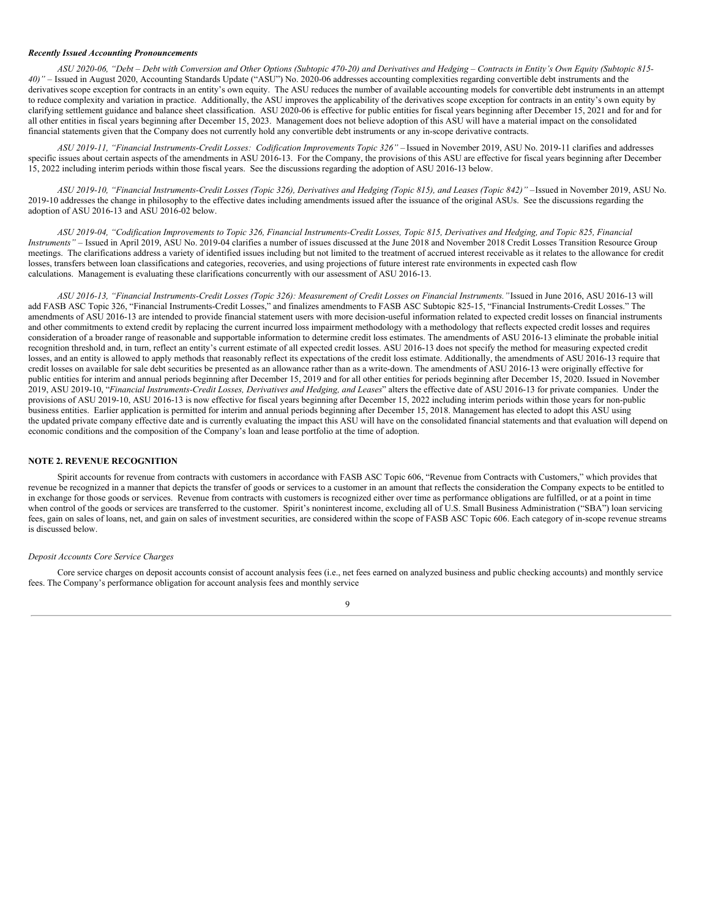***Recently Issued Accounting Pronouncements***

*ASU 2020-06, "Debt – Debt with Conversion and Other Options (Subtopic 470-20) and Derivatives and Hedging – Contracts in Entity's Own Equity (Subtopic 815-40)"* – Issued in August 2020, Accounting Standards Update ("ASU") No. 2020-06 addresses accounting complexities regarding convertible debt instruments and the derivatives scope exception for contracts in an entity's own equity. The ASU reduces the number of available accounting models for convertible debt instruments in an attempt to reduce complexity and variation in practice. Additionally, the ASU improves the applicability of the derivatives scope exception for contracts in an entity's own equity by clarifying settlement guidance and balance sheet classification. ASU 2020-06 is effective for public entities for fiscal years beginning after December 15, 2021 and for and for all other entities in fiscal years beginning after December 15, 2023. Management does not believe adoption of this ASU will have a material impact on the consolidated financial statements given that the Company does not currently hold any convertible debt instruments or any in-scope derivative contracts.

*ASU 2019-11, "Financial Instruments-Credit Losses: Codification Improvements Topic 326"* – Issued in November 2019, ASU No. 2019-11 clarifies and addresses specific issues about certain aspects of the amendments in ASU 2016-13. For the Company, the provisions of this ASU are effective for fiscal years beginning after December 15, 2022 including interim periods within those fiscal years. See the discussions regarding the adoption of ASU 2016-13 below.

*ASU 2019-10, "Financial Instruments-Credit Losses (Topic 326), Derivatives and Hedging (Topic 815), and Leases (Topic 842)"* –Issued in November 2019, ASU No. 2019-10 addresses the change in philosophy to the effective dates including amendments issued after the issuance of the original ASUs. See the discussions regarding the adoption of ASU 2016-13 and ASU 2016-02 below.

*ASU 2019-04, "Codification Improvements to Topic 326, Financial Instruments-Credit Losses, Topic 815, Derivatives and Hedging, and Topic 825, Financial Instruments"* – Issued in April 2019, ASU No. 2019-04 clarifies a number of issues discussed at the June 2018 and November 2018 Credit Losses Transition Resource Group meetings. The clarifications address a variety of identified issues including but not limited to the treatment of accrued interest receivable as it relates to the allowance for credit losses, transfers between loan classifications and categories, recoveries, and using projections of future interest rate environments in expected cash flow calculations. Management is evaluating these clarifications concurrently with our assessment of ASU 2016-13.

*ASU 2016-13, "Financial Instruments-Credit Losses (Topic 326): Measurement of Credit Losses on Financial Instruments."* Issued in June 2016, ASU 2016-13 will add FASB ASC Topic 326, "Financial Instruments-Credit Losses," and finalizes amendments to FASB ASC Subtopic 825-15, "Financial Instruments-Credit Losses." The amendments of ASU 2016-13 are intended to provide financial statement users with more decision-useful information related to expected credit losses on financial instruments and other commitments to extend credit by replacing the current incurred loss impairment methodology with a methodology that reflects expected credit losses and requires consideration of a broader range of reasonable and supportable information to determine credit loss estimates. The amendments of ASU 2016-13 eliminate the probable initial recognition threshold and, in turn, reflect an entity's current estimate of all expected credit losses. ASU 2016-13 does not specify the method for measuring expected credit losses, and an entity is allowed to apply methods that reasonably reflect its expectations of the credit loss estimate. Additionally, the amendments of ASU 2016-13 require that credit losses on available for sale debt securities be presented as an allowance rather than as a write-down. The amendments of ASU 2016-13 were originally effective for public entities for interim and annual periods beginning after December 15, 2019 and for all other entities for periods beginning after December 15, 2020. Issued in November 2019, ASU 2019-10, "*Financial Instruments-Credit Losses, Derivatives and Hedging, and Leases*" alters the effective date of ASU 2016-13 for private companies. Under the provisions of ASU 2019-10, ASU 2016-13 is now effective for fiscal years beginning after December 15, 2022 including interim periods within those years for non-public business entities. Earlier application is permitted for interim and annual periods beginning after December 15, 2018. Management has elected to adopt this ASU using the updated private company effective date and is currently evaluating the impact this ASU will have on the consolidated financial statements and that evaluation will depend on economic conditions and the composition of the Company's loan and lease portfolio at the time of adoption.

**NOTE 2. REVENUE RECOGNITION**

Spirit accounts for revenue from contracts with customers in accordance with FASB ASC Topic 606, "Revenue from Contracts with Customers," which provides that revenue be recognized in a manner that depicts the transfer of goods or services to a customer in an amount that reflects the consideration the Company expects to be entitled to in exchange for those goods or services. Revenue from contracts with customers is recognized either over time as performance obligations are fulfilled, or at a point in time when control of the goods or services are transferred to the customer. Spirit's noninterest income, excluding all of U.S. Small Business Administration ("SBA") loan servicing fees, gain on sales of loans, net, and gain on sales of investment securities, are considered within the scope of FASB ASC Topic 606. Each category of in-scope revenue streams is discussed below.

*Deposit Accounts Core Service Charges*

Core service charges on deposit accounts consist of account analysis fees (i.e., net fees earned on analyzed business and public checking accounts) and monthly service fees. The Company's performance obligation for account analysis fees and monthly service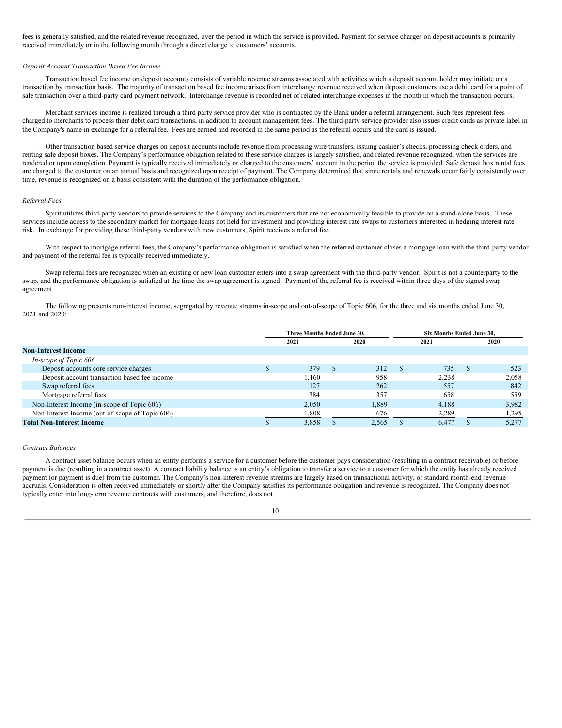fees is generally satisfied, and the related revenue recognized, over the period in which the service is provided. Payment for service charges on deposit accounts is primarily received immediately or in the following month through a direct charge to customers' accounts.

*Deposit Account Transaction Based Fee Income*

Transaction based fee income on deposit accounts consists of variable revenue streams associated with activities which a deposit account holder may initiate on a transaction by transaction basis. The majority of transaction based fee income arises from interchange revenue received when deposit customers use a debit card for a point of sale transaction over a third-party card payment network. Interchange revenue is recorded net of related interchange expenses in the month in which the transaction occurs.

Merchant services income is realized through a third party service provider who is contracted by the Bank under a referral arrangement. Such fees represent fees charged to merchants to process their debit card transactions, in addition to account management fees. The third-party service provider also issues credit cards as private label in the Company's name in exchange for a referral fee. Fees are earned and recorded in the same period as the referral occurs and the card is issued.

Other transaction based service charges on deposit accounts include revenue from processing wire transfers, issuing cashier's checks, processing check orders, and renting safe deposit boxes. The Company's performance obligation related to these service charges is largely satisfied, and related revenue recognized, when the services are rendered or upon completion. Payment is typically received immediately or charged to the customers' account in the period the service is provided. Safe deposit box rental fees are charged to the customer on an annual basis and recognized upon receipt of payment. The Company determined that since rentals and renewals occur fairly consistently over time, revenue is recognized on a basis consistent with the duration of the performance obligation.

*Referral Fees*

Spirit utilizes third-party vendors to provide services to the Company and its customers that are not economically feasible to provide on a stand-alone basis. These services include access to the secondary market for mortgage loans not held for investment and providing interest rate swaps to customers interested in hedging interest rate risk. In exchange for providing these third-party vendors with new customers, Spirit receives a referral fee.

With respect to mortgage referral fees, the Company's performance obligation is satisfied when the referred customer closes a mortgage loan with the third-party vendor and payment of the referral fee is typically received immediately.

Swap referral fees are recognized when an existing or new loan customer enters into a swap agreement with the third-party vendor. Spirit is not a counterparty to the swap, and the performance obligation is satisfied at the time the swap agreement is signed. Payment of the referral fee is received within three days of the signed swap agreement.

The following presents non-interest income, segregated by revenue streams in-scope and out-of-scope of Topic 606, for the three and six months ended June 30, 2021 and 2020:

| | Three Months Ended June 30, | | Six Months Ended June 30, | |
|---|---|---|---|---|
| | 2021 | 2020 | 2021 | 2020 |
| **Non-Interest Income** | | | | |
| *In-scope of Topic 606* | | | | |
| Deposit accounts core service charges | $ 379 | $ 312 | $ 735 | $ 523 |
| Deposit account transaction based fee income | 1,160 | 958 | 2,238 | 2,058 |
| Swap referral fees | 127 | 262 | 557 | 842 |
| Mortgage referral fees | 384 | 357 | 658 | 559 |
| Non-Interest Income (in-scope of Topic 606) | 2,050 | 1,889 | 4,188 | 3,982 |
| Non-Interest Income (out-of-scope of Topic 606) | 1,808 | 676 | 2,289 | 1,295 |
| **Total Non-Interest Income** | $ 3,858 | $ 2,565 | $ 6,477 | $ 5,277 |

*Contract Balances*

A contract asset balance occurs when an entity performs a service for a customer before the customer pays consideration (resulting in a contract receivable) or before payment is due (resulting in a contract asset). A contract liability balance is an entity's obligation to transfer a service to a customer for which the entity has already received payment (or payment is due) from the customer. The Company's non-interest revenue streams are largely based on transactional activity, or standard month-end revenue accruals. Consideration is often received immediately or shortly after the Company satisfies its performance obligation and revenue is recognized. The Company does not typically enter into long-term revenue contracts with customers, and therefore, does not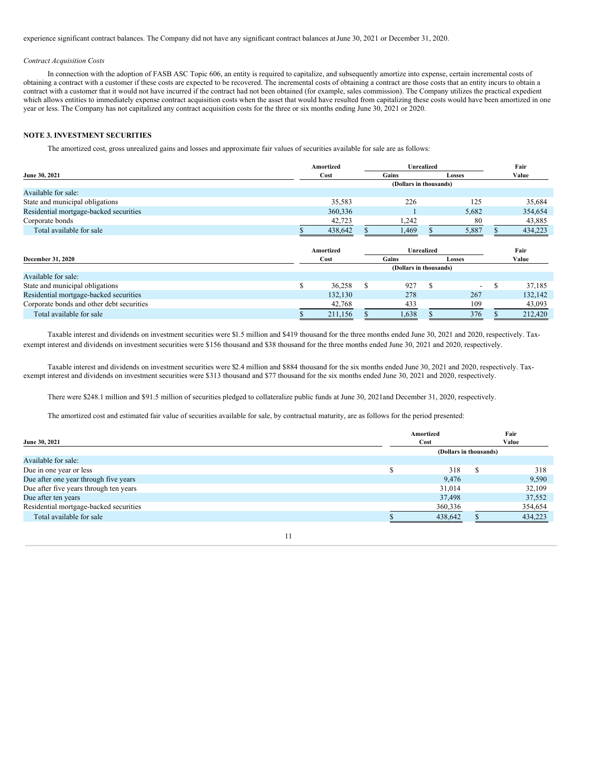experience significant contract balances. The Company did not have any significant contract balances at June 30, 2021 or December 31, 2020.

*Contract Acquisition Costs*

In connection with the adoption of FASB ASC Topic 606, an entity is required to capitalize, and subsequently amortize into expense, certain incremental costs of obtaining a contract with a customer if these costs are expected to be recovered. The incremental costs of obtaining a contract are those costs that an entity incurs to obtain a contract with a customer that it would not have incurred if the contract had not been obtained (for example, sales commission). The Company utilizes the practical expedient which allows entities to immediately expense contract acquisition costs when the asset that would have resulted from capitalizing these costs would have been amortized in one year or less. The Company has not capitalized any contract acquisition costs for the three or six months ending June 30, 2021 or 2020.

## NOTE 3. INVESTMENT SECURITIES

The amortized cost, gross unrealized gains and losses and approximate fair values of securities available for sale are as follows:

| June 30, 2021 | Amortized Cost | Unrealized Gains | Unrealized Losses | Fair Value |
|---|---|---|---|---|
| | (Dollars in thousands) | | | |
| Available for sale: | | | | |
| State and municipal obligations | 35,583 | 226 | 125 | 35,684 |
| Residential mortgage-backed securities | 360,336 | 1 | 5,682 | 354,654 |
| Corporate bonds | 42,723 | 1,242 | 80 | 43,885 |
| Total available for sale | $ 438,642 | $ 1,469 | $ 5,887 | $ 434,223 |

| December 31, 2020 | Amortized Cost | Unrealized Gains | Unrealized Losses | Fair Value |
|---|---|---|---|---|
| | (Dollars in thousands) | | | |
| Available for sale: | | | | |
| State and municipal obligations | $ 36,258 | $ 927 | $ - | $ 37,185 |
| Residential mortgage-backed securities | 132,130 | 278 | 267 | 132,142 |
| Corporate bonds and other debt securities | 42,768 | 433 | 109 | 43,093 |
| Total available for sale | $ 211,156 | $ 1,638 | $ 376 | $ 212,420 |

Taxable interest and dividends on investment securities were $1.5 million and $419 thousand for the three months ended June 30, 2021 and 2020, respectively. Tax-exempt interest and dividends on investment securities were $156 thousand and $38 thousand for the three months ended June 30, 2021 and 2020, respectively.

Taxable interest and dividends on investment securities were $2.4 million and $884 thousand for the six months ended June 30, 2021 and 2020, respectively. Tax-exempt interest and dividends on investment securities were $313 thousand and $77 thousand for the six months ended June 30, 2021 and 2020, respectively.

There were $248.1 million and $91.5 million of securities pledged to collateralize public funds at June 30, 2021and December 31, 2020, respectively.

The amortized cost and estimated fair value of securities available for sale, by contractual maturity, are as follows for the period presented:

| June 30, 2021 | Amortized Cost | Fair Value |
|---|---|---|
| | (Dollars in thousands) | |
| Available for sale: | | |
| Due in one year or less | $ 318 | $ 318 |
| Due after one year through five years | 9,476 | 9,590 |
| Due after five years through ten years | 31,014 | 32,109 |
| Due after ten years | 37,498 | 37,552 |
| Residential mortgage-backed securities | 360,336 | 354,654 |
| Total available for sale | $ 438,642 | $ 434,223 |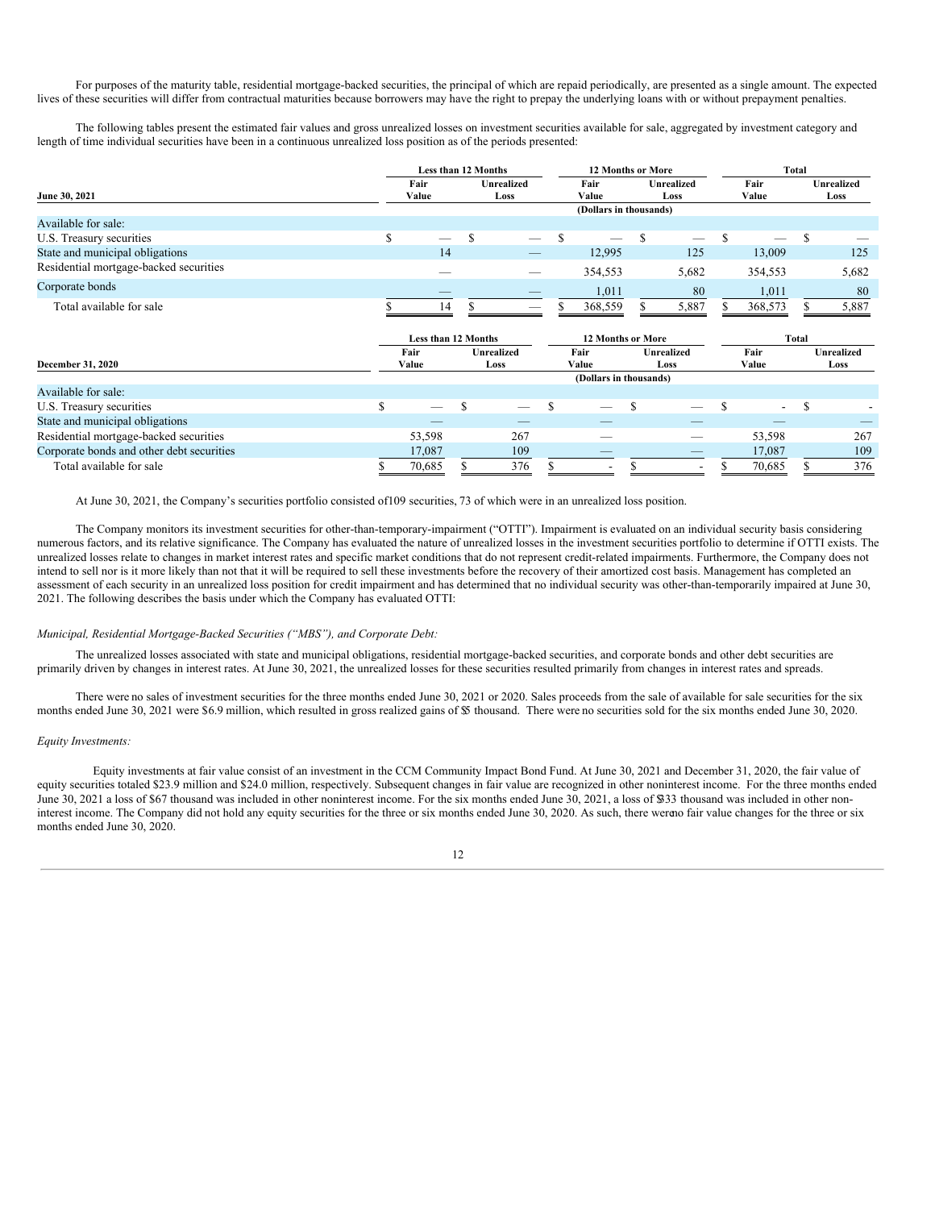For purposes of the maturity table, residential mortgage-backed securities, the principal of which are repaid periodically, are presented as a single amount. The expected lives of these securities will differ from contractual maturities because borrowers may have the right to prepay the underlying loans with or without prepayment penalties.

The following tables present the estimated fair values and gross unrealized losses on investment securities available for sale, aggregated by investment category and length of time individual securities have been in a continuous unrealized loss position as of the periods presented:

| June 30, 2021 | Less than 12 Months | | 12 Months or More | | Total | |
|---|---|---|---|---|---|---|
| | Fair Value | Unrealized Loss | Fair Value | Unrealized Loss | Fair Value | Unrealized Loss |
| | | | (Dollars in thousands) | | | |
| Available for sale: | | | | | | |
| U.S. Treasury securities | $ — | $ — | $ — | $ — | $ — | $ — |
| State and municipal obligations | 14 | — | 12,995 | 125 | 13,009 | 125 |
| Residential mortgage-backed securities | — | — | 354,553 | 5,682 | 354,553 | 5,682 |
| Corporate bonds | — | — | 1,011 | 80 | 1,011 | 80 |
| Total available for sale | $ 14 | $ — | $ 368,559 | $ 5,887 | $ 368,573 | $ 5,887 |

| December 31, 2020 | Less than 12 Months | | 12 Months or More | | Total | |
|---|---|---|---|---|---|---|
| | Fair Value | Unrealized Loss | Fair Value | Unrealized Loss | Fair Value | Unrealized Loss |
| | | | (Dollars in thousands) | | | |
| Available for sale: | | | | | | |
| U.S. Treasury securities | $ — | $ — | $ — | $ — | $ - | $ - |
| State and municipal obligations | — | — | — | — | — | — |
| Residential mortgage-backed securities | 53,598 | 267 | — | — | 53,598 | 267 |
| Corporate bonds and other debt securities | 17,087 | 109 | — | — | 17,087 | 109 |
| Total available for sale | $ 70,685 | $ 376 | $ - | $ - | $ 70,685 | $ 376 |

At June 30, 2021, the Company's securities portfolio consisted of109 securities, 73 of which were in an unrealized loss position.

The Company monitors its investment securities for other-than-temporary-impairment ("OTTI"). Impairment is evaluated on an individual security basis considering numerous factors, and its relative significance. The Company has evaluated the nature of unrealized losses in the investment securities portfolio to determine if OTTI exists. The unrealized losses relate to changes in market interest rates and specific market conditions that do not represent credit-related impairments. Furthermore, the Company does not intend to sell nor is it more likely than not that it will be required to sell these investments before the recovery of their amortized cost basis. Management has completed an assessment of each security in an unrealized loss position for credit impairment and has determined that no individual security was other-than-temporarily impaired at June 30, 2021. The following describes the basis under which the Company has evaluated OTTI:

*Municipal, Residential Mortgage-Backed Securities ("MBS"), and Corporate Debt:*

The unrealized losses associated with state and municipal obligations, residential mortgage-backed securities, and corporate bonds and other debt securities are primarily driven by changes in interest rates. At June 30, 2021, the unrealized losses for these securities resulted primarily from changes in interest rates and spreads.

There were no sales of investment securities for the three months ended June 30, 2021 or 2020. Sales proceeds from the sale of available for sale securities for the six months ended June 30, 2021 were $6.9 million, which resulted in gross realized gains of $5 thousand. There were no securities sold for the six months ended June 30, 2020.

*Equity Investments:*

Equity investments at fair value consist of an investment in the CCM Community Impact Bond Fund. At June 30, 2021 and December 31, 2020, the fair value of equity securities totaled $23.9 million and $24.0 million, respectively. Subsequent changes in fair value are recognized in other noninterest income. For the three months ended June 30, 2021 a loss of $67 thousand was included in other noninterest income. For the six months ended June 30, 2021, a loss of $133 thousand was included in other non-interest income. The Company did not hold any equity securities for the three or six months ended June 30, 2020. As such, there were no fair value changes for the three or six months ended June 30, 2020.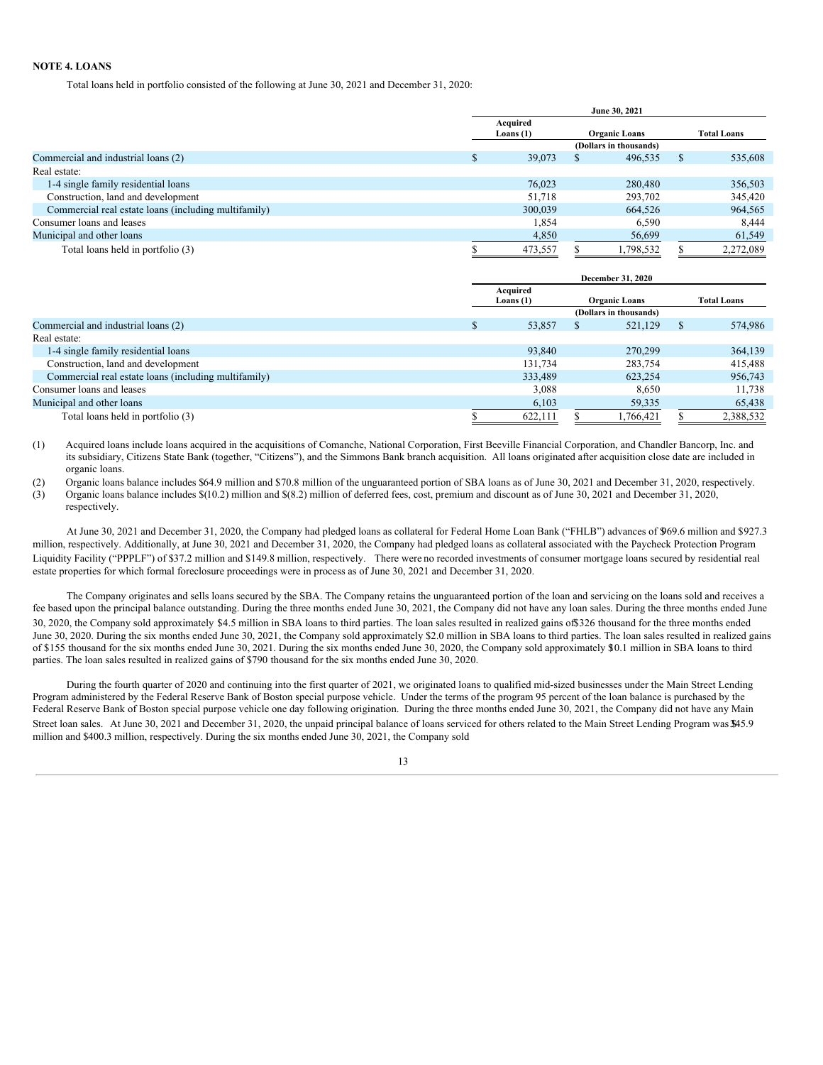**NOTE 4. LOANS**

Total loans held in portfolio consisted of the following at June 30, 2021 and December 31, 2020:

| | June 30, 2021 | | |
|---|---|---|---|
| | Acquired Loans (1) | Organic Loans | Total Loans |
| | (Dollars in thousands) | | |
| Commercial and industrial loans (2) | $ 39,073 | $ 496,535 | $ 535,608 |
| Real estate: | | | |
| 1-4 single family residential loans | 76,023 | 280,480 | 356,503 |
| Construction, land and development | 51,718 | 293,702 | 345,420 |
| Commercial real estate loans (including multifamily) | 300,039 | 664,526 | 964,565 |
| Consumer loans and leases | 1,854 | 6,590 | 8,444 |
| Municipal and other loans | 4,850 | 56,699 | 61,549 |
| Total loans held in portfolio (3) | $ 473,557 | $ 1,798,532 | $ 2,272,089 |

| | December 31, 2020 | | |
|---|---|---|---|
| | Acquired Loans (1) | Organic Loans | Total Loans |
| | (Dollars in thousands) | | |
| Commercial and industrial loans (2) | $ 53,857 | $ 521,129 | $ 574,986 |
| Real estate: | | | |
| 1-4 single family residential loans | 93,840 | 270,299 | 364,139 |
| Construction, land and development | 131,734 | 283,754 | 415,488 |
| Commercial real estate loans (including multifamily) | 333,489 | 623,254 | 956,743 |
| Consumer loans and leases | 3,088 | 8,650 | 11,738 |
| Municipal and other loans | 6,103 | 59,335 | 65,438 |
| Total loans held in portfolio (3) | $ 622,111 | $ 1,766,421 | $ 2,388,532 |

(1) Acquired loans include loans acquired in the acquisitions of Comanche, National Corporation, First Beeville Financial Corporation, and Chandler Bancorp, Inc. and its subsidiary, Citizens State Bank (together, "Citizens"), and the Simmons Bank branch acquisition. All loans originated after acquisition close date are included in organic loans.

(2) Organic loans balance includes $64.9 million and $70.8 million of the unguaranteed portion of SBA loans as of June 30, 2021 and December 31, 2020, respectively.

(3) Organic loans balance includes $(10.2) million and $(8.2) million of deferred fees, cost, premium and discount as of June 30, 2021 and December 31, 2020, respectively.

At June 30, 2021 and December 31, 2020, the Company had pledged loans as collateral for Federal Home Loan Bank ("FHLB") advances of $969.6 million and $927.3 million, respectively. Additionally, at June 30, 2021 and December 31, 2020, the Company had pledged loans as collateral associated with the Paycheck Protection Program Liquidity Facility ("PPPLF") of $37.2 million and $149.8 million, respectively. There were no recorded investments of consumer mortgage loans secured by residential real estate properties for which formal foreclosure proceedings were in process as of June 30, 2021 and December 31, 2020.

The Company originates and sells loans secured by the SBA. The Company retains the unguaranteed portion of the loan and servicing on the loans sold and receives a fee based upon the principal balance outstanding. During the three months ended June 30, 2021, the Company did not have any loan sales. During the three months ended June 30, 2020, the Company sold approximately $4.5 million in SBA loans to third parties. The loan sales resulted in realized gains of $326 thousand for the three months ended June 30, 2020. During the six months ended June 30, 2021, the Company sold approximately $2.0 million in SBA loans to third parties. The loan sales resulted in realized gains of $155 thousand for the six months ended June 30, 2021. During the six months ended June 30, 2020, the Company sold approximately $10.1 million in SBA loans to third parties. The loan sales resulted in realized gains of $790 thousand for the six months ended June 30, 2020.

During the fourth quarter of 2020 and continuing into the first quarter of 2021, we originated loans to qualified mid-sized businesses under the Main Street Lending Program administered by the Federal Reserve Bank of Boston special purpose vehicle. Under the terms of the program 95 percent of the loan balance is purchased by the Federal Reserve Bank of Boston special purpose vehicle one day following origination. During the three months ended June 30, 2021, the Company did not have any Main Street loan sales. At June 30, 2021 and December 31, 2020, the unpaid principal balance of loans serviced for others related to the Main Street Lending Program was $545.9 million and $400.3 million, respectively. During the six months ended June 30, 2021, the Company sold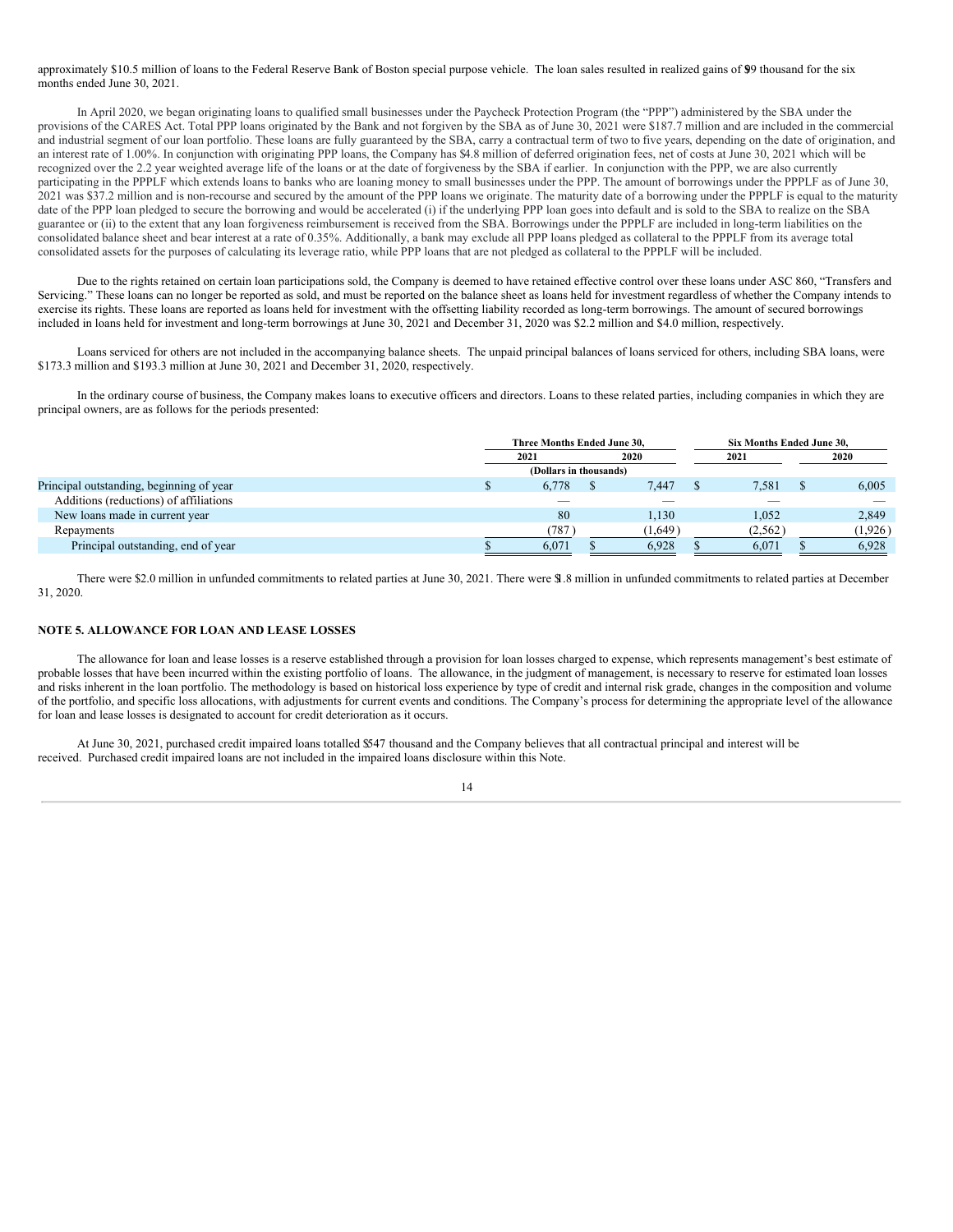approximately $10.5 million of loans to the Federal Reserve Bank of Boston special purpose vehicle. The loan sales resulted in realized gains of $99 thousand for the six months ended June 30, 2021.

In April 2020, we began originating loans to qualified small businesses under the Paycheck Protection Program (the "PPP") administered by the SBA under the provisions of the CARES Act. Total PPP loans originated by the Bank and not forgiven by the SBA as of June 30, 2021 were $187.7 million and are included in the commercial and industrial segment of our loan portfolio. These loans are fully guaranteed by the SBA, carry a contractual term of two to five years, depending on the date of origination, and an interest rate of 1.00%. In conjunction with originating PPP loans, the Company has $4.8 million of deferred origination fees, net of costs at June 30, 2021 which will be recognized over the 2.2 year weighted average life of the loans or at the date of forgiveness by the SBA if earlier. In conjunction with the PPP, we are also currently participating in the PPPLF which extends loans to banks who are loaning money to small businesses under the PPP. The amount of borrowings under the PPPLF as of June 30, 2021 was $37.2 million and is non-recourse and secured by the amount of the PPP loans we originate. The maturity date of a borrowing under the PPPLF is equal to the maturity date of the PPP loan pledged to secure the borrowing and would be accelerated (i) if the underlying PPP loan goes into default and is sold to the SBA to realize on the SBA guarantee or (ii) to the extent that any loan forgiveness reimbursement is received from the SBA. Borrowings under the PPPLF are included in long-term liabilities on the consolidated balance sheet and bear interest at a rate of 0.35%. Additionally, a bank may exclude all PPP loans pledged as collateral to the PPPLF from its average total consolidated assets for the purposes of calculating its leverage ratio, while PPP loans that are not pledged as collateral to the PPPLF will be included.

Due to the rights retained on certain loan participations sold, the Company is deemed to have retained effective control over these loans under ASC 860, "Transfers and Servicing." These loans can no longer be reported as sold, and must be reported on the balance sheet as loans held for investment regardless of whether the Company intends to exercise its rights. These loans are reported as loans held for investment with the offsetting liability recorded as long-term borrowings. The amount of secured borrowings included in loans held for investment and long-term borrowings at June 30, 2021 and December 31, 2020 was $2.2 million and $4.0 million, respectively.

Loans serviced for others are not included in the accompanying balance sheets. The unpaid principal balances of loans serviced for others, including SBA loans, were $173.3 million and $193.3 million at June 30, 2021 and December 31, 2020, respectively.

In the ordinary course of business, the Company makes loans to executive officers and directors. Loans to these related parties, including companies in which they are principal owners, are as follows for the periods presented:

| | Three Months Ended June 30, | | Six Months Ended June 30, | |
|---|---|---|---|---|
| | 2021 | 2020 | 2021 | 2020 |
| | (Dollars in thousands) | | | |
| Principal outstanding, beginning of year | $ 6,778 | $ 7,447 | $ 7,581 | $ 6,005 |
| Additions (reductions) of affiliations | — | — | — | — |
| New loans made in current year | 80 | 1,130 | 1,052 | 2,849 |
| Repayments | (787) | (1,649) | (2,562) | (1,926) |
| Principal outstanding, end of year | $ 6,071 | $ 6,928 | $ 6,071 | $ 6,928 |

There were $2.0 million in unfunded commitments to related parties at June 30, 2021. There were $1.8 million in unfunded commitments to related parties at December 31, 2020.

## NOTE 5. ALLOWANCE FOR LOAN AND LEASE LOSSES

The allowance for loan and lease losses is a reserve established through a provision for loan losses charged to expense, which represents management's best estimate of probable losses that have been incurred within the existing portfolio of loans. The allowance, in the judgment of management, is necessary to reserve for estimated loan losses and risks inherent in the loan portfolio. The methodology is based on historical loss experience by type of credit and internal risk grade, changes in the composition and volume of the portfolio, and specific loss allocations, with adjustments for current events and conditions. The Company's process for determining the appropriate level of the allowance for loan and lease losses is designated to account for credit deterioration as it occurs.

At June 30, 2021, purchased credit impaired loans totalled $547 thousand and the Company believes that all contractual principal and interest will be received. Purchased credit impaired loans are not included in the impaired loans disclosure within this Note.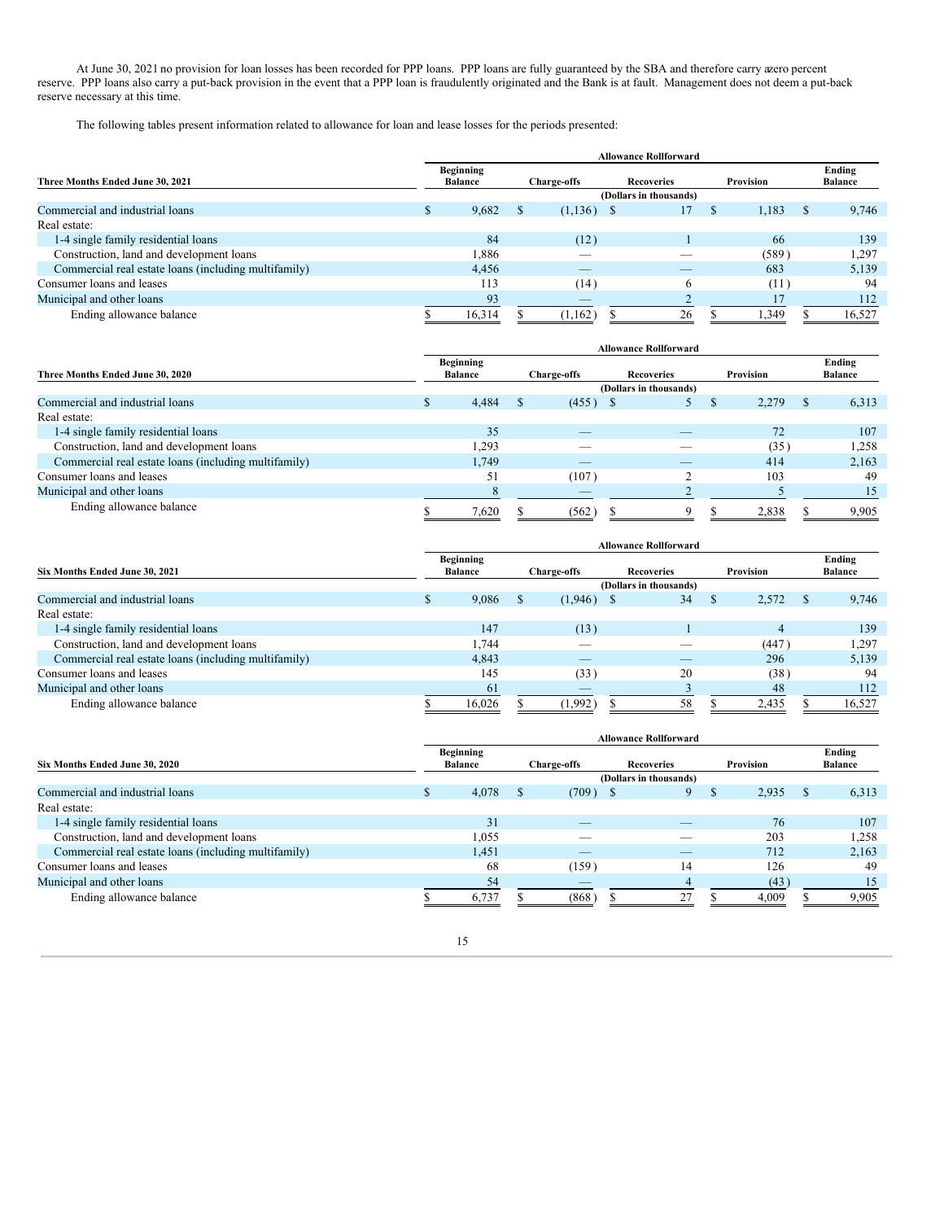At June 30, 2021 no provision for loan losses has been recorded for PPP loans. PPP loans are fully guaranteed by the SBA and therefore carry a zero percent reserve. PPP loans also carry a put-back provision in the event that a PPP loan is fraudulently originated and the Bank is at fault. Management does not deem a put-back reserve necessary at this time.

The following tables present information related to allowance for loan and lease losses for the periods presented:

| Three Months Ended June 30, 2021 | Allowance Rollforward | | | | |
|---|---|---|---|---|---|
| | Beginning Balance | Charge-offs | Recoveries | Provision | Ending Balance |
| | (Dollars in thousands) | | | | |
| Commercial and industrial loans | $ 9,682 | $ (1,136) | $ 17 | $ 1,183 | $ 9,746 |
| Real estate: | | | | | |
| 1-4 single family residential loans | 84 | (12) | 1 | 66 | 139 |
| Construction, land and development loans | 1,886 | — | — | (589) | 1,297 |
| Commercial real estate loans (including multifamily) | 4,456 | — | — | 683 | 5,139 |
| Consumer loans and leases | 113 | (14) | 6 | (11) | 94 |
| Municipal and other loans | 93 | — | 2 | 17 | 112 |
| Ending allowance balance | $ 16,314 | $ (1,162) | $ 26 | $ 1,349 | $ 16,527 |

| Three Months Ended June 30, 2020 | Allowance Rollforward | | | | |
|---|---|---|---|---|---|
| | Beginning Balance | Charge-offs | Recoveries | Provision | Ending Balance |
| | (Dollars in thousands) | | | | |
| Commercial and industrial loans | $ 4,484 | $ (455) | $ 5 | $ 2,279 | $ 6,313 |
| Real estate: | | | | | |
| 1-4 single family residential loans | 35 | — | — | 72 | 107 |
| Construction, land and development loans | 1,293 | — | — | (35) | 1,258 |
| Commercial real estate loans (including multifamily) | 1,749 | — | — | 414 | 2,163 |
| Consumer loans and leases | 51 | (107) | 2 | 103 | 49 |
| Municipal and other loans | 8 | — | 2 | 5 | 15 |
| Ending allowance balance | $ 7,620 | $ (562) | $ 9 | $ 2,838 | $ 9,905 |

| Six Months Ended June 30, 2021 | Allowance Rollforward | | | | |
|---|---|---|---|---|---|
| | Beginning Balance | Charge-offs | Recoveries | Provision | Ending Balance |
| | (Dollars in thousands) | | | | |
| Commercial and industrial loans | $ 9,086 | $ (1,946) | $ 34 | $ 2,572 | $ 9,746 |
| Real estate: | | | | | |
| 1-4 single family residential loans | 147 | (13) | 1 | 4 | 139 |
| Construction, land and development loans | 1,744 | — | — | (447) | 1,297 |
| Commercial real estate loans (including multifamily) | 4,843 | — | — | 296 | 5,139 |
| Consumer loans and leases | 145 | (33) | 20 | (38) | 94 |
| Municipal and other loans | 61 | — | 3 | 48 | 112 |
| Ending allowance balance | $ 16,026 | $ (1,992) | $ 58 | $ 2,435 | $ 16,527 |

| Six Months Ended June 30, 2020 | Allowance Rollforward | | | | |
|---|---|---|---|---|---|
| | Beginning Balance | Charge-offs | Recoveries | Provision | Ending Balance |
| | (Dollars in thousands) | | | | |
| Commercial and industrial loans | $ 4,078 | $ (709) | $ 9 | $ 2,935 | $ 6,313 |
| Real estate: | | | | | |
| 1-4 single family residential loans | 31 | — | — | 76 | 107 |
| Construction, land and development loans | 1,055 | — | — | 203 | 1,258 |
| Commercial real estate loans (including multifamily) | 1,451 | — | — | 712 | 2,163 |
| Consumer loans and leases | 68 | (159) | 14 | 126 | 49 |
| Municipal and other loans | 54 | — | 4 | (43) | 15 |
| Ending allowance balance | $ 6,737 | $ (868) | $ 27 | $ 4,009 | $ 9,905 |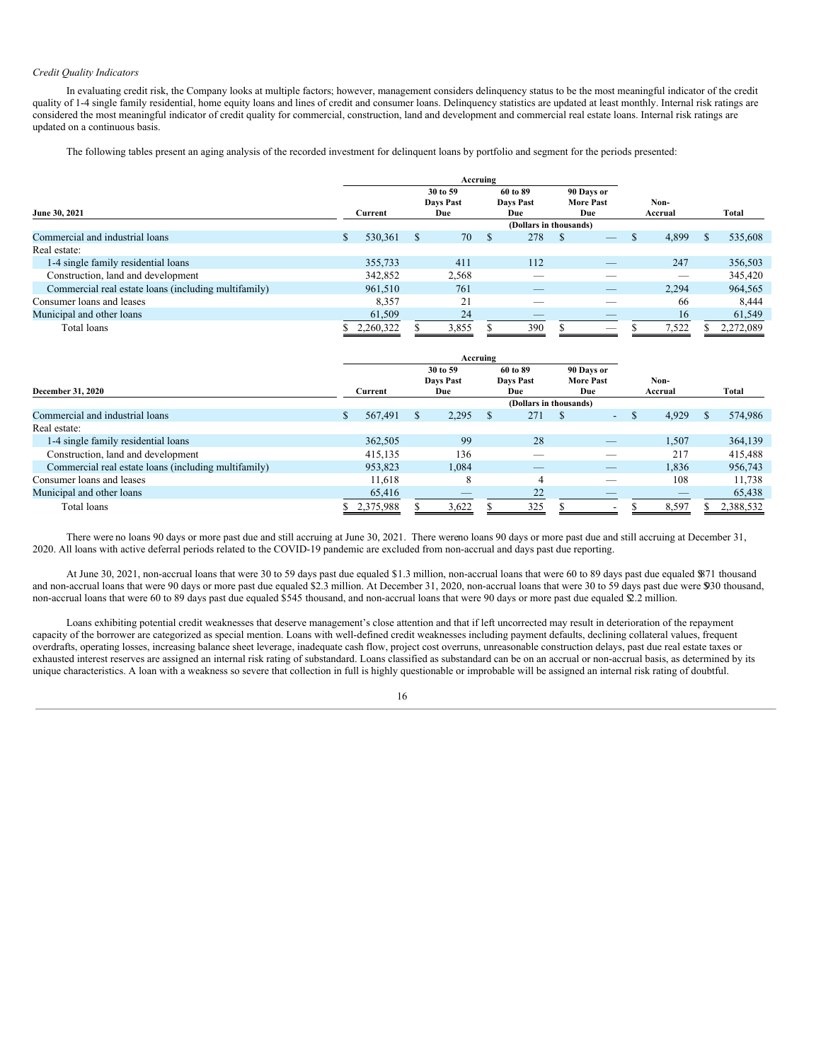*Credit Quality Indicators*

In evaluating credit risk, the Company looks at multiple factors; however, management considers delinquency status to be the most meaningful indicator of the credit quality of 1-4 single family residential, home equity loans and lines of credit and consumer loans. Delinquency statistics are updated at least monthly. Internal risk ratings are considered the most meaningful indicator of credit quality for commercial, construction, land and development and commercial real estate loans. Internal risk ratings are updated on a continuous basis.

The following tables present an aging analysis of the recorded investment for delinquent loans by portfolio and segment for the periods presented:

| | | Accruing | | | | |
|---|---|---|---|---|---|---|
| **June 30, 2021** | **Current** | **30 to 59 Days Past Due** | **60 to 89 Days Past Due** | **90 Days or More Past Due** | **Non-Accrual** | **Total** |
| | | | (Dollars in thousands) | | | |
| Commercial and industrial loans | $ 530,361 | $ 70 | $ 278 | $ — | $ 4,899 | $ 535,608 |
| Real estate: | | | | | | |
| 1-4 single family residential loans | 355,733 | 411 | 112 | — | 247 | 356,503 |
| Construction, land and development | 342,852 | 2,568 | — | — | — | 345,420 |
| Commercial real estate loans (including multifamily) | 961,510 | 761 | — | — | 2,294 | 964,565 |
| Consumer loans and leases | 8,357 | 21 | — | — | 66 | 8,444 |
| Municipal and other loans | 61,509 | 24 | — | — | 16 | 61,549 |
| Total loans | $ 2,260,322 | $ 3,855 | $ 390 | $ — | $ 7,522 | $ 2,272,089 |

| | | Accruing | | | | |
|---|---|---|---|---|---|---|
| **December 31, 2020** | **Current** | **30 to 59 Days Past Due** | **60 to 89 Days Past Due** | **90 Days or More Past Due** | **Non-Accrual** | **Total** |
| | | | (Dollars in thousands) | | | |
| Commercial and industrial loans | $ 567,491 | $ 2,295 | $ 271 | $ - | $ 4,929 | $ 574,986 |
| Real estate: | | | | | | |
| 1-4 single family residential loans | 362,505 | 99 | 28 | — | 1,507 | 364,139 |
| Construction, land and development | 415,135 | 136 | — | — | 217 | 415,488 |
| Commercial real estate loans (including multifamily) | 953,823 | 1,084 | — | — | 1,836 | 956,743 |
| Consumer loans and leases | 11,618 | 8 | 4 | — | 108 | 11,738 |
| Municipal and other loans | 65,416 | — | 22 | — | — | 65,438 |
| Total loans | $ 2,375,988 | $ 3,622 | $ 325 | $ - | $ 8,597 | $ 2,388,532 |

There were no loans 90 days or more past due and still accruing at June 30, 2021. There were no loans 90 days or more past due and still accruing at December 31, 2020. All loans with active deferral periods related to the COVID-19 pandemic are excluded from non-accrual and days past due reporting.

At June 30, 2021, non-accrual loans that were 30 to 59 days past due equaled $1.3 million, non-accrual loans that were 60 to 89 days past due equaled $871 thousand and non-accrual loans that were 90 days or more past due equaled $2.3 million. At December 31, 2020, non-accrual loans that were 30 to 59 days past due were $930 thousand, non-accrual loans that were 60 to 89 days past due equaled $545 thousand, and non-accrual loans that were 90 days or more past due equaled $2.2 million.

Loans exhibiting potential credit weaknesses that deserve management's close attention and that if left uncorrected may result in deterioration of the repayment capacity of the borrower are categorized as special mention. Loans with well-defined credit weaknesses including payment defaults, declining collateral values, frequent overdrafts, operating losses, increasing balance sheet leverage, inadequate cash flow, project cost overruns, unreasonable construction delays, past due real estate taxes or exhausted interest reserves are assigned an internal risk rating of substandard. Loans classified as substandard can be on an accrual or non-accrual basis, as determined by its unique characteristics. A loan with a weakness so severe that collection in full is highly questionable or improbable will be assigned an internal risk rating of doubtful.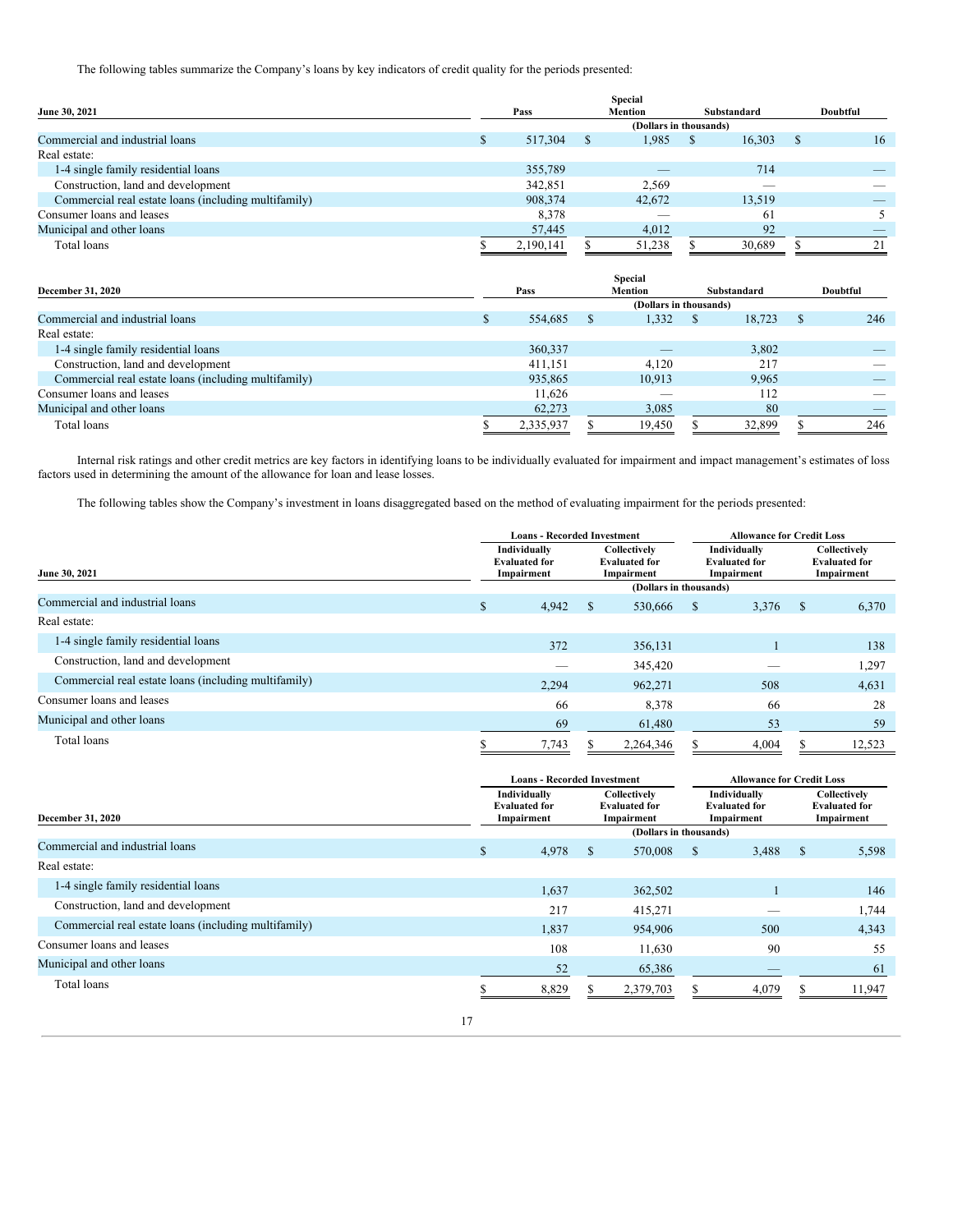The following tables summarize the Company's loans by key indicators of credit quality for the periods presented:

| June 30, 2021 | Pass | Special Mention | Substandard | Doubtful |
|---|---|---|---|---|
| | (Dollars in thousands) | | | |
| Commercial and industrial loans | $ 517,304 | $ 1,985 | $ 16,303 | $ 16 |
| Real estate: | | | | |
| 1-4 single family residential loans | 355,789 | — | 714 | — |
| Construction, land and development | 342,851 | 2,569 | — | — |
| Commercial real estate loans (including multifamily) | 908,374 | 42,672 | 13,519 | — |
| Consumer loans and leases | 8,378 | — | 61 | 5 |
| Municipal and other loans | 57,445 | 4,012 | 92 | — |
| Total loans | $ 2,190,141 | $ 51,238 | $ 30,689 | $ 21 |

| December 31, 2020 | Pass | Special Mention | Substandard | Doubtful |
|---|---|---|---|---|
| | (Dollars in thousands) | | | |
| Commercial and industrial loans | $ 554,685 | $ 1,332 | $ 18,723 | $ 246 |
| Real estate: | | | | |
| 1-4 single family residential loans | 360,337 | — | 3,802 | — |
| Construction, land and development | 411,151 | 4,120 | 217 | — |
| Commercial real estate loans (including multifamily) | 935,865 | 10,913 | 9,965 | — |
| Consumer loans and leases | 11,626 | — | 112 | — |
| Municipal and other loans | 62,273 | 3,085 | 80 | — |
| Total loans | $ 2,335,937 | $ 19,450 | $ 32,899 | $ 246 |

Internal risk ratings and other credit metrics are key factors in identifying loans to be individually evaluated for impairment and impact management's estimates of loss factors used in determining the amount of the allowance for loan and lease losses.

The following tables show the Company's investment in loans disaggregated based on the method of evaluating impairment for the periods presented:

| | Loans - Recorded Investment | | Allowance for Credit Loss | |
|---|---|---|---|---|
| June 30, 2021 | Individually Evaluated for Impairment | Collectively Evaluated for Impairment | Individually Evaluated for Impairment | Collectively Evaluated for Impairment |
| | (Dollars in thousands) | | | |
| Commercial and industrial loans | $ 4,942 | $ 530,666 | $ 3,376 | $ 6,370 |
| Real estate: | | | | |
| 1-4 single family residential loans | 372 | 356,131 | 1 | 138 |
| Construction, land and development | — | 345,420 | — | 1,297 |
| Commercial real estate loans (including multifamily) | 2,294 | 962,271 | 508 | 4,631 |
| Consumer loans and leases | 66 | 8,378 | 66 | 28 |
| Municipal and other loans | 69 | 61,480 | 53 | 59 |
| Total loans | $ 7,743 | $ 2,264,346 | $ 4,004 | $ 12,523 |

| | Loans - Recorded Investment | | Allowance for Credit Loss | |
|---|---|---|---|---|
| December 31, 2020 | Individually Evaluated for Impairment | Collectively Evaluated for Impairment | Individually Evaluated for Impairment | Collectively Evaluated for Impairment |
| | (Dollars in thousands) | | | |
| Commercial and industrial loans | $ 4,978 | $ 570,008 | $ 3,488 | $ 5,598 |
| Real estate: | | | | |
| 1-4 single family residential loans | 1,637 | 362,502 | 1 | 146 |
| Construction, land and development | 217 | 415,271 | — | 1,744 |
| Commercial real estate loans (including multifamily) | 1,837 | 954,906 | 500 | 4,343 |
| Consumer loans and leases | 108 | 11,630 | 90 | 55 |
| Municipal and other loans | 52 | 65,386 | — | 61 |
| Total loans | $ 8,829 | $ 2,379,703 | $ 4,079 | $ 11,947 |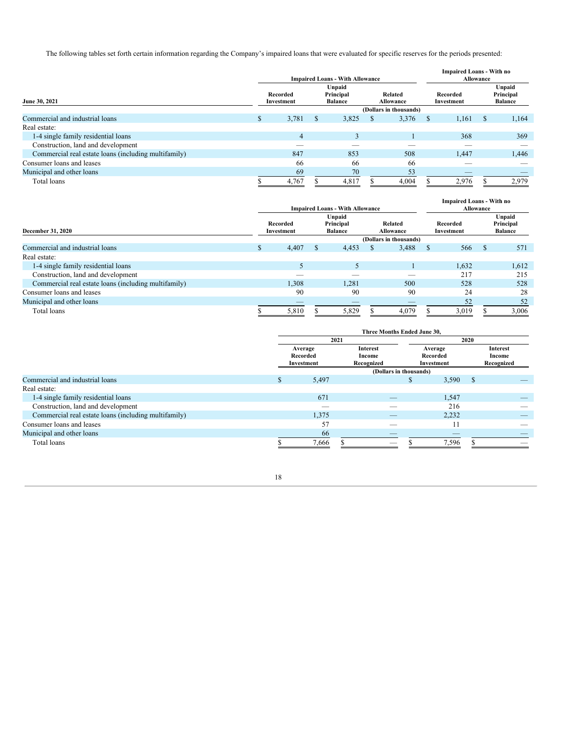The following tables set forth certain information regarding the Company's impaired loans that were evaluated for specific reserves for the periods presented:

| June 30, 2021 | Impaired Loans - With Allowance | | | Impaired Loans - With no Allowance | |
|---|---|---|---|---|---|
| | Recorded Investment | Unpaid Principal Balance | Related Allowance | Recorded Investment | Unpaid Principal Balance |
| | (Dollars in thousands) | | | | |
| Commercial and industrial loans | $ 3,781 | $ 3,825 | $ 3,376 | $ 1,161 | $ 1,164 |
| Real estate: | | | | | |
| 1-4 single family residential loans | 4 | 3 | 1 | 368 | 369 |
| Construction, land and development | — | — | — | — | — |
| Commercial real estate loans (including multifamily) | 847 | 853 | 508 | 1,447 | 1,446 |
| Consumer loans and leases | 66 | 66 | 66 | — | — |
| Municipal and other loans | 69 | 70 | 53 | — | — |
| Total loans | $ 4,767 | $ 4,817 | $ 4,004 | $ 2,976 | $ 2,979 |

| December 31, 2020 | Impaired Loans - With Allowance | | | Impaired Loans - With no Allowance | |
|---|---|---|---|---|---|
| | Recorded Investment | Unpaid Principal Balance | Related Allowance | Recorded Investment | Unpaid Principal Balance |
| | (Dollars in thousands) | | | | |
| Commercial and industrial loans | $ 4,407 | $ 4,453 | $ 3,488 | $ 566 | $ 571 |
| Real estate: | | | | | |
| 1-4 single family residential loans | 5 | 5 | 1 | 1,632 | 1,612 |
| Construction, land and development | — | — | — | 217 | 215 |
| Commercial real estate loans (including multifamily) | 1,308 | 1,281 | 500 | 528 | 528 |
| Consumer loans and leases | 90 | 90 | 90 | 24 | 28 |
| Municipal and other loans | — | — | — | 52 | 52 |
| Total loans | $ 5,810 | $ 5,829 | $ 4,079 | $ 3,019 | $ 3,006 |

| | Three Months Ended June 30, | | | |
|---|---|---|---|---|
| | 2021 | | 2020 | |
| | Average Recorded Investment | Interest Income Recognized | Average Recorded Investment | Interest Income Recognized |
| | (Dollars in thousands) | | | |
| Commercial and industrial loans | $ 5,497 | | $ 3,590 | $ — |
| Real estate: | | | | |
| 1-4 single family residential loans | 671 | — | 1,547 | — |
| Construction, land and development | — | — | 216 | — |
| Commercial real estate loans (including multifamily) | 1,375 | — | 2,232 | — |
| Consumer loans and leases | 57 | — | 11 | — |
| Municipal and other loans | 66 | — | — | — |
| Total loans | $ 7,666 | $ — | $ 7,596 | $ — |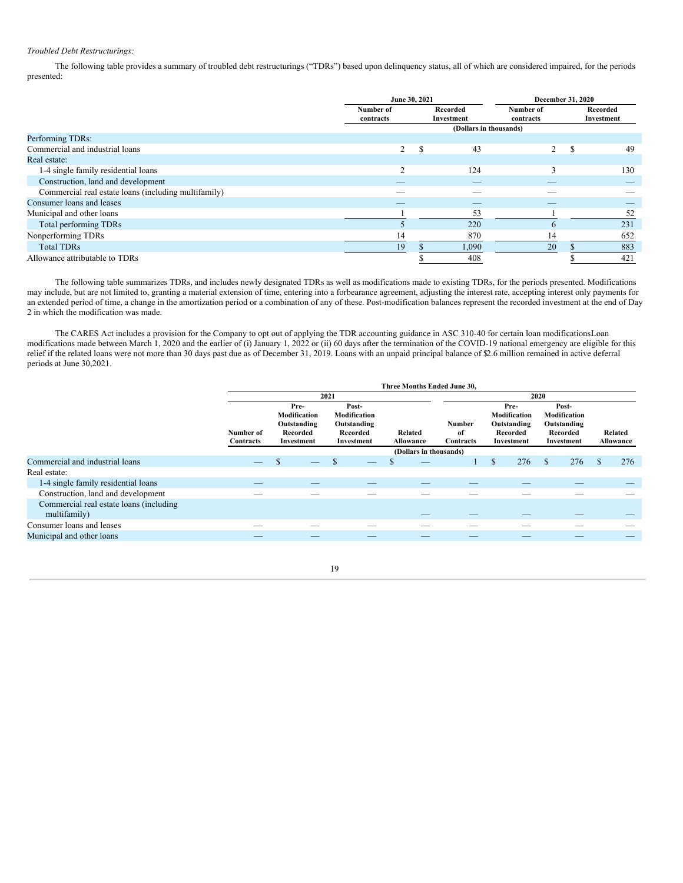*Troubled Debt Restructurings:*

The following table provides a summary of troubled debt restructurings ("TDRs") based upon delinquency status, all of which are considered impaired, for the periods presented:

| | June 30, 2021 | | December 31, 2020 | |
|---|---|---|---|---|
| | Number of contracts | Recorded Investment | Number of contracts | Recorded Investment |
| | (Dollars in thousands) | | | |
| Performing TDRs: | | | | |
| Commercial and industrial loans | 2 | $ 43 | 2 | $ 49 |
| Real estate: | | | | |
| 1-4 single family residential loans | 2 | 124 | 3 | 130 |
| Construction, land and development | — | — | — | — |
| Commercial real estate loans (including multifamily) | — | — | — | — |
| Consumer loans and leases | — | — | — | — |
| Municipal and other loans | 1 | 53 | 1 | 52 |
| Total performing TDRs | 5 | 220 | 6 | 231 |
| Nonperforming TDRs | 14 | 870 | 14 | 652 |
| Total TDRs | 19 | $ 1,090 | 20 | $ 883 |
| Allowance attributable to TDRs | | $ 408 | | $ 421 |

The following table summarizes TDRs, and includes newly designated TDRs as well as modifications made to existing TDRs, for the periods presented. Modifications may include, but are not limited to, granting a material extension of time, entering into a forbearance agreement, adjusting the interest rate, accepting interest only payments for an extended period of time, a change in the amortization period or a combination of any of these. Post-modification balances represent the recorded investment at the end of Day 2 in which the modification was made.

The CARES Act includes a provision for the Company to opt out of applying the TDR accounting guidance in ASC 310-40 for certain loan modificationsLoan modifications made between March 1, 2020 and the earlier of (i) January 1, 2022 or (ii) 60 days after the termination of the COVID-19 national emergency are eligible for this relief if the related loans were not more than 30 days past due as of December 31, 2019. Loans with an unpaid principal balance of $2.6 million remained in active deferral periods at June 30,2021.

| | Three Months Ended June 30, | | | | | | | |
|---|---|---|---|---|---|---|---|---|
| | 2021 | | | | 2020 | | | |
| | Number of Contracts | Pre-Modification Outstanding Recorded Investment | Post-Modification Outstanding Recorded Investment | Related Allowance | Number of Contracts | Pre-Modification Outstanding Recorded Investment | Post-Modification Outstanding Recorded Investment | Related Allowance |
| | (Dollars in thousands) | | | | | | | |
| Commercial and industrial loans | — | $ — | $ — | $ — | 1 | $ 276 | $ 276 | $ 276 |
| Real estate: | | | | | | | | |
| 1-4 single family residential loans | — | — | — | — | — | — | — | — |
| Construction, land and development | — | — | — | — | — | — | — | — |
| Commercial real estate loans (including multifamily) | | | | — | — | — | — | — |
| Consumer loans and leases | — | — | — | — | — | — | — | — |
| Municipal and other loans | — | — | — | — | — | — | — | — |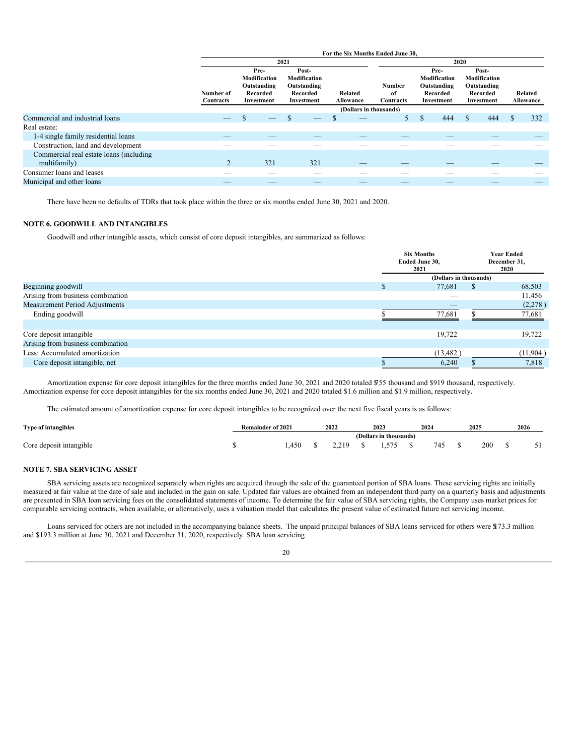| | For the Six Months Ended June 30, | | | | | | | |
|---|---|---|---|---|---|---|---|---|
| | 2021 | | | | 2020 | | | |
| | Number of Contracts | Pre-Modification Outstanding Recorded Investment | Post-Modification Outstanding Recorded Investment | Related Allowance | Number of Contracts | Pre-Modification Outstanding Recorded Investment | Post-Modification Outstanding Recorded Investment | Related Allowance |
| | (Dollars in thousands) | | | | | | | |
| Commercial and industrial loans | — | $ — | $ — | $ — | 5 | $ 444 | $ 444 | $ 332 |
| Real estate: | | | | | | | | |
| 1-4 single family residential loans | — | — | — | — | — | — | — | — |
| Construction, land and development | — | — | — | — | — | — | — | — |
| Commercial real estate loans (including multifamily) | 2 | 321 | 321 | — | — | — | — | — |
| Consumer loans and leases | — | — | — | — | — | — | — | — |
| Municipal and other loans | — | — | — | — | — | — | — | — |

There have been no defaults of TDRs that took place within the three or six months ended June 30, 2021 and 2020.

## NOTE 6. GOODWILL AND INTANGIBLES

Goodwill and other intangible assets, which consist of core deposit intangibles, are summarized as follows:

| | Six Months Ended June 30, 2021 | Year Ended December 31, 2020 |
|---|---|---|
| | (Dollars in thousands) | |
| Beginning goodwill | $ 77,681 | $ 68,503 |
| Arising from business combination | — | 11,456 |
| Measurement Period Adjustments | — | (2,278 ) |
| Ending goodwill | $ 77,681 | $ 77,681 |
| | | |
| Core deposit intangible | 19,722 | 19,722 |
| Arising from business combination | — | — |
| Less: Accumulated amortization | (13,482 ) | (11,904 ) |
| Core deposit intangible, net | $ 6,240 | $ 7,818 |

Amortization expense for core deposit intangibles for the three months ended June 30, 2021 and 2020 totaled $755 thousand and $919 thousand, respectively. Amortization expense for core deposit intangibles for the six months ended June 30, 2021 and 2020 totaled $1.6 million and $1.9 million, respectively.

The estimated amount of amortization expense for core deposit intangibles to be recognized over the next five fiscal years is as follows:

| Type of intangibles | Remainder of 2021 | 2022 | 2023 | 2024 | 2025 | 2026 |
|---|---|---|---|---|---|---|
| | (Dollars in thousands) | | | | | |
| Core deposit intangible | $ 1,450 | $ 2,219 | $ 1,575 | $ 745 | $ 200 | $ 51 |

## NOTE 7. SBA SERVICING ASSET

SBA servicing assets are recognized separately when rights are acquired through the sale of the guaranteed portion of SBA loans. These servicing rights are initially measured at fair value at the date of sale and included in the gain on sale. Updated fair values are obtained from an independent third party on a quarterly basis and adjustments are presented in SBA loan servicing fees on the consolidated statements of income. To determine the fair value of SBA servicing rights, the Company uses market prices for comparable servicing contracts, when available, or alternatively, uses a valuation model that calculates the present value of estimated future net servicing income.

Loans serviced for others are not included in the accompanying balance sheets. The unpaid principal balances of SBA loans serviced for others were $173.3 million and $193.3 million at June 30, 2021 and December 31, 2020, respectively. SBA loan servicing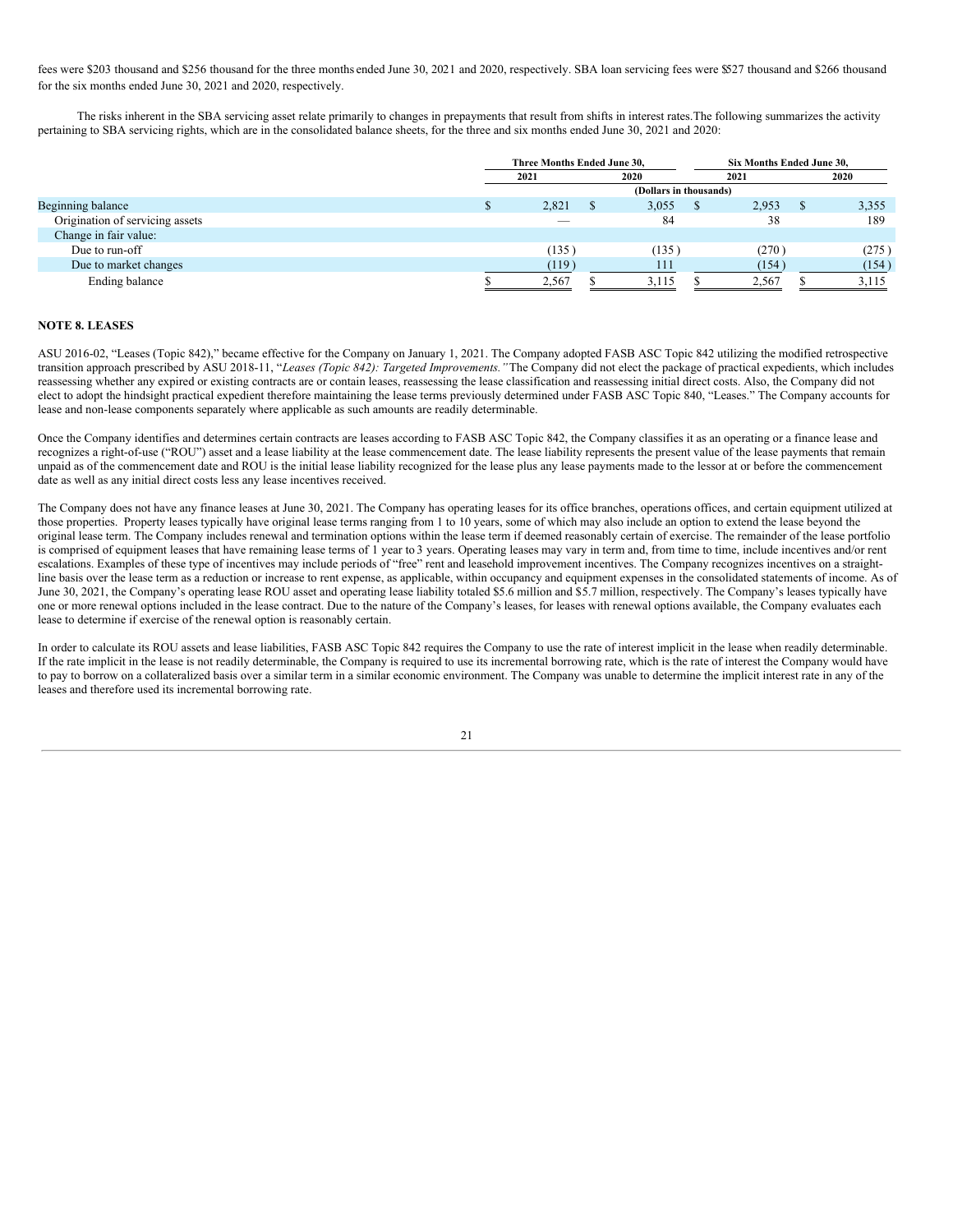fees were $203 thousand and $256 thousand for the three months ended June 30, 2021 and 2020, respectively. SBA loan servicing fees were $527 thousand and $266 thousand for the six months ended June 30, 2021 and 2020, respectively.

The risks inherent in the SBA servicing asset relate primarily to changes in prepayments that result from shifts in interest rates.The following summarizes the activity pertaining to SBA servicing rights, which are in the consolidated balance sheets, for the three and six months ended June 30, 2021 and 2020:

| | Three Months Ended June 30, | | Six Months Ended June 30, | |
|---|---|---|---|---|
| | 2021 | 2020 | 2021 | 2020 |
| | (Dollars in thousands) | | | |
| Beginning balance | $ 2,821 | $ 3,055 | $ 2,953 | $ 3,355 |
| Origination of servicing assets | — | 84 | 38 | 189 |
| Change in fair value: | | | | |
| Due to run-off | (135 ) | (135 ) | (270 ) | (275 ) |
| Due to market changes | (119 ) | 111 | (154 ) | (154 ) |
| Ending balance | $ 2,567 | $ 3,115 | $ 2,567 | $ 3,115 |

**NOTE 8. LEASES**

ASU 2016-02, "Leases (Topic 842)," became effective for the Company on January 1, 2021. The Company adopted FASB ASC Topic 842 utilizing the modified retrospective transition approach prescribed by ASU 2018-11, "*Leases (Topic 842): Targeted Improvements."* The Company did not elect the package of practical expedients, which includes reassessing whether any expired or existing contracts are or contain leases, reassessing the lease classification and reassessing initial direct costs. Also, the Company did not elect to adopt the hindsight practical expedient therefore maintaining the lease terms previously determined under FASB ASC Topic 840, "Leases." The Company accounts for lease and non-lease components separately where applicable as such amounts are readily determinable.

Once the Company identifies and determines certain contracts are leases according to FASB ASC Topic 842, the Company classifies it as an operating or a finance lease and recognizes a right-of-use ("ROU") asset and a lease liability at the lease commencement date. The lease liability represents the present value of the lease payments that remain unpaid as of the commencement date and ROU is the initial lease liability recognized for the lease plus any lease payments made to the lessor at or before the commencement date as well as any initial direct costs less any lease incentives received.

The Company does not have any finance leases at June 30, 2021. The Company has operating leases for its office branches, operations offices, and certain equipment utilized at those properties. Property leases typically have original lease terms ranging from 1 to 10 years, some of which may also include an option to extend the lease beyond the original lease term. The Company includes renewal and termination options within the lease term if deemed reasonably certain of exercise. The remainder of the lease portfolio is comprised of equipment leases that have remaining lease terms of 1 year to 3 years. Operating leases may vary in term and, from time to time, include incentives and/or rent escalations. Examples of these type of incentives may include periods of "free" rent and leasehold improvement incentives. The Company recognizes incentives on a straight-line basis over the lease term as a reduction or increase to rent expense, as applicable, within occupancy and equipment expenses in the consolidated statements of income. As of June 30, 2021, the Company's operating lease ROU asset and operating lease liability totaled $5.6 million and $5.7 million, respectively. The Company's leases typically have one or more renewal options included in the lease contract. Due to the nature of the Company's leases, for leases with renewal options available, the Company evaluates each lease to determine if exercise of the renewal option is reasonably certain.

In order to calculate its ROU assets and lease liabilities, FASB ASC Topic 842 requires the Company to use the rate of interest implicit in the lease when readily determinable. If the rate implicit in the lease is not readily determinable, the Company is required to use its incremental borrowing rate, which is the rate of interest the Company would have to pay to borrow on a collateralized basis over a similar term in a similar economic environment. The Company was unable to determine the implicit interest rate in any of the leases and therefore used its incremental borrowing rate.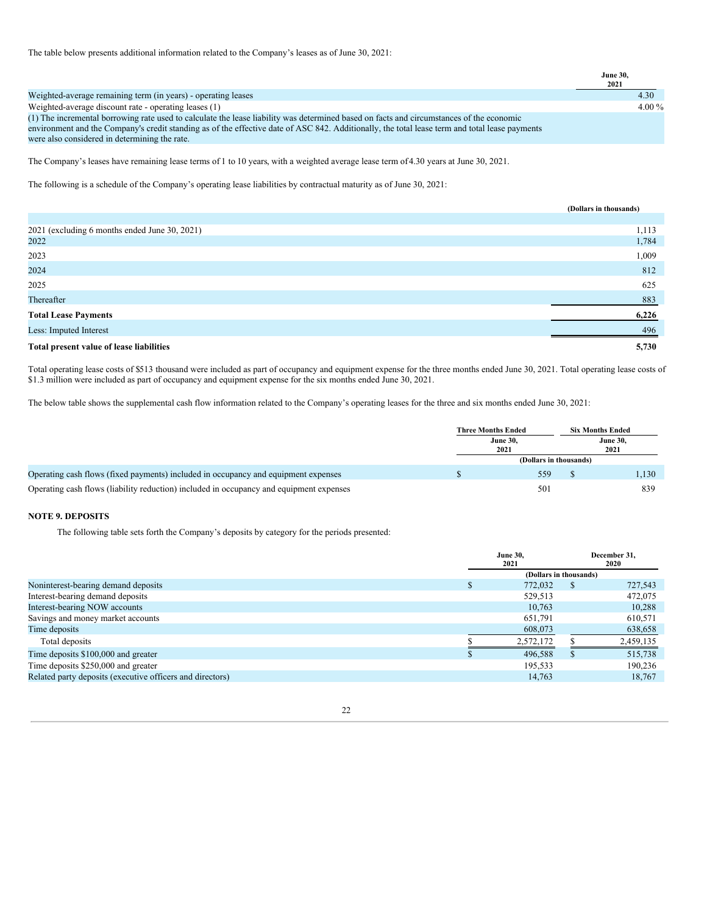The table below presents additional information related to the Company's leases as of June 30, 2021:

| | June 30, 2021 |
|---|---|
| Weighted-average remaining term (in years) - operating leases | 4.30 |
| Weighted-average discount rate - operating leases (1) | 4.00 % |
| (1) The incremental borrowing rate used to calculate the lease liability was determined based on facts and circumstances of the economic environment and the Company's credit standing as of the effective date of ASC 842. Additionally, the total lease term and total lease payments were also considered in determining the rate. | |

The Company's leases have remaining lease terms of 1 to 10 years, with a weighted average lease term of 4.30 years at June 30, 2021.

The following is a schedule of the Company's operating lease liabilities by contractual maturity as of June 30, 2021:

| | (Dollars in thousands) |
|---|---|
| 2021 (excluding 6 months ended June 30, 2021) | 1,113 |
| 2022 | 1,784 |
| 2023 | 1,009 |
| 2024 | 812 |
| 2025 | 625 |
| Thereafter | 883 |
| **Total Lease Payments** | **6,226** |
| Less: Imputed Interest | 496 |
| **Total present value of lease liabilities** | **5,730** |

Total operating lease costs of $513 thousand were included as part of occupancy and equipment expense for the three months ended June 30, 2021. Total operating lease costs of $1.3 million were included as part of occupancy and equipment expense for the six months ended June 30, 2021.

The below table shows the supplemental cash flow information related to the Company's operating leases for the three and six months ended June 30, 2021:

| | Three Months Ended June 30, 2021 | Six Months Ended June 30, 2021 |
|---|---|---|
| | (Dollars in thousands) | |
| Operating cash flows (fixed payments) included in occupancy and equipment expenses | $ 559 | $ 1,130 |
| Operating cash flows (liability reduction) included in occupancy and equipment expenses | 501 | 839 |

## NOTE 9. DEPOSITS

The following table sets forth the Company's deposits by category for the periods presented:

| | June 30, 2021 | December 31, 2020 |
|---|---|---|
| | (Dollars in thousands) | |
| Noninterest-bearing demand deposits | $ 772,032 | $ 727,543 |
| Interest-bearing demand deposits | 529,513 | 472,075 |
| Interest-bearing NOW accounts | 10,763 | 10,288 |
| Savings and money market accounts | 651,791 | 610,571 |
| Time deposits | 608,073 | 638,658 |
| Total deposits | $ 2,572,172 | $ 2,459,135 |
| Time deposits $100,000 and greater | $ 496,588 | $ 515,738 |
| Time deposits $250,000 and greater | 195,533 | 190,236 |
| Related party deposits (executive officers and directors) | 14,763 | 18,767 |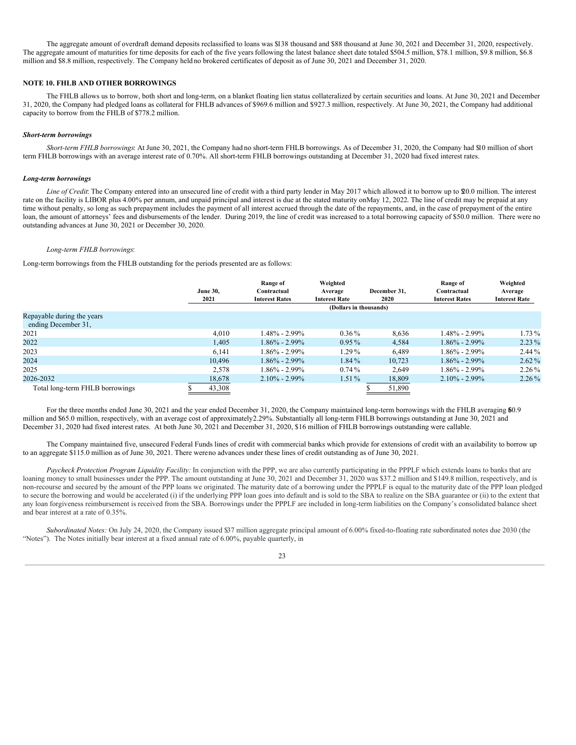The aggregate amount of overdraft demand deposits reclassified to loans was $138 thousand and $88 thousand at June 30, 2021 and December 31, 2020, respectively. The aggregate amount of maturities for time deposits for each of the five years following the latest balance sheet date totaled $504.5 million, $78.1 million, $9.8 million, $6.8 million and $8.8 million, respectively. The Company held no brokered certificates of deposit as of June 30, 2021 and December 31, 2020.

## NOTE 10. FHLB AND OTHER BORROWINGS

The FHLB allows us to borrow, both short and long-term, on a blanket floating lien status collateralized by certain securities and loans. At June 30, 2021 and December 31, 2020, the Company had pledged loans as collateral for FHLB advances of $969.6 million and $927.3 million, respectively. At June 30, 2021, the Company had additional capacity to borrow from the FHLB of $778.2 million.

### *Short-term borrowings*

*Short-term FHLB borrowings*: At June 30, 2021, the Company had no short-term FHLB borrowings. As of December 31, 2020, the Company had $10 million of short term FHLB borrowings with an average interest rate of 0.70%. All short-term FHLB borrowings outstanding at December 31, 2020 had fixed interest rates.

### *Long-term borrowings*

*Line of Credit*: The Company entered into an unsecured line of credit with a third party lender in May 2017 which allowed it to borrow up to $20.0 million. The interest rate on the facility is LIBOR plus 4.00% per annum, and unpaid principal and interest is due at the stated maturity on May 12, 2022. The line of credit may be prepaid at any time without penalty, so long as such prepayment includes the payment of all interest accrued through the date of the repayments, and, in the case of prepayment of the entire loan, the amount of attorneys' fees and disbursements of the lender. During 2019, the line of credit was increased to a total borrowing capacity of $50.0 million. There were no outstanding advances at June 30, 2021 or December 30, 2020.

*Long-term FHLB borrowings*:

Long-term borrowings from the FHLB outstanding for the periods presented are as follows:

| | June 30, 2021 | Range of Contractual Interest Rates | Weighted Average Interest Rate | December 31, 2020 | Range of Contractual Interest Rates | Weighted Average Interest Rate |
|---|---|---|---|---|---|---|
| | (Dollars in thousands) | | | | | |
| Repayable during the years ending December 31, | | | | | | |
| 2021 | 4,010 | 1.48% - 2.99% | 0.36% | 8,636 | 1.48% - 2.99% | 1.73% |
| 2022 | 1,405 | 1.86% - 2.99% | 0.95% | 4,584 | 1.86% - 2.99% | 2.23% |
| 2023 | 6,141 | 1.86% - 2.99% | 1.29% | 6,489 | 1.86% - 2.99% | 2.44% |
| 2024 | 10,496 | 1.86% - 2.99% | 1.84% | 10,723 | 1.86% - 2.99% | 2.62% |
| 2025 | 2,578 | 1.86% - 2.99% | 0.74% | 2,649 | 1.86% - 2.99% | 2.26% |
| 2026-2032 | 18,678 | 2.10% - 2.99% | 1.51% | 18,809 | 2.10% - 2.99% | 2.26% |
| Total long-term FHLB borrowings | $ 43,308 | | | $ 51,890 | | |

For the three months ended June 30, 2021 and the year ended December 31, 2020, the Company maintained long-term borrowings with the FHLB averaging $60.9 million and $65.0 million, respectively, with an average cost of approximately 2.29%. Substantially all long-term FHLB borrowings outstanding at June 30, 2021 and December 31, 2020 had fixed interest rates. At both June 30, 2021 and December 31, 2020, $16 million of FHLB borrowings outstanding were callable.

The Company maintained five, unsecured Federal Funds lines of credit with commercial banks which provide for extensions of credit with an availability to borrow up to an aggregate $115.0 million as of June 30, 2021. There were no advances under these lines of credit outstanding as of June 30, 2021.

*Paycheck Protection Program Liquidity Facility:* In conjunction with the PPP, we are also currently participating in the PPPLF which extends loans to banks that are loaning money to small businesses under the PPP. The amount outstanding at June 30, 2021 and December 31, 2020 was $37.2 million and $149.8 million, respectively, and is non-recourse and secured by the amount of the PPP loans we originated. The maturity date of a borrowing under the PPPLF is equal to the maturity date of the PPP loan pledged to secure the borrowing and would be accelerated (i) if the underlying PPP loan goes into default and is sold to the SBA to realize on the SBA guarantee or (ii) to the extent that any loan forgiveness reimbursement is received from the SBA. Borrowings under the PPPLF are included in long-term liabilities on the Company's consolidated balance sheet and bear interest at a rate of 0.35%.

*Subordinated Notes:* On July 24, 2020, the Company issued $37 million aggregate principal amount of 6.00% fixed-to-floating rate subordinated notes due 2030 (the "Notes"). The Notes initially bear interest at a fixed annual rate of 6.00%, payable quarterly, in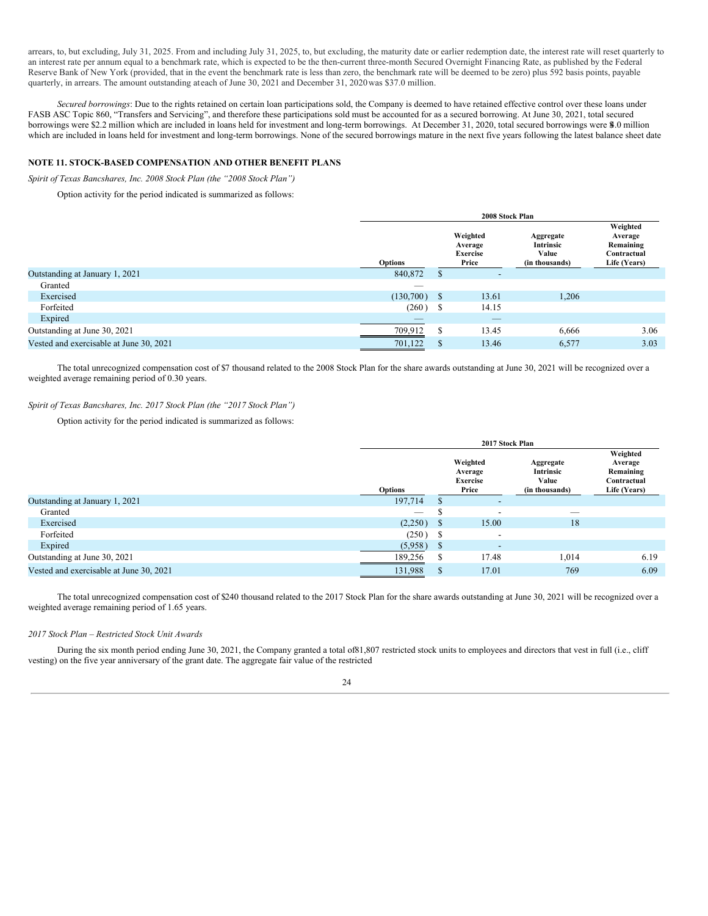arrears, to, but excluding, July 31, 2025. From and including July 31, 2025, to, but excluding, the maturity date or earlier redemption date, the interest rate will reset quarterly to an interest rate per annum equal to a benchmark rate, which is expected to be the then-current three-month Secured Overnight Financing Rate, as published by the Federal Reserve Bank of New York (provided, that in the event the benchmark rate is less than zero, the benchmark rate will be deemed to be zero) plus 592 basis points, payable quarterly, in arrears. The amount outstanding at each of June 30, 2021 and December 31, 2020 was $37.0 million.

*Secured borrowings*: Due to the rights retained on certain loan participations sold, the Company is deemed to have retained effective control over these loans under FASB ASC Topic 860, "Transfers and Servicing", and therefore these participations sold must be accounted for as a secured borrowing. At June 30, 2021, total secured borrowings were $2.2 million which are included in loans held for investment and long-term borrowings. At December 31, 2020, total secured borrowings were $4.0 million which are included in loans held for investment and long-term borrowings. None of the secured borrowings mature in the next five years following the latest balance sheet date

## NOTE 11. STOCK-BASED COMPENSATION AND OTHER BENEFIT PLANS

*Spirit of Texas Bancshares, Inc. 2008 Stock Plan (the "2008 Stock Plan")*

Option activity for the period indicated is summarized as follows:

| | 2008 Stock Plan | | | |
|---|---|---|---|---|
| | Options | Weighted Average Exercise Price | Aggregate Intrinsic Value (in thousands) | Weighted Average Remaining Contractual Life (Years) |
| Outstanding at January 1, 2021 | 840,872 | $ - | | |
| Granted | — | | | |
| Exercised | (130,700) | $ 13.61 | 1,206 | |
| Forfeited | (260) | $ 14.15 | | |
| Expired | — | — | | |
| Outstanding at June 30, 2021 | 709,912 | $ 13.45 | 6,666 | 3.06 |
| Vested and exercisable at June 30, 2021 | 701,122 | $ 13.46 | 6,577 | 3.03 |

The total unrecognized compensation cost of $7 thousand related to the 2008 Stock Plan for the share awards outstanding at June 30, 2021 will be recognized over a weighted average remaining period of 0.30 years.

*Spirit of Texas Bancshares, Inc. 2017 Stock Plan (the "2017 Stock Plan")*

Option activity for the period indicated is summarized as follows:

| | 2017 Stock Plan | | | |
|---|---|---|---|---|
| | Options | Weighted Average Exercise Price | Aggregate Intrinsic Value (in thousands) | Weighted Average Remaining Contractual Life (Years) |
| Outstanding at January 1, 2021 | 197,714 | $ - | | |
| Granted | — | $ - | — | |
| Exercised | (2,250) | $ 15.00 | 18 | |
| Forfeited | (250) | $ - | | |
| Expired | (5,958) | $ - | | |
| Outstanding at June 30, 2021 | 189,256 | $ 17.48 | 1,014 | 6.19 |
| Vested and exercisable at June 30, 2021 | 131,988 | $ 17.01 | 769 | 6.09 |

The total unrecognized compensation cost of $240 thousand related to the 2017 Stock Plan for the share awards outstanding at June 30, 2021 will be recognized over a weighted average remaining period of 1.65 years.

*2017 Stock Plan – Restricted Stock Unit Awards*

During the six month period ending June 30, 2021, the Company granted a total of 81,807 restricted stock units to employees and directors that vest in full (i.e., cliff vesting) on the five year anniversary of the grant date. The aggregate fair value of the restricted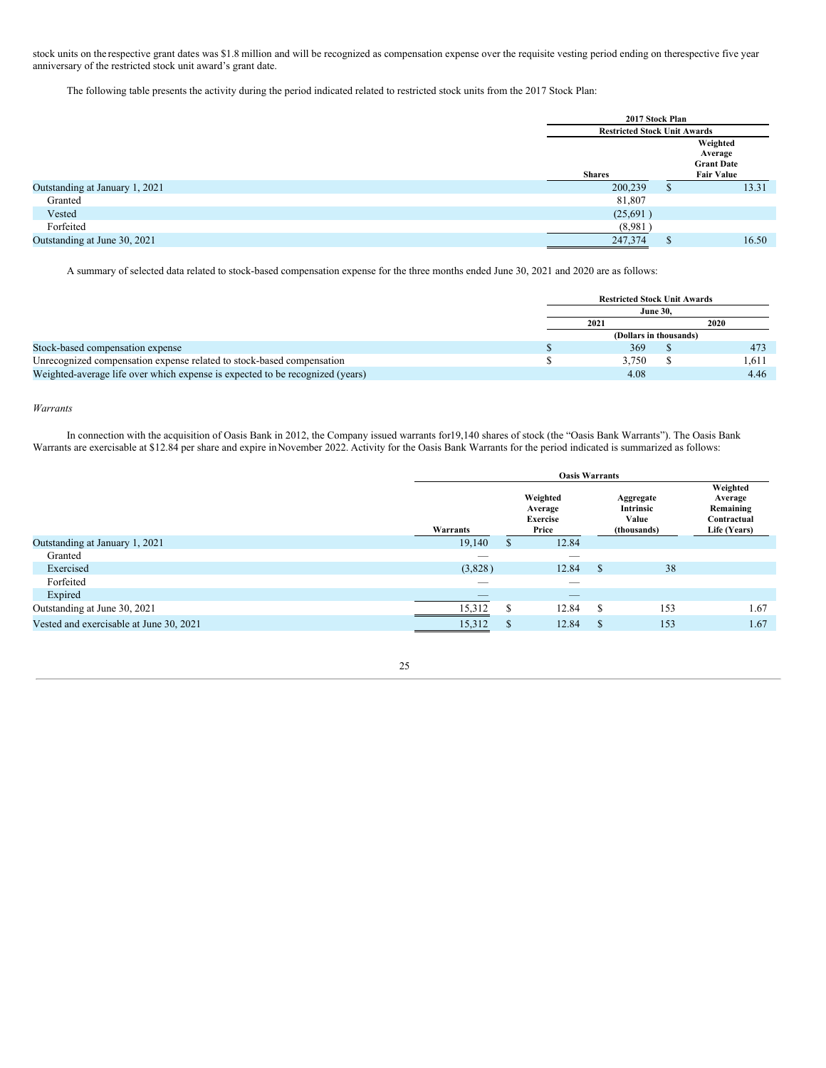stock units on the respective grant dates was $1.8 million and will be recognized as compensation expense over the requisite vesting period ending on the respective five year anniversary of the restricted stock unit award's grant date.

The following table presents the activity during the period indicated related to restricted stock units from the 2017 Stock Plan:

| | 2017 Stock Plan | |
|---|---|---|
| | Restricted Stock Unit Awards | |
| | Shares | Weighted Average Grant Date Fair Value |
| Outstanding at January 1, 2021 | 200,239 | $ 13.31 |
| Granted | 81,807 | |
| Vested | (25,691 ) | |
| Forfeited | (8,981 ) | |
| Outstanding at June 30, 2021 | 247,374 | $ 16.50 |

A summary of selected data related to stock-based compensation expense for the three months ended June 30, 2021 and 2020 are as follows:

| | Restricted Stock Unit Awards | |
|---|---|---|
| | June 30, | |
| | 2021 | 2020 |
| | (Dollars in thousands) | |
| Stock-based compensation expense | $ 369 | $ 473 |
| Unrecognized compensation expense related to stock-based compensation | $ 3,750 | $ 1,611 |
| Weighted-average life over which expense is expected to be recognized (years) | 4.08 | 4.46 |

*Warrants*

In connection with the acquisition of Oasis Bank in 2012, the Company issued warrants for19,140 shares of stock (the "Oasis Bank Warrants"). The Oasis Bank Warrants are exercisable at $12.84 per share and expire inNovember 2022. Activity for the Oasis Bank Warrants for the period indicated is summarized as follows:

| | Oasis Warrants | | | |
|---|---|---|---|---|
| | Warrants | Weighted Average Exercise Price | Aggregate Intrinsic Value (thousands) | Weighted Average Remaining Contractual Life (Years) |
| Outstanding at January 1, 2021 | 19,140 | $ 12.84 | | |
| Granted | — | — | | |
| Exercised | (3,828 ) | 12.84 | $ 38 | |
| Forfeited | — | — | | |
| Expired | — | — | | |
| Outstanding at June 30, 2021 | 15,312 | $ 12.84 | $ 153 | 1.67 |
| Vested and exercisable at June 30, 2021 | 15,312 | $ 12.84 | $ 153 | 1.67 |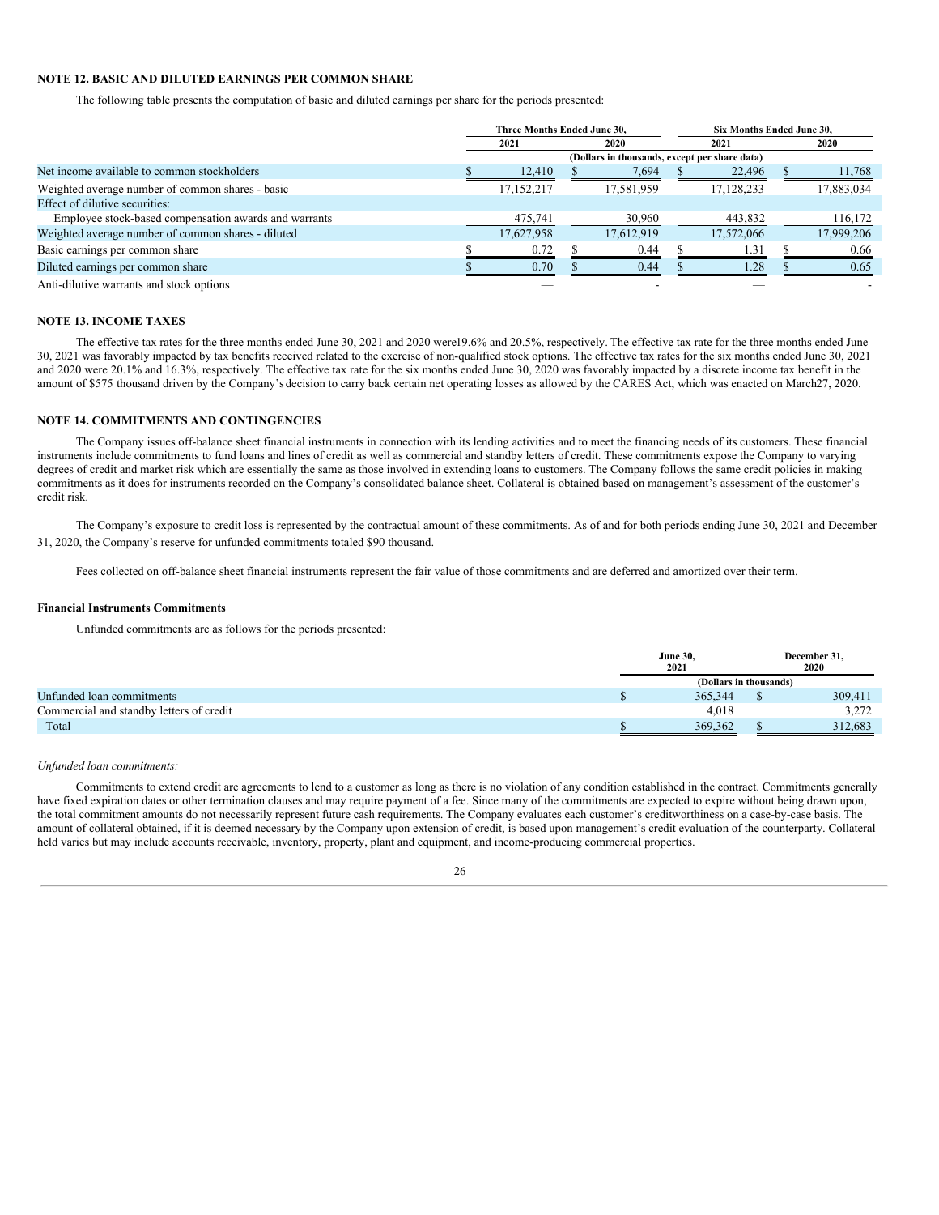## NOTE 12. BASIC AND DILUTED EARNINGS PER COMMON SHARE

The following table presents the computation of basic and diluted earnings per share for the periods presented:

| | Three Months Ended June 30, | | Six Months Ended June 30, | |
|---|---|---|---|---|
| | 2021 | 2020 | 2021 | 2020 |
| | (Dollars in thousands, except per share data) | | | |
| Net income available to common stockholders | $ 12,410 | $ 7,694 | $ 22,496 | $ 11,768 |
| Weighted average number of common shares - basic | 17,152,217 | 17,581,959 | 17,128,233 | 17,883,034 |
| Effect of dilutive securities: | | | | |
| Employee stock-based compensation awards and warrants | 475,741 | 30,960 | 443,832 | 116,172 |
| Weighted average number of common shares - diluted | 17,627,958 | 17,612,919 | 17,572,066 | 17,999,206 |
| Basic earnings per common share | $ 0.72 | $ 0.44 | $ 1.31 | $ 0.66 |
| Diluted earnings per common share | $ 0.70 | $ 0.44 | $ 1.28 | $ 0.65 |
| Anti-dilutive warrants and stock options | — | - | — | - |

## NOTE 13. INCOME TAXES

The effective tax rates for the three months ended June 30, 2021 and 2020 were19.6% and 20.5%, respectively. The effective tax rate for the three months ended June 30, 2021 was favorably impacted by tax benefits received related to the exercise of non-qualified stock options. The effective tax rates for the six months ended June 30, 2021 and 2020 were 20.1% and 16.3%, respectively. The effective tax rate for the six months ended June 30, 2020 was favorably impacted by a discrete income tax benefit in the amount of $575 thousand driven by the Company's decision to carry back certain net operating losses as allowed by the CARES Act, which was enacted on March27, 2020.

## NOTE 14. COMMITMENTS AND CONTINGENCIES

The Company issues off-balance sheet financial instruments in connection with its lending activities and to meet the financing needs of its customers. These financial instruments include commitments to fund loans and lines of credit as well as commercial and standby letters of credit. These commitments expose the Company to varying degrees of credit and market risk which are essentially the same as those involved in extending loans to customers. The Company follows the same credit policies in making commitments as it does for instruments recorded on the Company's consolidated balance sheet. Collateral is obtained based on management's assessment of the customer's credit risk.

The Company's exposure to credit loss is represented by the contractual amount of these commitments. As of and for both periods ending June 30, 2021 and December 31, 2020, the Company's reserve for unfunded commitments totaled $90 thousand.

Fees collected on off-balance sheet financial instruments represent the fair value of those commitments and are deferred and amortized over their term.

### Financial Instruments Commitments

Unfunded commitments are as follows for the periods presented:

| | June 30, 2021 | December 31, 2020 |
|---|---|---|
| | (Dollars in thousands) | |
| Unfunded loan commitments | $ 365,344 | $ 309,411 |
| Commercial and standby letters of credit | 4,018 | 3,272 |
| Total | $ 369,362 | $ 312,683 |

*Unfunded loan commitments:*

Commitments to extend credit are agreements to lend to a customer as long as there is no violation of any condition established in the contract. Commitments generally have fixed expiration dates or other termination clauses and may require payment of a fee. Since many of the commitments are expected to expire without being drawn upon, the total commitment amounts do not necessarily represent future cash requirements. The Company evaluates each customer's creditworthiness on a case-by-case basis. The amount of collateral obtained, if it is deemed necessary by the Company upon extension of credit, is based upon management's credit evaluation of the counterparty. Collateral held varies but may include accounts receivable, inventory, property, plant and equipment, and income-producing commercial properties.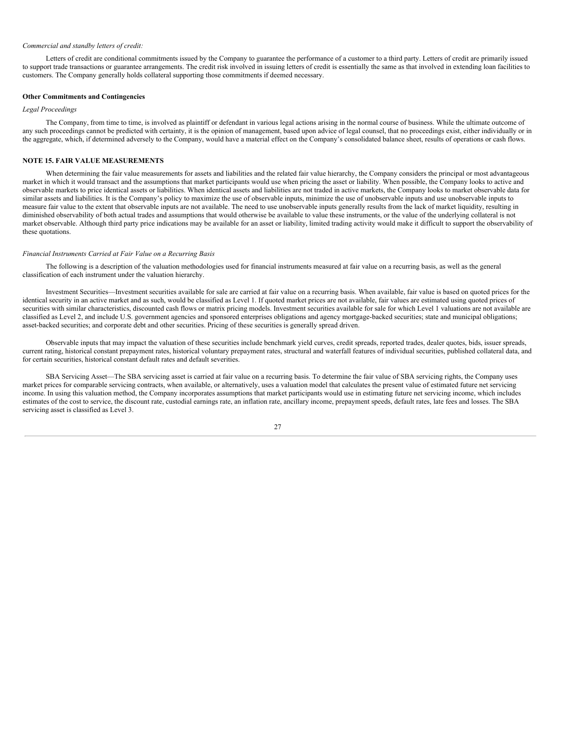*Commercial and standby letters of credit:*

Letters of credit are conditional commitments issued by the Company to guarantee the performance of a customer to a third party. Letters of credit are primarily issued to support trade transactions or guarantee arrangements. The credit risk involved in issuing letters of credit is essentially the same as that involved in extending loan facilities to customers. The Company generally holds collateral supporting those commitments if deemed necessary.

**Other Commitments and Contingencies**

*Legal Proceedings*

The Company, from time to time, is involved as plaintiff or defendant in various legal actions arising in the normal course of business. While the ultimate outcome of any such proceedings cannot be predicted with certainty, it is the opinion of management, based upon advice of legal counsel, that no proceedings exist, either individually or in the aggregate, which, if determined adversely to the Company, would have a material effect on the Company's consolidated balance sheet, results of operations or cash flows.

## NOTE 15. FAIR VALUE MEASUREMENTS

When determining the fair value measurements for assets and liabilities and the related fair value hierarchy, the Company considers the principal or most advantageous market in which it would transact and the assumptions that market participants would use when pricing the asset or liability. When possible, the Company looks to active and observable markets to price identical assets or liabilities. When identical assets and liabilities are not traded in active markets, the Company looks to market observable data for similar assets and liabilities. It is the Company's policy to maximize the use of observable inputs, minimize the use of unobservable inputs and use unobservable inputs to measure fair value to the extent that observable inputs are not available. The need to use unobservable inputs generally results from the lack of market liquidity, resulting in diminished observability of both actual trades and assumptions that would otherwise be available to value these instruments, or the value of the underlying collateral is not market observable. Although third party price indications may be available for an asset or liability, limited trading activity would make it difficult to support the observability of these quotations.

*Financial Instruments Carried at Fair Value on a Recurring Basis*

The following is a description of the valuation methodologies used for financial instruments measured at fair value on a recurring basis, as well as the general classification of each instrument under the valuation hierarchy.

Investment Securities—Investment securities available for sale are carried at fair value on a recurring basis. When available, fair value is based on quoted prices for the identical security in an active market and as such, would be classified as Level 1. If quoted market prices are not available, fair values are estimated using quoted prices of securities with similar characteristics, discounted cash flows or matrix pricing models. Investment securities available for sale for which Level 1 valuations are not available are classified as Level 2, and include U.S. government agencies and sponsored enterprises obligations and agency mortgage-backed securities; state and municipal obligations; asset-backed securities; and corporate debt and other securities. Pricing of these securities is generally spread driven.

Observable inputs that may impact the valuation of these securities include benchmark yield curves, credit spreads, reported trades, dealer quotes, bids, issuer spreads, current rating, historical constant prepayment rates, historical voluntary prepayment rates, structural and waterfall features of individual securities, published collateral data, and for certain securities, historical constant default rates and default severities.

SBA Servicing Asset—The SBA servicing asset is carried at fair value on a recurring basis. To determine the fair value of SBA servicing rights, the Company uses market prices for comparable servicing contracts, when available, or alternatively, uses a valuation model that calculates the present value of estimated future net servicing income. In using this valuation method, the Company incorporates assumptions that market participants would use in estimating future net servicing income, which includes estimates of the cost to service, the discount rate, custodial earnings rate, an inflation rate, ancillary income, prepayment speeds, default rates, late fees and losses. The SBA servicing asset is classified as Level 3.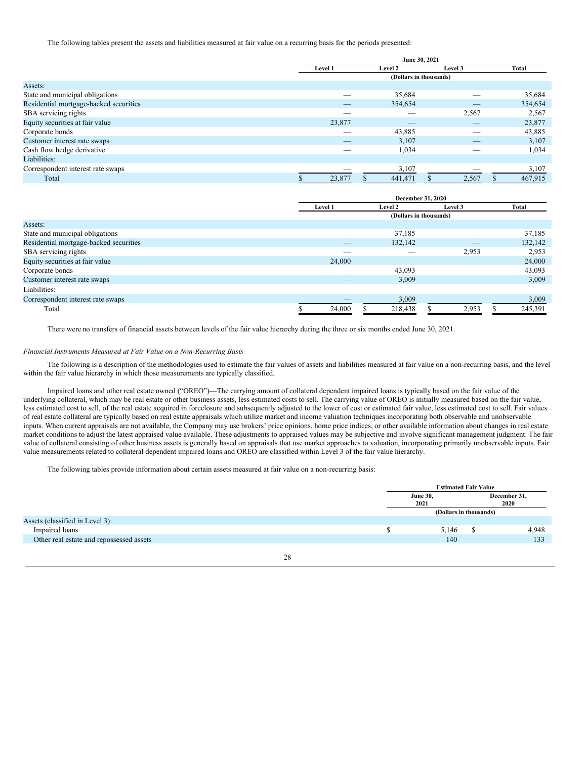The following tables present the assets and liabilities measured at fair value on a recurring basis for the periods presented:

| | June 30, 2021 | | | |
|---|---|---|---|---|
| | Level 1 | Level 2 | Level 3 | Total |
| | (Dollars in thousands) | | | |
| Assets: | | | | |
| State and municipal obligations | — | 35,684 | — | 35,684 |
| Residential mortgage-backed securities | — | 354,654 | — | 354,654 |
| SBA servicing rights | — | — | 2,567 | 2,567 |
| Equity securities at fair value | 23,877 | — | — | 23,877 |
| Corporate bonds | — | 43,885 | — | 43,885 |
| Customer interest rate swaps | — | 3,107 | — | 3,107 |
| Cash flow hedge derivative | — | 1,034 | — | 1,034 |
| Liabilities: | | | | |
| Correspondent interest rate swaps | — | 3,107 | — | 3,107 |
| Total | $ 23,877 | $ 441,471 | $ 2,567 | $ 467,915 |

| | December 31, 2020 | | | |
|---|---|---|---|---|
| | Level 1 | Level 2 | Level 3 | Total |
| | (Dollars in thousands) | | | |
| Assets: | | | | |
| State and municipal obligations | — | 37,185 | — | 37,185 |
| Residential mortgage-backed securities | — | 132,142 | — | 132,142 |
| SBA servicing rights | — | — | 2,953 | 2,953 |
| Equity securities at fair value | 24,000 | | | 24,000 |
| Corporate bonds | — | 43,093 | — | 43,093 |
| Customer interest rate swaps | — | 3,009 | | 3,009 |
| Liabilities: | | | | |
| Correspondent interest rate swaps | — | 3,009 | | 3,009 |
| Total | $ 24,000 | $ 218,438 | $ 2,953 | $ 245,391 |

There were no transfers of financial assets between levels of the fair value hierarchy during the three or six months ended June 30, 2021.

*Financial Instruments Measured at Fair Value on a Non-Recurring Basis*

The following is a description of the methodologies used to estimate the fair values of assets and liabilities measured at fair value on a non-recurring basis, and the level within the fair value hierarchy in which those measurements are typically classified.

Impaired loans and other real estate owned ("OREO")—The carrying amount of collateral dependent impaired loans is typically based on the fair value of the underlying collateral, which may be real estate or other business assets, less estimated costs to sell. The carrying value of OREO is initially measured based on the fair value, less estimated cost to sell, of the real estate acquired in foreclosure and subsequently adjusted to the lower of cost or estimated fair value, less estimated cost to sell. Fair values of real estate collateral are typically based on real estate appraisals which utilize market and income valuation techniques incorporating both observable and unobservable inputs. When current appraisals are not available, the Company may use brokers' price opinions, home price indices, or other available information about changes in real estate market conditions to adjust the latest appraised value available. These adjustments to appraised values may be subjective and involve significant management judgment. The fair value of collateral consisting of other business assets is generally based on appraisals that use market approaches to valuation, incorporating primarily unobservable inputs. Fair value measurements related to collateral dependent impaired loans and OREO are classified within Level 3 of the fair value hierarchy.

The following tables provide information about certain assets measured at fair value on a non-recurring basis:

| | Estimated Fair Value | |
|---|---|---|
| | June 30, 2021 | December 31, 2020 |
| | (Dollars in thousands) | |
| Assets (classified in Level 3): | | |
| Impaired loans | $ 5,146 | $ 4,948 |
| Other real estate and repossessed assets | 140 | 133 |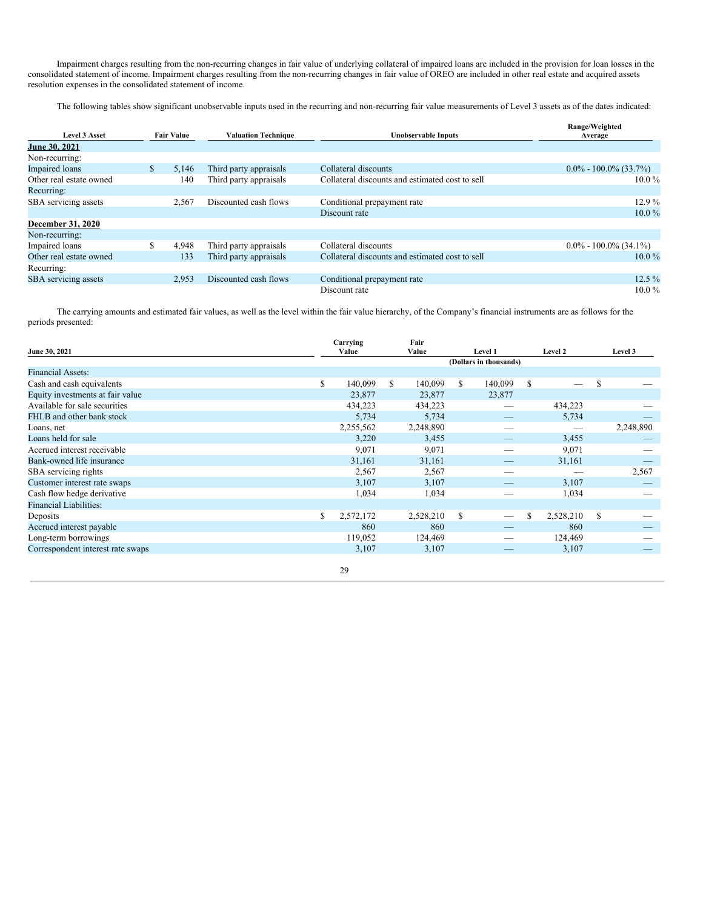Impairment charges resulting from the non-recurring changes in fair value of underlying collateral of impaired loans are included in the provision for loan losses in the consolidated statement of income. Impairment charges resulting from the non-recurring changes in fair value of OREO are included in other real estate and acquired assets resolution expenses in the consolidated statement of income.

The following tables show significant unobservable inputs used in the recurring and non-recurring fair value measurements of Level 3 assets as of the dates indicated:

| Level 3 Asset | Fair Value | Valuation Technique | Unobservable Inputs | Range/Weighted Average |
|---|---|---|---|---|
| **June 30, 2021** | | | | |
| Non-recurring: | | | | |
| Impaired loans | $ 5,146 | Third party appraisals | Collateral discounts | 0.0% - 100.0% (33.7%) |
| Other real estate owned | 140 | Third party appraisals | Collateral discounts and estimated cost to sell | 10.0 % |
| Recurring: | | | | |
| SBA servicing assets | 2,567 | Discounted cash flows | Conditional prepayment rate | 12.9 % |
| | | | Discount rate | 10.0 % |
| **December 31, 2020** | | | | |
| Non-recurring: | | | | |
| Impaired loans | $ 4,948 | Third party appraisals | Collateral discounts | 0.0% - 100.0% (34.1%) |
| Other real estate owned | 133 | Third party appraisals | Collateral discounts and estimated cost to sell | 10.0 % |
| Recurring: | | | | |
| SBA servicing assets | 2,953 | Discounted cash flows | Conditional prepayment rate | 12.5 % |
| | | | Discount rate | 10.0 % |

The carrying amounts and estimated fair values, as well as the level within the fair value hierarchy, of the Company's financial instruments are as follows for the periods presented:

| June 30, 2021 | Carrying Value | Fair Value | Level 1 | Level 2 | Level 3 |
|---|---|---|---|---|---|
| | | | (Dollars in thousands) | | |
| Financial Assets: | | | | | |
| Cash and cash equivalents | $ 140,099 | $ 140,099 | $ 140,099 | $ — | $ — |
| Equity investments at fair value | 23,877 | 23,877 | 23,877 | | |
| Available for sale securities | 434,223 | 434,223 | — | 434,223 | — |
| FHLB and other bank stock | 5,734 | 5,734 | — | 5,734 | — |
| Loans, net | 2,255,562 | 2,248,890 | — | — | 2,248,890 |
| Loans held for sale | 3,220 | 3,455 | — | 3,455 | — |
| Accrued interest receivable | 9,071 | 9,071 | — | 9,071 | — |
| Bank-owned life insurance | 31,161 | 31,161 | — | 31,161 | — |
| SBA servicing rights | 2,567 | 2,567 | — | — | 2,567 |
| Customer interest rate swaps | 3,107 | 3,107 | — | 3,107 | — |
| Cash flow hedge derivative | 1,034 | 1,034 | — | 1,034 | — |
| Financial Liabilities: | | | | | |
| Deposits | $ 2,572,172 | 2,528,210 | $ — | $ 2,528,210 | $ — |
| Accrued interest payable | 860 | 860 | — | 860 | — |
| Long-term borrowings | 119,052 | 124,469 | — | 124,469 | — |
| Correspondent interest rate swaps | 3,107 | 3,107 | — | 3,107 | — |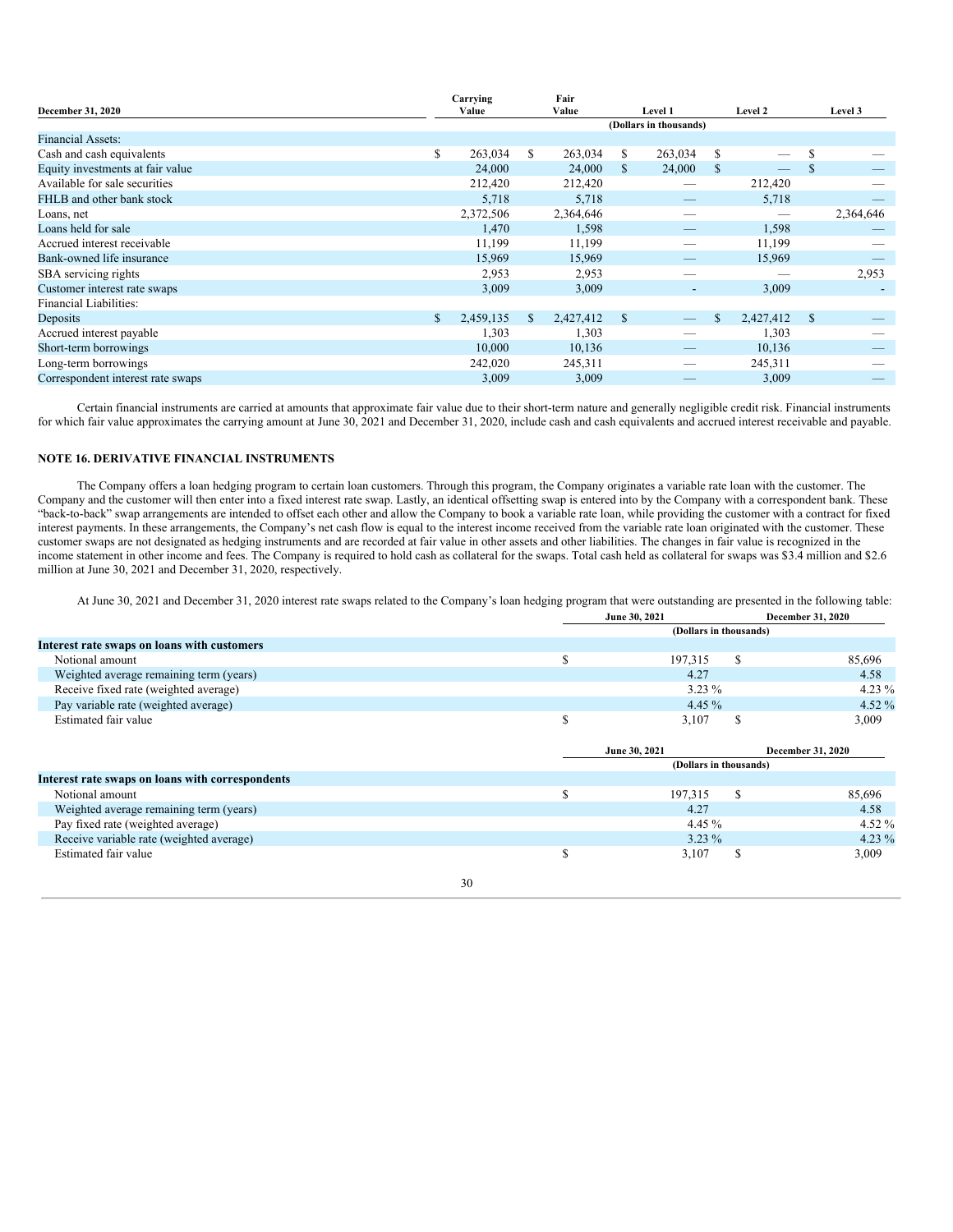| December 31, 2020 | Carrying Value | Fair Value | Level 1 | Level 2 | Level 3 |
|---|---|---|---|---|---|
| | | | (Dollars in thousands) | | |
| Financial Assets: | | | | | |
| Cash and cash equivalents | $ 263,034 | $ 263,034 | $ 263,034 | $ — | $ — |
| Equity investments at fair value | 24,000 | 24,000 | $ 24,000 | $ — | $ — |
| Available for sale securities | 212,420 | 212,420 | — | 212,420 | — |
| FHLB and other bank stock | 5,718 | 5,718 | — | 5,718 | — |
| Loans, net | 2,372,506 | 2,364,646 | — | — | 2,364,646 |
| Loans held for sale | 1,470 | 1,598 | — | 1,598 | — |
| Accrued interest receivable | 11,199 | 11,199 | — | 11,199 | — |
| Bank-owned life insurance | 15,969 | 15,969 | — | 15,969 | — |
| SBA servicing rights | 2,953 | 2,953 | — | — | 2,953 |
| Customer interest rate swaps | 3,009 | 3,009 | - | 3,009 | - |
| Financial Liabilities: | | | | | |
| Deposits | $ 2,459,135 | $ 2,427,412 | $ — | $ 2,427,412 | $ — |
| Accrued interest payable | 1,303 | 1,303 | — | 1,303 | — |
| Short-term borrowings | 10,000 | 10,136 | — | 10,136 | — |
| Long-term borrowings | 242,020 | 245,311 | — | 245,311 | — |
| Correspondent interest rate swaps | 3,009 | 3,009 | — | 3,009 | — |

Certain financial instruments are carried at amounts that approximate fair value due to their short-term nature and generally negligible credit risk. Financial instruments for which fair value approximates the carrying amount at June 30, 2021 and December 31, 2020, include cash and cash equivalents and accrued interest receivable and payable.

## NOTE 16. DERIVATIVE FINANCIAL INSTRUMENTS

The Company offers a loan hedging program to certain loan customers. Through this program, the Company originates a variable rate loan with the customer. The Company and the customer will then enter into a fixed interest rate swap. Lastly, an identical offsetting swap is entered into by the Company with a correspondent bank. These "back-to-back" swap arrangements are intended to offset each other and allow the Company to book a variable rate loan, while providing the customer with a contract for fixed interest payments. In these arrangements, the Company's net cash flow is equal to the interest income received from the variable rate loan originated with the customer. These customer swaps are not designated as hedging instruments and are recorded at fair value in other assets and other liabilities. The changes in fair value is recognized in the income statement in other income and fees. The Company is required to hold cash as collateral for the swaps. Total cash held as collateral for swaps was $3.4 million and $2.6 million at June 30, 2021 and December 31, 2020, respectively.

At June 30, 2021 and December 31, 2020 interest rate swaps related to the Company's loan hedging program that were outstanding are presented in the following table:

| | June 30, 2021 | December 31, 2020 |
|---|---|---|
| | (Dollars in thousands) | |
| **Interest rate swaps on loans with customers** | | |
| Notional amount | $ 197,315 | $ 85,696 |
| Weighted average remaining term (years) | 4.27 | 4.58 |
| Receive fixed rate (weighted average) | 3.23 % | 4.23 % |
| Pay variable rate (weighted average) | 4.45 % | 4.52 % |
| Estimated fair value | $ 3,107 | $ 3,009 |

| | June 30, 2021 | December 31, 2020 |
|---|---|---|
| | (Dollars in thousands) | |
| **Interest rate swaps on loans with correspondents** | | |
| Notional amount | $ 197,315 | $ 85,696 |
| Weighted average remaining term (years) | 4.27 | 4.58 |
| Pay fixed rate (weighted average) | 4.45 % | 4.52 % |
| Receive variable rate (weighted average) | 3.23 % | 4.23 % |
| Estimated fair value | $ 3,107 | $ 3,009 |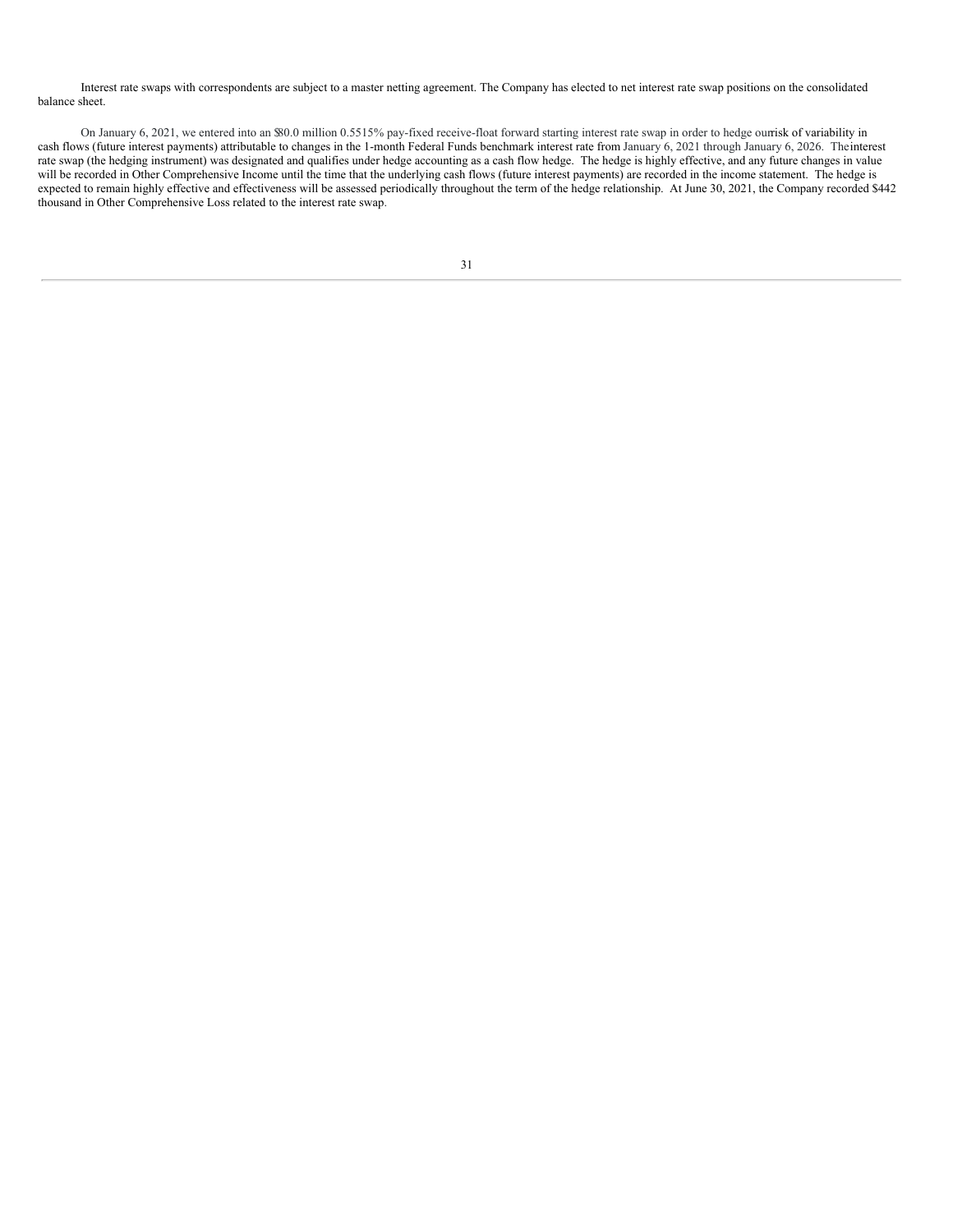Interest rate swaps with correspondents are subject to a master netting agreement. The Company has elected to net interest rate swap positions on the consolidated balance sheet.

On January 6, 2021, we entered into an $80.0 million 0.5515% pay-fixed receive-float forward starting interest rate swap in order to hedge our risk of variability in cash flows (future interest payments) attributable to changes in the 1-month Federal Funds benchmark interest rate from January 6, 2021 through January 6, 2026. The interest rate swap (the hedging instrument) was designated and qualifies under hedge accounting as a cash flow hedge. The hedge is highly effective, and any future changes in value will be recorded in Other Comprehensive Income until the time that the underlying cash flows (future interest payments) are recorded in the income statement. The hedge is expected to remain highly effective and effectiveness will be assessed periodically throughout the term of the hedge relationship. At June 30, 2021, the Company recorded $442 thousand in Other Comprehensive Loss related to the interest rate swap.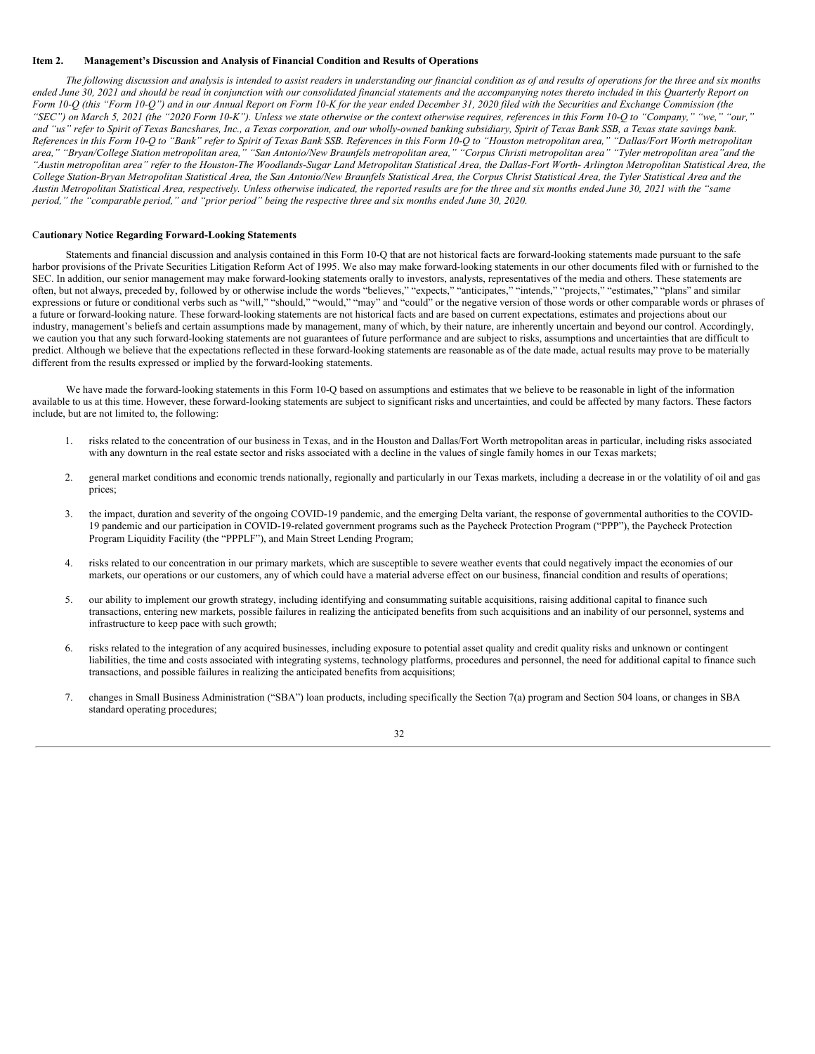## Item 2. Management's Discussion and Analysis of Financial Condition and Results of Operations

*The following discussion and analysis is intended to assist readers in understanding our financial condition as of and results of operations for the three and six months ended June 30, 2021 and should be read in conjunction with our consolidated financial statements and the accompanying notes thereto included in this Quarterly Report on Form 10-Q (this "Form 10-Q") and in our Annual Report on Form 10-K for the year ended December 31, 2020 filed with the Securities and Exchange Commission (the "SEC") on March 5, 2021 (the "2020 Form 10-K"). Unless we state otherwise or the context otherwise requires, references in this Form 10-Q to "Company," "we," "our," and "us" refer to Spirit of Texas Bancshares, Inc., a Texas corporation, and our wholly-owned banking subsidiary, Spirit of Texas Bank SSB, a Texas state savings bank. References in this Form 10-Q to "Bank" refer to Spirit of Texas Bank SSB. References in this Form 10-Q to "Houston metropolitan area," "Dallas/Fort Worth metropolitan area," "Bryan/College Station metropolitan area," "San Antonio/New Braunfels metropolitan area," "Corpus Christi metropolitan area" "Tyler metropolitan area"and the "Austin metropolitan area" refer to the Houston-The Woodlands-Sugar Land Metropolitan Statistical Area, the Dallas-Fort Worth- Arlington Metropolitan Statistical Area, the College Station-Bryan Metropolitan Statistical Area, the San Antonio/New Braunfels Statistical Area, the Corpus Christ Statistical Area, the Tyler Statistical Area and the Austin Metropolitan Statistical Area, respectively. Unless otherwise indicated, the reported results are for the three and six months ended June 30, 2021 with the "same period," the "comparable period," and "prior period" being the respective three and six months ended June 30, 2020.*

### Cautionary Notice Regarding Forward-Looking Statements

Statements and financial discussion and analysis contained in this Form 10-Q that are not historical facts are forward-looking statements made pursuant to the safe harbor provisions of the Private Securities Litigation Reform Act of 1995. We also may make forward-looking statements in our other documents filed with or furnished to the SEC. In addition, our senior management may make forward-looking statements orally to investors, analysts, representatives of the media and others. These statements are often, but not always, preceded by, followed by or otherwise include the words "believes," "expects," "anticipates," "intends," "projects," "estimates," "plans" and similar expressions or future or conditional verbs such as "will," "should," "would," "may" and "could" or the negative version of those words or other comparable words or phrases of a future or forward-looking nature. These forward-looking statements are not historical facts and are based on current expectations, estimates and projections about our industry, management's beliefs and certain assumptions made by management, many of which, by their nature, are inherently uncertain and beyond our control. Accordingly, we caution you that any such forward-looking statements are not guarantees of future performance and are subject to risks, assumptions and uncertainties that are difficult to predict. Although we believe that the expectations reflected in these forward-looking statements are reasonable as of the date made, actual results may prove to be materially different from the results expressed or implied by the forward-looking statements.

We have made the forward-looking statements in this Form 10-Q based on assumptions and estimates that we believe to be reasonable in light of the information available to us at this time. However, these forward-looking statements are subject to significant risks and uncertainties, and could be affected by many factors. These factors include, but are not limited to, the following:

1. risks related to the concentration of our business in Texas, and in the Houston and Dallas/Fort Worth metropolitan areas in particular, including risks associated with any downturn in the real estate sector and risks associated with a decline in the values of single family homes in our Texas markets;

2. general market conditions and economic trends nationally, regionally and particularly in our Texas markets, including a decrease in or the volatility of oil and gas prices;

3. the impact, duration and severity of the ongoing COVID-19 pandemic, and the emerging Delta variant, the response of governmental authorities to the COVID-19 pandemic and our participation in COVID-19-related government programs such as the Paycheck Protection Program ("PPP"), the Paycheck Protection Program Liquidity Facility (the "PPPLF"), and Main Street Lending Program;

4. risks related to our concentration in our primary markets, which are susceptible to severe weather events that could negatively impact the economies of our markets, our operations or our customers, any of which could have a material adverse effect on our business, financial condition and results of operations;

5. our ability to implement our growth strategy, including identifying and consummating suitable acquisitions, raising additional capital to finance such transactions, entering new markets, possible failures in realizing the anticipated benefits from such acquisitions and an inability of our personnel, systems and infrastructure to keep pace with such growth;

6. risks related to the integration of any acquired businesses, including exposure to potential asset quality and credit quality risks and unknown or contingent liabilities, the time and costs associated with integrating systems, technology platforms, procedures and personnel, the need for additional capital to finance such transactions, and possible failures in realizing the anticipated benefits from acquisitions;

7. changes in Small Business Administration ("SBA") loan products, including specifically the Section 7(a) program and Section 504 loans, or changes in SBA standard operating procedures;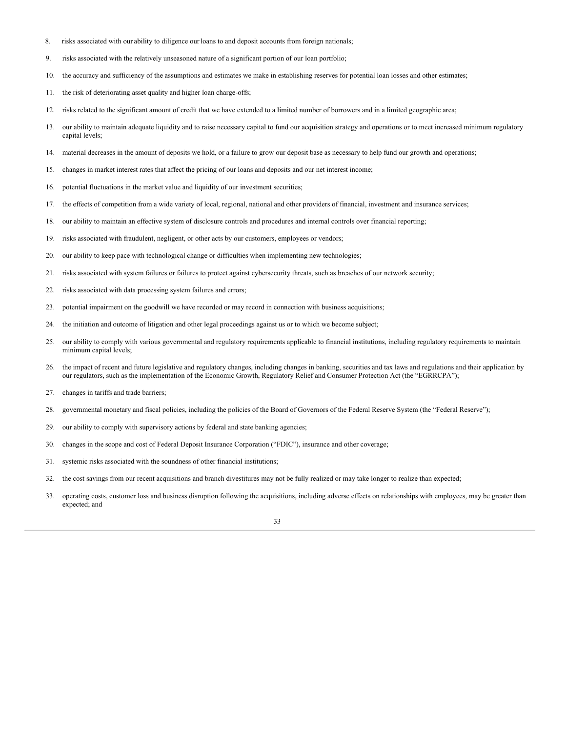8. risks associated with our ability to diligence our loans to and deposit accounts from foreign nationals;
9. risks associated with the relatively unseasoned nature of a significant portion of our loan portfolio;
10. the accuracy and sufficiency of the assumptions and estimates we make in establishing reserves for potential loan losses and other estimates;
11. the risk of deteriorating asset quality and higher loan charge-offs;
12. risks related to the significant amount of credit that we have extended to a limited number of borrowers and in a limited geographic area;
13. our ability to maintain adequate liquidity and to raise necessary capital to fund our acquisition strategy and operations or to meet increased minimum regulatory capital levels;
14. material decreases in the amount of deposits we hold, or a failure to grow our deposit base as necessary to help fund our growth and operations;
15. changes in market interest rates that affect the pricing of our loans and deposits and our net interest income;
16. potential fluctuations in the market value and liquidity of our investment securities;
17. the effects of competition from a wide variety of local, regional, national and other providers of financial, investment and insurance services;
18. our ability to maintain an effective system of disclosure controls and procedures and internal controls over financial reporting;
19. risks associated with fraudulent, negligent, or other acts by our customers, employees or vendors;
20. our ability to keep pace with technological change or difficulties when implementing new technologies;
21. risks associated with system failures or failures to protect against cybersecurity threats, such as breaches of our network security;
22. risks associated with data processing system failures and errors;
23. potential impairment on the goodwill we have recorded or may record in connection with business acquisitions;
24. the initiation and outcome of litigation and other legal proceedings against us or to which we become subject;
25. our ability to comply with various governmental and regulatory requirements applicable to financial institutions, including regulatory requirements to maintain minimum capital levels;
26. the impact of recent and future legislative and regulatory changes, including changes in banking, securities and tax laws and regulations and their application by our regulators, such as the implementation of the Economic Growth, Regulatory Relief and Consumer Protection Act (the "EGRRCPA");
27. changes in tariffs and trade barriers;
28. governmental monetary and fiscal policies, including the policies of the Board of Governors of the Federal Reserve System (the "Federal Reserve");
29. our ability to comply with supervisory actions by federal and state banking agencies;
30. changes in the scope and cost of Federal Deposit Insurance Corporation ("FDIC"), insurance and other coverage;
31. systemic risks associated with the soundness of other financial institutions;
32. the cost savings from our recent acquisitions and branch divestitures may not be fully realized or may take longer to realize than expected;
33. operating costs, customer loss and business disruption following the acquisitions, including adverse effects on relationships with employees, may be greater than expected; and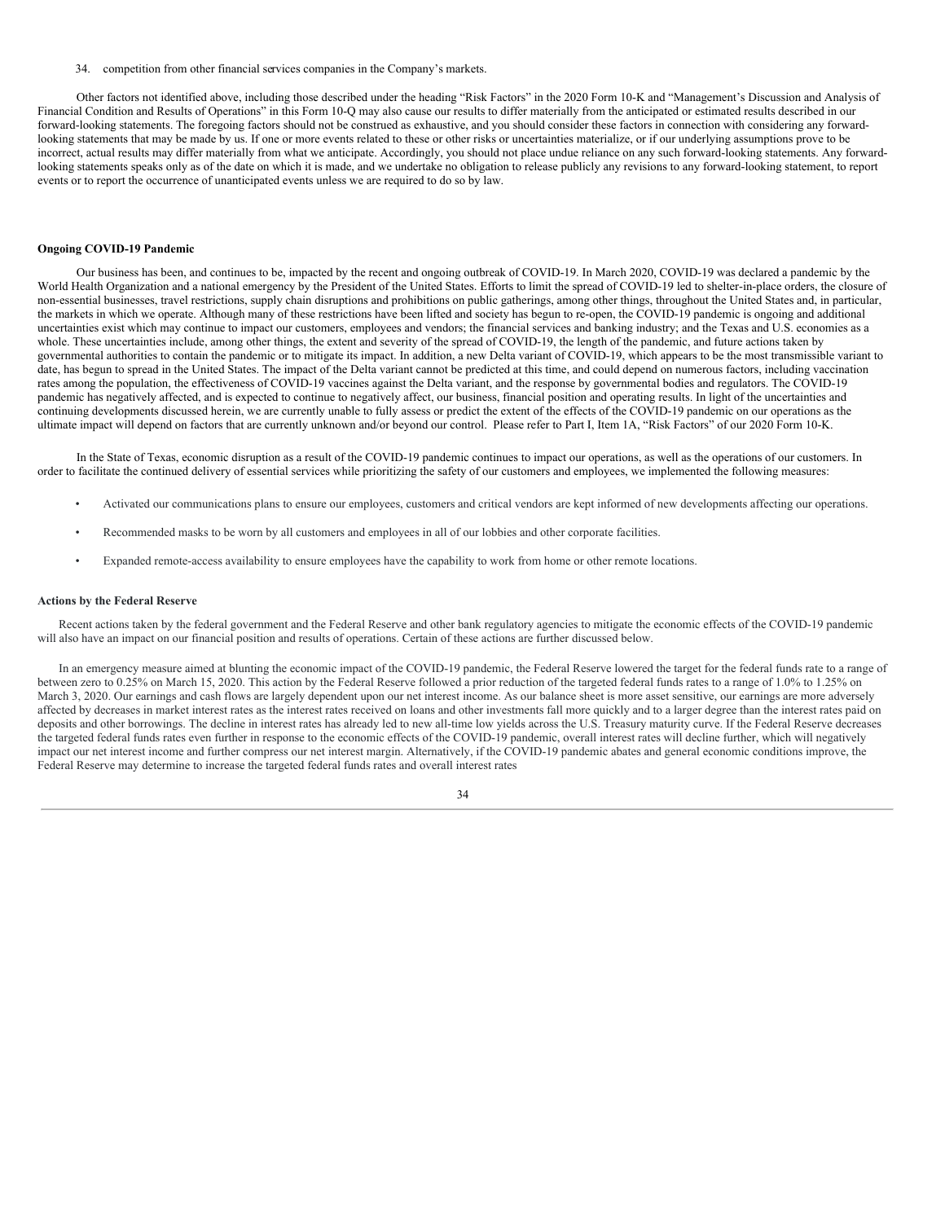34. competition from other financial services companies in the Company's markets.

Other factors not identified above, including those described under the heading "Risk Factors" in the 2020 Form 10-K and "Management's Discussion and Analysis of Financial Condition and Results of Operations" in this Form 10-Q may also cause our results to differ materially from the anticipated or estimated results described in our forward-looking statements. The foregoing factors should not be construed as exhaustive, and you should consider these factors in connection with considering any forward-looking statements that may be made by us. If one or more events related to these or other risks or uncertainties materialize, or if our underlying assumptions prove to be incorrect, actual results may differ materially from what we anticipate. Accordingly, you should not place undue reliance on any such forward-looking statements. Any forward-looking statements speaks only as of the date on which it is made, and we undertake no obligation to release publicly any revisions to any forward-looking statement, to report events or to report the occurrence of unanticipated events unless we are required to do so by law.

**Ongoing COVID-19 Pandemic**

Our business has been, and continues to be, impacted by the recent and ongoing outbreak of COVID-19. In March 2020, COVID-19 was declared a pandemic by the World Health Organization and a national emergency by the President of the United States. Efforts to limit the spread of COVID-19 led to shelter-in-place orders, the closure of non-essential businesses, travel restrictions, supply chain disruptions and prohibitions on public gatherings, among other things, throughout the United States and, in particular, the markets in which we operate. Although many of these restrictions have been lifted and society has begun to re-open, the COVID-19 pandemic is ongoing and additional uncertainties exist which may continue to impact our customers, employees and vendors; the financial services and banking industry; and the Texas and U.S. economies as a whole. These uncertainties include, among other things, the extent and severity of the spread of COVID-19, the length of the pandemic, and future actions taken by governmental authorities to contain the pandemic or to mitigate its impact. In addition, a new Delta variant of COVID-19, which appears to be the most transmissible variant to date, has begun to spread in the United States. The impact of the Delta variant cannot be predicted at this time, and could depend on numerous factors, including vaccination rates among the population, the effectiveness of COVID-19 vaccines against the Delta variant, and the response by governmental bodies and regulators. The COVID-19 pandemic has negatively affected, and is expected to continue to negatively affect, our business, financial position and operating results. In light of the uncertainties and continuing developments discussed herein, we are currently unable to fully assess or predict the extent of the effects of the COVID-19 pandemic on our operations as the ultimate impact will depend on factors that are currently unknown and/or beyond our control. Please refer to Part I, Item 1A, "Risk Factors" of our 2020 Form 10-K.

In the State of Texas, economic disruption as a result of the COVID-19 pandemic continues to impact our operations, as well as the operations of our customers. In order to facilitate the continued delivery of essential services while prioritizing the safety of our customers and employees, we implemented the following measures:

- Activated our communications plans to ensure our employees, customers and critical vendors are kept informed of new developments affecting our operations.
- Recommended masks to be worn by all customers and employees in all of our lobbies and other corporate facilities.
- Expanded remote-access availability to ensure employees have the capability to work from home or other remote locations.

**Actions by the Federal Reserve**

Recent actions taken by the federal government and the Federal Reserve and other bank regulatory agencies to mitigate the economic effects of the COVID-19 pandemic will also have an impact on our financial position and results of operations. Certain of these actions are further discussed below.

In an emergency measure aimed at blunting the economic impact of the COVID-19 pandemic, the Federal Reserve lowered the target for the federal funds rate to a range of between zero to 0.25% on March 15, 2020. This action by the Federal Reserve followed a prior reduction of the targeted federal funds rates to a range of 1.0% to 1.25% on March 3, 2020. Our earnings and cash flows are largely dependent upon our net interest income. As our balance sheet is more asset sensitive, our earnings are more adversely affected by decreases in market interest rates as the interest rates received on loans and other investments fall more quickly and to a larger degree than the interest rates paid on deposits and other borrowings. The decline in interest rates has already led to new all-time low yields across the U.S. Treasury maturity curve. If the Federal Reserve decreases the targeted federal funds rates even further in response to the economic effects of the COVID-19 pandemic, overall interest rates will decline further, which will negatively impact our net interest income and further compress our net interest margin. Alternatively, if the COVID-19 pandemic abates and general economic conditions improve, the Federal Reserve may determine to increase the targeted federal funds rates and overall interest rates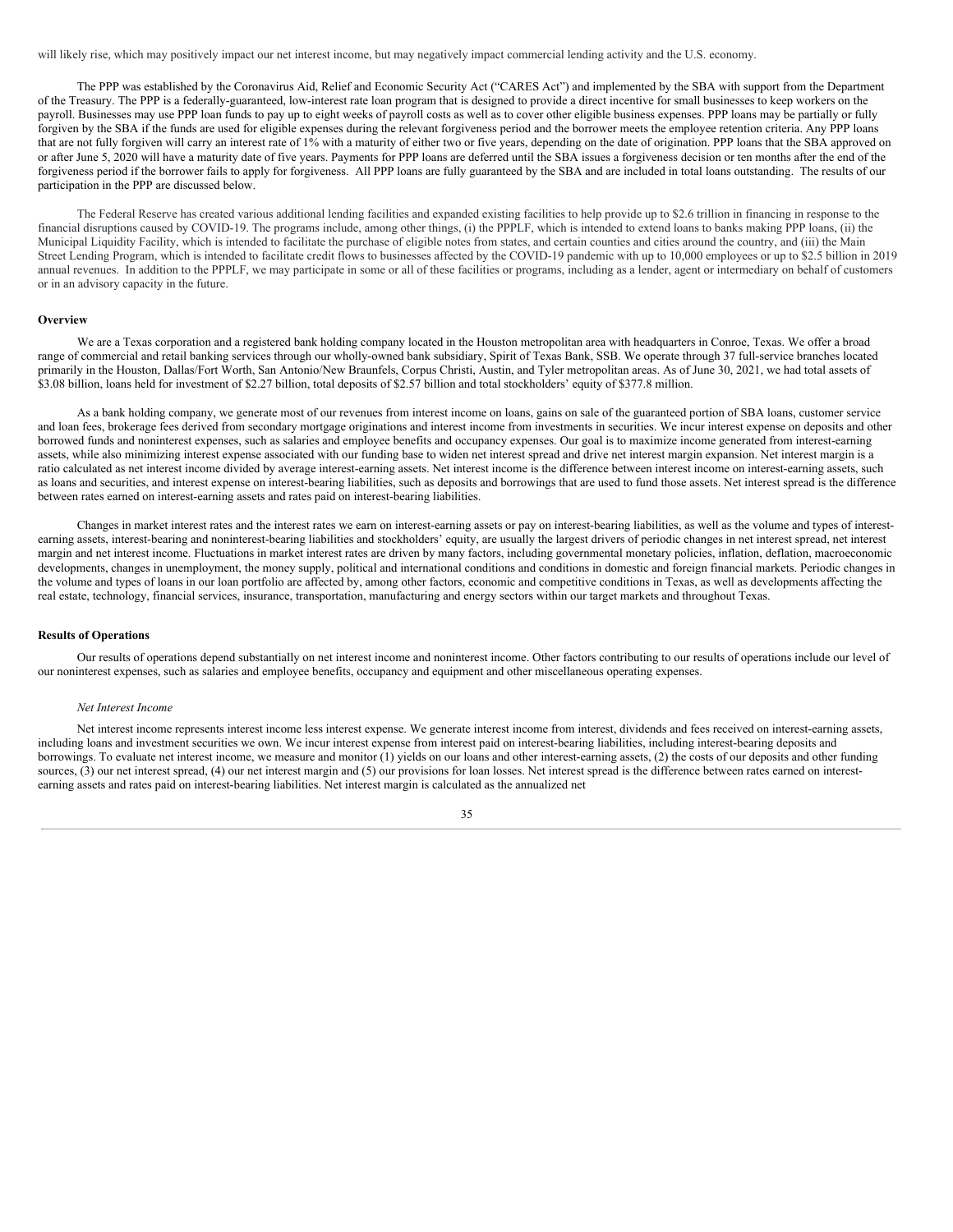will likely rise, which may positively impact our net interest income, but may negatively impact commercial lending activity and the U.S. economy.

The PPP was established by the Coronavirus Aid, Relief and Economic Security Act ("CARES Act") and implemented by the SBA with support from the Department of the Treasury. The PPP is a federally-guaranteed, low-interest rate loan program that is designed to provide a direct incentive for small businesses to keep workers on the payroll. Businesses may use PPP loan funds to pay up to eight weeks of payroll costs as well as to cover other eligible business expenses. PPP loans may be partially or fully forgiven by the SBA if the funds are used for eligible expenses during the relevant forgiveness period and the borrower meets the employee retention criteria. Any PPP loans that are not fully forgiven will carry an interest rate of 1% with a maturity of either two or five years, depending on the date of origination. PPP loans that the SBA approved on or after June 5, 2020 will have a maturity date of five years. Payments for PPP loans are deferred until the SBA issues a forgiveness decision or ten months after the end of the forgiveness period if the borrower fails to apply for forgiveness. All PPP loans are fully guaranteed by the SBA and are included in total loans outstanding. The results of our participation in the PPP are discussed below.

The Federal Reserve has created various additional lending facilities and expanded existing facilities to help provide up to $2.6 trillion in financing in response to the financial disruptions caused by COVID-19. The programs include, among other things, (i) the PPPLF, which is intended to extend loans to banks making PPP loans, (ii) the Municipal Liquidity Facility, which is intended to facilitate the purchase of eligible notes from states, and certain counties and cities around the country, and (iii) the Main Street Lending Program, which is intended to facilitate credit flows to businesses affected by the COVID-19 pandemic with up to 10,000 employees or up to $2.5 billion in 2019 annual revenues. In addition to the PPPLF, we may participate in some or all of these facilities or programs, including as a lender, agent or intermediary on behalf of customers or in an advisory capacity in the future.

**Overview**

We are a Texas corporation and a registered bank holding company located in the Houston metropolitan area with headquarters in Conroe, Texas. We offer a broad range of commercial and retail banking services through our wholly-owned bank subsidiary, Spirit of Texas Bank, SSB. We operate through 37 full-service branches located primarily in the Houston, Dallas/Fort Worth, San Antonio/New Braunfels, Corpus Christi, Austin, and Tyler metropolitan areas. As of June 30, 2021, we had total assets of $3.08 billion, loans held for investment of $2.27 billion, total deposits of $2.57 billion and total stockholders' equity of $377.8 million.

As a bank holding company, we generate most of our revenues from interest income on loans, gains on sale of the guaranteed portion of SBA loans, customer service and loan fees, brokerage fees derived from secondary mortgage originations and interest income from investments in securities. We incur interest expense on deposits and other borrowed funds and noninterest expenses, such as salaries and employee benefits and occupancy expenses. Our goal is to maximize income generated from interest-earning assets, while also minimizing interest expense associated with our funding base to widen net interest spread and drive net interest margin expansion. Net interest margin is a ratio calculated as net interest income divided by average interest-earning assets. Net interest income is the difference between interest income on interest-earning assets, such as loans and securities, and interest expense on interest-bearing liabilities, such as deposits and borrowings that are used to fund those assets. Net interest spread is the difference between rates earned on interest-earning assets and rates paid on interest-bearing liabilities.

Changes in market interest rates and the interest rates we earn on interest-earning assets or pay on interest-bearing liabilities, as well as the volume and types of interest-earning assets, interest-bearing and noninterest-bearing liabilities and stockholders' equity, are usually the largest drivers of periodic changes in net interest spread, net interest margin and net interest income. Fluctuations in market interest rates are driven by many factors, including governmental monetary policies, inflation, deflation, macroeconomic developments, changes in unemployment, the money supply, political and international conditions and conditions in domestic and foreign financial markets. Periodic changes in the volume and types of loans in our loan portfolio are affected by, among other factors, economic and competitive conditions in Texas, as well as developments affecting the real estate, technology, financial services, insurance, transportation, manufacturing and energy sectors within our target markets and throughout Texas.

**Results of Operations**

Our results of operations depend substantially on net interest income and noninterest income. Other factors contributing to our results of operations include our level of our noninterest expenses, such as salaries and employee benefits, occupancy and equipment and other miscellaneous operating expenses.

*Net Interest Income*

Net interest income represents interest income less interest expense. We generate interest income from interest, dividends and fees received on interest-earning assets, including loans and investment securities we own. We incur interest expense from interest paid on interest-bearing liabilities, including interest-bearing deposits and borrowings. To evaluate net interest income, we measure and monitor (1) yields on our loans and other interest-earning assets, (2) the costs of our deposits and other funding sources, (3) our net interest spread, (4) our net interest margin and (5) our provisions for loan losses. Net interest spread is the difference between rates earned on interest-earning assets and rates paid on interest-bearing liabilities. Net interest margin is calculated as the annualized net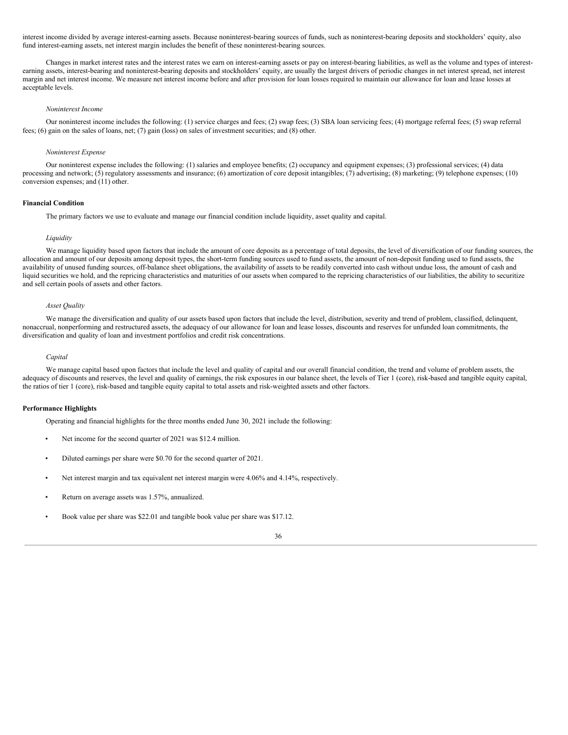interest income divided by average interest-earning assets. Because noninterest-bearing sources of funds, such as noninterest-bearing deposits and stockholders' equity, also fund interest-earning assets, net interest margin includes the benefit of these noninterest-bearing sources.

Changes in market interest rates and the interest rates we earn on interest-earning assets or pay on interest-bearing liabilities, as well as the volume and types of interest-earning assets, interest-bearing and noninterest-bearing deposits and stockholders' equity, are usually the largest drivers of periodic changes in net interest spread, net interest margin and net interest income. We measure net interest income before and after provision for loan losses required to maintain our allowance for loan and lease losses at acceptable levels.

*Noninterest Income*

Our noninterest income includes the following: (1) service charges and fees; (2) swap fees; (3) SBA loan servicing fees; (4) mortgage referral fees; (5) swap referral fees; (6) gain on the sales of loans, net; (7) gain (loss) on sales of investment securities; and (8) other.

*Noninterest Expense*

Our noninterest expense includes the following: (1) salaries and employee benefits; (2) occupancy and equipment expenses; (3) professional services; (4) data processing and network; (5) regulatory assessments and insurance; (6) amortization of core deposit intangibles; (7) advertising; (8) marketing; (9) telephone expenses; (10) conversion expenses; and (11) other.

**Financial Condition**

The primary factors we use to evaluate and manage our financial condition include liquidity, asset quality and capital.

*Liquidity*

We manage liquidity based upon factors that include the amount of core deposits as a percentage of total deposits, the level of diversification of our funding sources, the allocation and amount of our deposits among deposit types, the short-term funding sources used to fund assets, the amount of non-deposit funding used to fund assets, the availability of unused funding sources, off-balance sheet obligations, the availability of assets to be readily converted into cash without undue loss, the amount of cash and liquid securities we hold, and the repricing characteristics and maturities of our assets when compared to the repricing characteristics of our liabilities, the ability to securitize and sell certain pools of assets and other factors.

*Asset Quality*

We manage the diversification and quality of our assets based upon factors that include the level, distribution, severity and trend of problem, classified, delinquent, nonaccrual, nonperforming and restructured assets, the adequacy of our allowance for loan and lease losses, discounts and reserves for unfunded loan commitments, the diversification and quality of loan and investment portfolios and credit risk concentrations.

*Capital*

We manage capital based upon factors that include the level and quality of capital and our overall financial condition, the trend and volume of problem assets, the adequacy of discounts and reserves, the level and quality of earnings, the risk exposures in our balance sheet, the levels of Tier 1 (core), risk-based and tangible equity capital, the ratios of tier 1 (core), risk-based and tangible equity capital to total assets and risk-weighted assets and other factors.

**Performance Highlights**

Operating and financial highlights for the three months ended June 30, 2021 include the following:

- Net income for the second quarter of 2021 was $12.4 million.
- Diluted earnings per share were $0.70 for the second quarter of 2021.
- Net interest margin and tax equivalent net interest margin were 4.06% and 4.14%, respectively.
- Return on average assets was 1.57%, annualized.
- Book value per share was $22.01 and tangible book value per share was $17.12.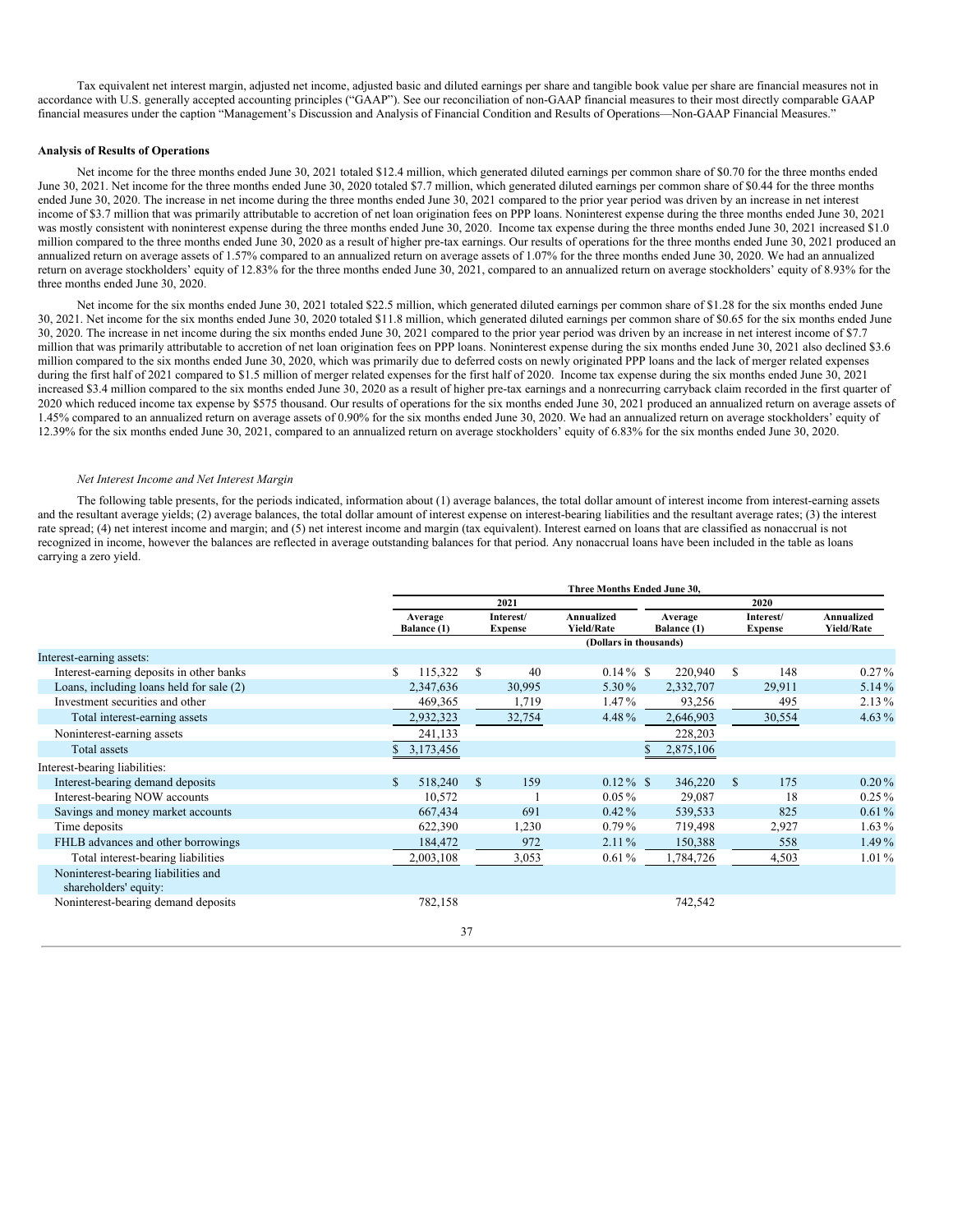Tax equivalent net interest margin, adjusted net income, adjusted basic and diluted earnings per share and tangible book value per share are financial measures not in accordance with U.S. generally accepted accounting principles ("GAAP"). See our reconciliation of non-GAAP financial measures to their most directly comparable GAAP financial measures under the caption "Management's Discussion and Analysis of Financial Condition and Results of Operations—Non-GAAP Financial Measures."

**Analysis of Results of Operations**

Net income for the three months ended June 30, 2021 totaled $12.4 million, which generated diluted earnings per common share of $0.70 for the three months ended June 30, 2021. Net income for the three months ended June 30, 2020 totaled $7.7 million, which generated diluted earnings per common share of $0.44 for the three months ended June 30, 2020. The increase in net income during the three months ended June 30, 2021 compared to the prior year period was driven by an increase in net interest income of $3.7 million that was primarily attributable to accretion of net loan origination fees on PPP loans. Noninterest expense during the three months ended June 30, 2021 was mostly consistent with noninterest expense during the three months ended June 30, 2020. Income tax expense during the three months ended June 30, 2021 increased $1.0 million compared to the three months ended June 30, 2020 as a result of higher pre-tax earnings. Our results of operations for the three months ended June 30, 2021 produced an annualized return on average assets of 1.57% compared to an annualized return on average assets of 1.07% for the three months ended June 30, 2020. We had an annualized return on average stockholders' equity of 12.83% for the three months ended June 30, 2021, compared to an annualized return on average stockholders' equity of 8.93% for the three months ended June 30, 2020.

Net income for the six months ended June 30, 2021 totaled $22.5 million, which generated diluted earnings per common share of $1.28 for the six months ended June 30, 2021. Net income for the six months ended June 30, 2020 totaled $11.8 million, which generated diluted earnings per common share of $0.65 for the six months ended June 30, 2020. The increase in net income during the six months ended June 30, 2021 compared to the prior year period was driven by an increase in net interest income of $7.7 million that was primarily attributable to accretion of net loan origination fees on PPP loans. Noninterest expense during the six months ended June 30, 2021 also declined $3.6 million compared to the six months ended June 30, 2020, which was primarily due to deferred costs on newly originated PPP loans and the lack of merger related expenses during the first half of 2021 compared to $1.5 million of merger related expenses for the first half of 2020. Income tax expense during the six months ended June 30, 2021 increased $3.4 million compared to the six months ended June 30, 2020 as a result of higher pre-tax earnings and a nonrecurring carryback claim recorded in the first quarter of 2020 which reduced income tax expense by $575 thousand. Our results of operations for the six months ended June 30, 2021 produced an annualized return on average assets of 1.45% compared to an annualized return on average assets of 0.90% for the six months ended June 30, 2020. We had an annualized return on average stockholders' equity of 12.39% for the six months ended June 30, 2021, compared to an annualized return on average stockholders' equity of 6.83% for the six months ended June 30, 2020.

*Net Interest Income and Net Interest Margin*

The following table presents, for the periods indicated, information about (1) average balances, the total dollar amount of interest income from interest-earning assets and the resultant average yields; (2) average balances, the total dollar amount of interest expense on interest-bearing liabilities and the resultant average rates; (3) the interest rate spread; (4) net interest income and margin; and (5) net interest income and margin (tax equivalent). Interest earned on loans that are classified as nonaccrual is not recognized in income, however the balances are reflected in average outstanding balances for that period. Any nonaccrual loans have been included in the table as loans carrying a zero yield.

| | Three Months Ended June 30, | | | | | |
|---|---|---|---|---|---|---|
| | 2021 | | | 2020 | | |
| | Average Balance (1) | Interest/ Expense | Annualized Yield/Rate | Average Balance (1) | Interest/ Expense | Annualized Yield/Rate |
| | (Dollars in thousands) | | | | | |
| Interest-earning assets: | | | | | | |
| Interest-earning deposits in other banks | $ 115,322 | $ 40 | 0.14 % | $ 220,940 | $ 148 | 0.27 % |
| Loans, including loans held for sale (2) | 2,347,636 | 30,995 | 5.30 % | 2,332,707 | 29,911 | 5.14 % |
| Investment securities and other | 469,365 | 1,719 | 1.47 % | 93,256 | 495 | 2.13 % |
| Total interest-earning assets | 2,932,323 | 32,754 | 4.48 % | 2,646,903 | 30,554 | 4.63 % |
| Noninterest-earning assets | 241,133 | | | 228,203 | | |
| Total assets | $ 3,173,456 | | | $ 2,875,106 | | |
| Interest-bearing liabilities: | | | | | | |
| Interest-bearing demand deposits | $ 518,240 | $ 159 | 0.12 % | $ 346,220 | $ 175 | 0.20 % |
| Interest-bearing NOW accounts | 10,572 | 1 | 0.05 % | 29,087 | 18 | 0.25 % |
| Savings and money market accounts | 667,434 | 691 | 0.42 % | 539,533 | 825 | 0.61 % |
| Time deposits | 622,390 | 1,230 | 0.79 % | 719,498 | 2,927 | 1.63 % |
| FHLB advances and other borrowings | 184,472 | 972 | 2.11 % | 150,388 | 558 | 1.49 % |
| Total interest-bearing liabilities | 2,003,108 | 3,053 | 0.61 % | 1,784,726 | 4,503 | 1.01 % |
| Noninterest-bearing liabilities and shareholders' equity: | | | | | | |
| Noninterest-bearing demand deposits | 782,158 | | | 742,542 | | |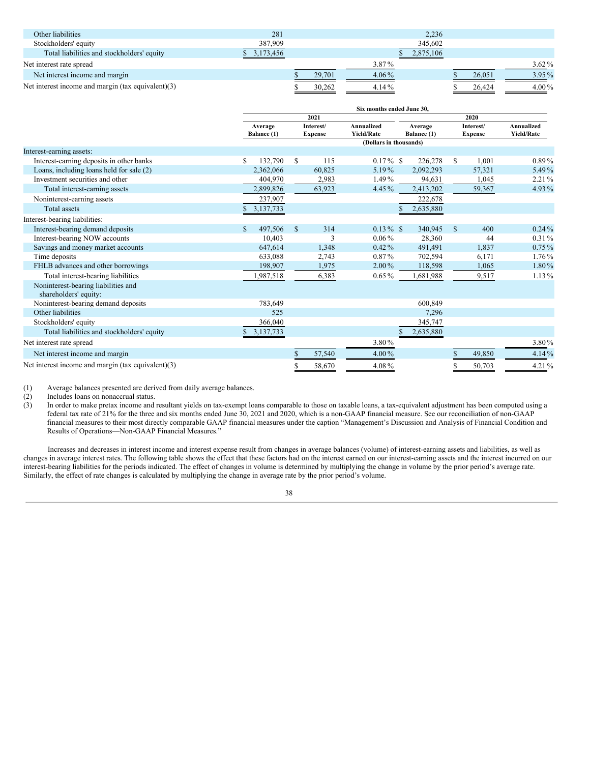| | | | | | | |
|---|---|---|---|---|---|---|
| Other liabilities | 281 | | | 2,236 | | |
| Stockholders' equity | 387,909 | | | 345,602 | | |
| Total liabilities and stockholders' equity | $ 3,173,456 | | | $ 2,875,106 | | |
| Net interest rate spread | | | 3.87 % | | | 3.62 % |
| Net interest income and margin | | $ 29,701 | 4.06 % | | $ 26,051 | 3.95 % |
| Net interest income and margin (tax equivalent)(3) | | $ 30,262 | 4.14 % | | $ 26,424 | 4.00 % |

| | Six months ended June 30, | | | | | |
|---|---|---|---|---|---|---|
| | 2021 | | | 2020 | | |
| | Average Balance (1) | Interest/ Expense | Annualized Yield/Rate | Average Balance (1) | Interest/ Expense | Annualized Yield/Rate |
| | (Dollars in thousands) | | | | | |
| Interest-earning assets: | | | | | | |
| Interest-earning deposits in other banks | $ 132,790 | $ 115 | 0.17 % | $ 226,278 | $ 1,001 | 0.89 % |
| Loans, including loans held for sale (2) | 2,362,066 | 60,825 | 5.19 % | 2,092,293 | 57,321 | 5.49 % |
| Investment securities and other | 404,970 | 2,983 | 1.49 % | 94,631 | 1,045 | 2.21 % |
| Total interest-earning assets | 2,899,826 | 63,923 | 4.45 % | 2,413,202 | 59,367 | 4.93 % |
| Noninterest-earning assets | 237,907 | | | 222,678 | | |
| Total assets | $ 3,137,733 | | | $ 2,635,880 | | |
| Interest-bearing liabilities: | | | | | | |
| Interest-bearing demand deposits | $ 497,506 | $ 314 | 0.13 % | $ 340,945 | $ 400 | 0.24 % |
| Interest-bearing NOW accounts | 10,403 | 3 | 0.06 % | 28,360 | 44 | 0.31 % |
| Savings and money market accounts | 647,614 | 1,348 | 0.42 % | 491,491 | 1,837 | 0.75 % |
| Time deposits | 633,088 | 2,743 | 0.87 % | 702,594 | 6,171 | 1.76 % |
| FHLB advances and other borrowings | 198,907 | 1,975 | 2.00 % | 118,598 | 1,065 | 1.80 % |
| Total interest-bearing liabilities | 1,987,518 | 6,383 | 0.65 % | 1,681,988 | 9,517 | 1.13 % |
| Noninterest-bearing liabilities and shareholders' equity: | | | | | | |
| Noninterest-bearing demand deposits | 783,649 | | | 600,849 | | |
| Other liabilities | 525 | | | 7,296 | | |
| Stockholders' equity | 366,040 | | | 345,747 | | |
| Total liabilities and stockholders' equity | $ 3,137,733 | | | $ 2,635,880 | | |
| Net interest rate spread | | | 3.80 % | | | 3.80 % |
| Net interest income and margin | | $ 57,540 | 4.00 % | | $ 49,850 | 4.14 % |
| Net interest income and margin (tax equivalent)(3) | | $ 58,670 | 4.08 % | | $ 50,703 | 4.21 % |

(1) Average balances presented are derived from daily average balances.

(2) Includes loans on nonaccrual status.

(3) In order to make pretax income and resultant yields on tax-exempt loans comparable to those on taxable loans, a tax-equivalent adjustment has been computed using a federal tax rate of 21% for the three and six months ended June 30, 2021 and 2020, which is a non-GAAP financial measure. See our reconciliation of non-GAAP financial measures to their most directly comparable GAAP financial measures under the caption "Management's Discussion and Analysis of Financial Condition and Results of Operations—Non-GAAP Financial Measures."

Increases and decreases in interest income and interest expense result from changes in average balances (volume) of interest-earning assets and liabilities, as well as changes in average interest rates. The following table shows the effect that these factors had on the interest earned on our interest-earning assets and the interest incurred on our interest-bearing liabilities for the periods indicated. The effect of changes in volume is determined by multiplying the change in volume by the prior year's average rate. Similarly, the effect of rate changes is calculated by multiplying the change in average rate by the prior period's volume.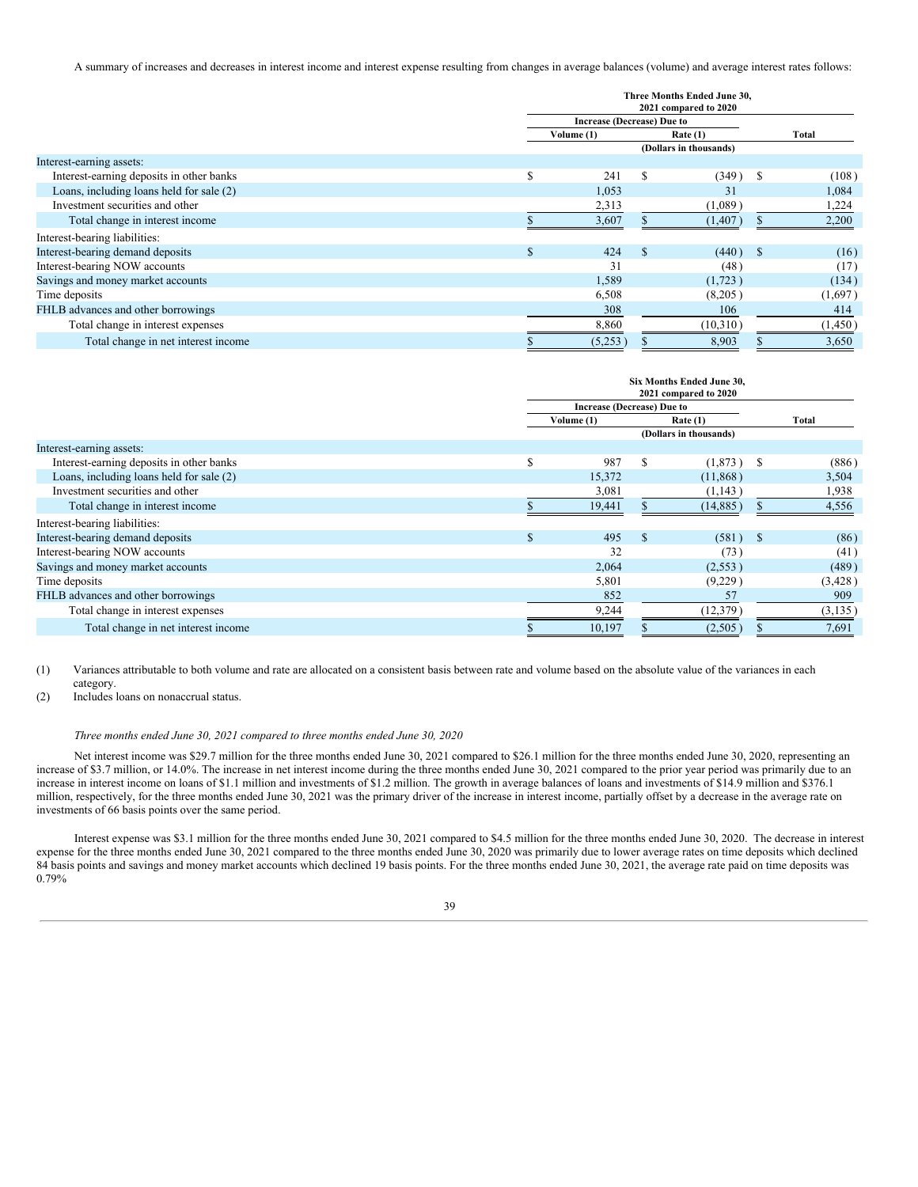A summary of increases and decreases in interest income and interest expense resulting from changes in average balances (volume) and average interest rates follows:

| | Three Months Ended June 30, 2021 compared to 2020 | | |
|---|---|---|---|
| | Increase (Decrease) Due to | | |
| | Volume (1) | Rate (1) | Total |
| | (Dollars in thousands) | | |
| Interest-earning assets: | | | |
| Interest-earning deposits in other banks | $ 241 | $ (349) | $ (108) |
| Loans, including loans held for sale (2) | 1,053 | 31 | 1,084 |
| Investment securities and other | 2,313 | (1,089) | 1,224 |
| Total change in interest income | $ 3,607 | $ (1,407) | $ 2,200 |
| Interest-bearing liabilities: | | | |
| Interest-bearing demand deposits | $ 424 | $ (440) | $ (16) |
| Interest-bearing NOW accounts | 31 | (48) | (17) |
| Savings and money market accounts | 1,589 | (1,723) | (134) |
| Time deposits | 6,508 | (8,205) | (1,697) |
| FHLB advances and other borrowings | 308 | 106 | 414 |
| Total change in interest expenses | 8,860 | (10,310) | (1,450) |
| Total change in net interest income | $ (5,253) | $ 8,903 | $ 3,650 |

| | Six Months Ended June 30, 2021 compared to 2020 | | |
|---|---|---|---|
| | Increase (Decrease) Due to | | |
| | Volume (1) | Rate (1) | Total |
| | (Dollars in thousands) | | |
| Interest-earning assets: | | | |
| Interest-earning deposits in other banks | $ 987 | $ (1,873) | $ (886) |
| Loans, including loans held for sale (2) | 15,372 | (11,868) | 3,504 |
| Investment securities and other | 3,081 | (1,143) | 1,938 |
| Total change in interest income | $ 19,441 | $ (14,885) | $ 4,556 |
| Interest-bearing liabilities: | | | |
| Interest-bearing demand deposits | $ 495 | $ (581) | $ (86) |
| Interest-bearing NOW accounts | 32 | (73) | (41) |
| Savings and money market accounts | 2,064 | (2,553) | (489) |
| Time deposits | 5,801 | (9,229) | (3,428) |
| FHLB advances and other borrowings | 852 | 57 | 909 |
| Total change in interest expenses | 9,244 | (12,379) | (3,135) |
| Total change in net interest income | $ 10,197 | $ (2,505) | $ 7,691 |

(1) Variances attributable to both volume and rate are allocated on a consistent basis between rate and volume based on the absolute value of the variances in each category.

(2) Includes loans on nonaccrual status.

*Three months ended June 30, 2021 compared to three months ended June 30, 2020*

Net interest income was $29.7 million for the three months ended June 30, 2021 compared to $26.1 million for the three months ended June 30, 2020, representing an increase of $3.7 million, or 14.0%. The increase in net interest income during the three months ended June 30, 2021 compared to the prior year period was primarily due to an increase in interest income on loans of $1.1 million and investments of $1.2 million. The growth in average balances of loans and investments of $14.9 million and $376.1 million, respectively, for the three months ended June 30, 2021 was the primary driver of the increase in interest income, partially offset by a decrease in the average rate on investments of 66 basis points over the same period.

Interest expense was $3.1 million for the three months ended June 30, 2021 compared to $4.5 million for the three months ended June 30, 2020. The decrease in interest expense for the three months ended June 30, 2021 compared to the three months ended June 30, 2020 was primarily due to lower average rates on time deposits which declined 84 basis points and savings and money market accounts which declined 19 basis points. For the three months ended June 30, 2021, the average rate paid on time deposits was 0.79%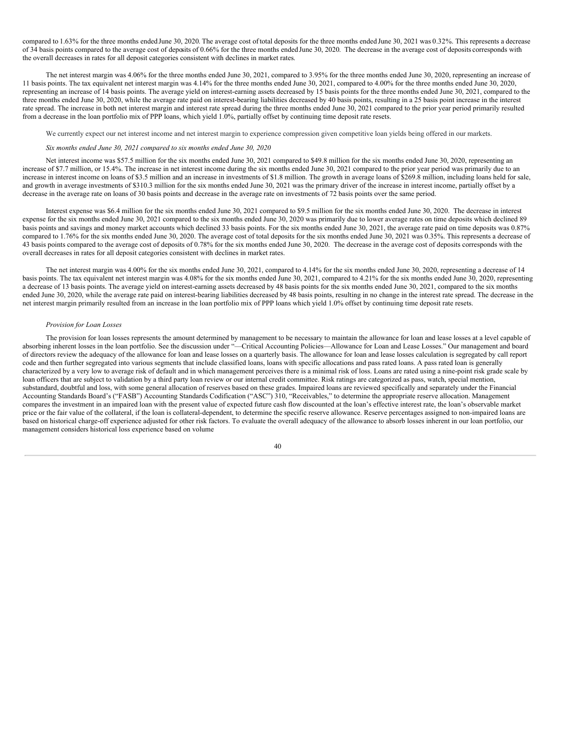compared to 1.63% for the three months ended June 30, 2020. The average cost of total deposits for the three months ended June 30, 2021 was 0.32%. This represents a decrease of 34 basis points compared to the average cost of deposits of 0.66% for the three months ended June 30, 2020. The decrease in the average cost of deposits corresponds with the overall decreases in rates for all deposit categories consistent with declines in market rates.

The net interest margin was 4.06% for the three months ended June 30, 2021, compared to 3.95% for the three months ended June 30, 2020, representing an increase of 11 basis points. The tax equivalent net interest margin was 4.14% for the three months ended June 30, 2021, compared to 4.00% for the three months ended June 30, 2020, representing an increase of 14 basis points. The average yield on interest-earning assets decreased by 15 basis points for the three months ended June 30, 2021, compared to the three months ended June 30, 2020, while the average rate paid on interest-bearing liabilities decreased by 40 basis points, resulting in a 25 basis point increase in the interest rate spread. The increase in both net interest margin and interest rate spread during the three months ended June 30, 2021 compared to the prior year period primarily resulted from a decrease in the loan portfolio mix of PPP loans, which yield 1.0%, partially offset by continuing time deposit rate resets.

We currently expect our net interest income and net interest margin to experience compression given competitive loan yields being offered in our markets.

*Six months ended June 30, 2021 compared to six months ended June 30, 2020*

Net interest income was $57.5 million for the six months ended June 30, 2021 compared to $49.8 million for the six months ended June 30, 2020, representing an increase of $7.7 million, or 15.4%. The increase in net interest income during the six months ended June 30, 2021 compared to the prior year period was primarily due to an increase in interest income on loans of $3.5 million and an increase in investments of $1.8 million. The growth in average loans of $269.8 million, including loans held for sale, and growth in average investments of $310.3 million for the six months ended June 30, 2021 was the primary driver of the increase in interest income, partially offset by a decrease in the average rate on loans of 30 basis points and decrease in the average rate on investments of 72 basis points over the same period.

Interest expense was $6.4 million for the six months ended June 30, 2021 compared to $9.5 million for the six months ended June 30, 2020. The decrease in interest expense for the six months ended June 30, 2021 compared to the six months ended June 30, 2020 was primarily due to lower average rates on time deposits which declined 89 basis points and savings and money market accounts which declined 33 basis points. For the six months ended June 30, 2021, the average rate paid on time deposits was 0.87% compared to 1.76% for the six months ended June 30, 2020. The average cost of total deposits for the six months ended June 30, 2021 was 0.35%. This represents a decrease of 43 basis points compared to the average cost of deposits of 0.78% for the six months ended June 30, 2020. The decrease in the average cost of deposits corresponds with the overall decreases in rates for all deposit categories consistent with declines in market rates.

The net interest margin was 4.00% for the six months ended June 30, 2021, compared to 4.14% for the six months ended June 30, 2020, representing a decrease of 14 basis points. The tax equivalent net interest margin was 4.08% for the six months ended June 30, 2021, compared to 4.21% for the six months ended June 30, 2020, representing a decrease of 13 basis points. The average yield on interest-earning assets decreased by 48 basis points for the six months ended June 30, 2021, compared to the six months ended June 30, 2020, while the average rate paid on interest-bearing liabilities decreased by 48 basis points, resulting in no change in the interest rate spread. The decrease in the net interest margin primarily resulted from an increase in the loan portfolio mix of PPP loans which yield 1.0% offset by continuing time deposit rate resets.

*Provision for Loan Losses*

The provision for loan losses represents the amount determined by management to be necessary to maintain the allowance for loan and lease losses at a level capable of absorbing inherent losses in the loan portfolio. See the discussion under "—Critical Accounting Policies—Allowance for Loan and Lease Losses." Our management and board of directors review the adequacy of the allowance for loan and lease losses on a quarterly basis. The allowance for loan and lease losses calculation is segregated by call report code and then further segregated into various segments that include classified loans, loans with specific allocations and pass rated loans. A pass rated loan is generally characterized by a very low to average risk of default and in which management perceives there is a minimal risk of loss. Loans are rated using a nine-point risk grade scale by loan officers that are subject to validation by a third party loan review or our internal credit committee. Risk ratings are categorized as pass, watch, special mention, substandard, doubtful and loss, with some general allocation of reserves based on these grades. Impaired loans are reviewed specifically and separately under the Financial Accounting Standards Board's ("FASB") Accounting Standards Codification ("ASC") 310, "Receivables," to determine the appropriate reserve allocation. Management compares the investment in an impaired loan with the present value of expected future cash flow discounted at the loan's effective interest rate, the loan's observable market price or the fair value of the collateral, if the loan is collateral-dependent, to determine the specific reserve allowance. Reserve percentages assigned to non-impaired loans are based on historical charge-off experience adjusted for other risk factors. To evaluate the overall adequacy of the allowance to absorb losses inherent in our loan portfolio, our management considers historical loss experience based on volume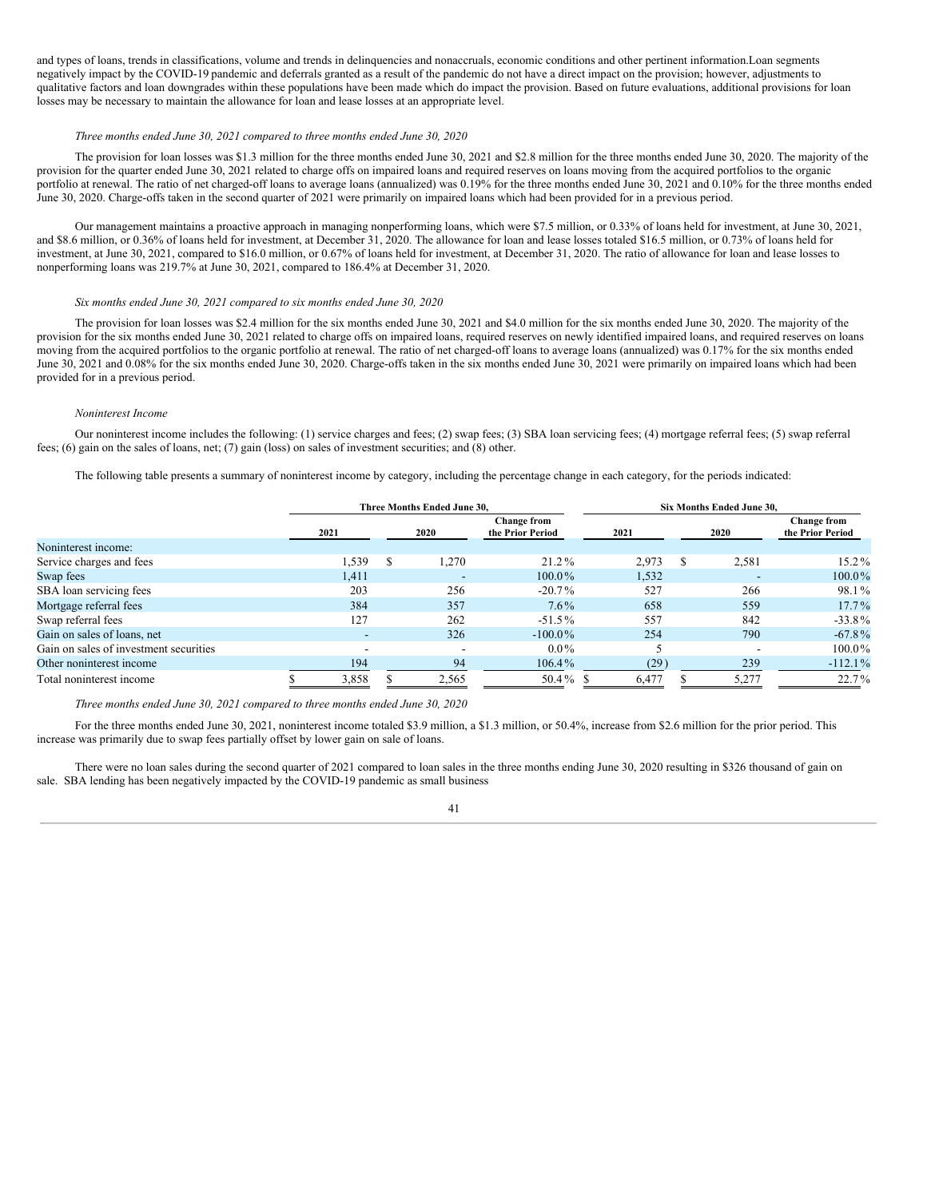and types of loans, trends in classifications, volume and trends in delinquencies and nonaccruals, economic conditions and other pertinent information.Loan segments negatively impact by the COVID-19 pandemic and deferrals granted as a result of the pandemic do not have a direct impact on the provision; however, adjustments to qualitative factors and loan downgrades within these populations have been made which do impact the provision. Based on future evaluations, additional provisions for loan losses may be necessary to maintain the allowance for loan and lease losses at an appropriate level.

*Three months ended June 30, 2021 compared to three months ended June 30, 2020*

The provision for loan losses was $1.3 million for the three months ended June 30, 2021 and $2.8 million for the three months ended June 30, 2020. The majority of the provision for the quarter ended June 30, 2021 related to charge offs on impaired loans and required reserves on loans moving from the acquired portfolios to the organic portfolio at renewal. The ratio of net charged-off loans to average loans (annualized) was 0.19% for the three months ended June 30, 2021 and 0.10% for the three months ended June 30, 2020. Charge-offs taken in the second quarter of 2021 were primarily on impaired loans which had been provided for in a previous period.

Our management maintains a proactive approach in managing nonperforming loans, which were $7.5 million, or 0.33% of loans held for investment, at June 30, 2021, and $8.6 million, or 0.36% of loans held for investment, at December 31, 2020. The allowance for loan and lease losses totaled $16.5 million, or 0.73% of loans held for investment, at June 30, 2021, compared to $16.0 million, or 0.67% of loans held for investment, at December 31, 2020. The ratio of allowance for loan and lease losses to nonperforming loans was 219.7% at June 30, 2021, compared to 186.4% at December 31, 2020.

*Six months ended June 30, 2021 compared to six months ended June 30, 2020*

The provision for loan losses was $2.4 million for the six months ended June 30, 2021 and $4.0 million for the six months ended June 30, 2020. The majority of the provision for the six months ended June 30, 2021 related to charge offs on impaired loans, required reserves on newly identified impaired loans, and required reserves on loans moving from the acquired portfolios to the organic portfolio at renewal. The ratio of net charged-off loans to average loans (annualized) was 0.17% for the six months ended June 30, 2021 and 0.08% for the six months ended June 30, 2020. Charge-offs taken in the six months ended June 30, 2021 were primarily on impaired loans which had been provided for in a previous period.

*Noninterest Income*

Our noninterest income includes the following: (1) service charges and fees; (2) swap fees; (3) SBA loan servicing fees; (4) mortgage referral fees; (5) swap referral fees; (6) gain on the sales of loans, net; (7) gain (loss) on sales of investment securities; and (8) other.

The following table presents a summary of noninterest income by category, including the percentage change in each category, for the periods indicated:

| | Three Months Ended June 30, | | | Six Months Ended June 30, | | |
|---|---|---|---|---|---|---|
| | 2021 | 2020 | Change from the Prior Period | 2021 | 2020 | Change from the Prior Period |
| Noninterest income: | | | | | | |
| Service charges and fees | 1,539 | $ 1,270 | 21.2% | 2,973 | $ 2,581 | 15.2% |
| Swap fees | 1,411 | - | 100.0% | 1,532 | - | 100.0% |
| SBA loan servicing fees | 203 | 256 | -20.7% | 527 | 266 | 98.1% |
| Mortgage referral fees | 384 | 357 | 7.6% | 658 | 559 | 17.7% |
| Swap referral fees | 127 | 262 | -51.5% | 557 | 842 | -33.8% |
| Gain on sales of loans, net | - | 326 | -100.0% | 254 | 790 | -67.8% |
| Gain on sales of investment securities | - | - | 0.0% | 5 | - | 100.0% |
| Other noninterest income | 194 | 94 | 106.4% | (29) | 239 | -112.1% |
| Total noninterest income | $ 3,858 | $ 2,565 | 50.4% | $ 6,477 | $ 5,277 | 22.7% |

*Three months ended June 30, 2021 compared to three months ended June 30, 2020*

For the three months ended June 30, 2021, noninterest income totaled $3.9 million, a $1.3 million, or 50.4%, increase from $2.6 million for the prior period. This increase was primarily due to swap fees partially offset by lower gain on sale of loans.

There were no loan sales during the second quarter of 2021 compared to loan sales in the three months ending June 30, 2020 resulting in $326 thousand of gain on sale. SBA lending has been negatively impacted by the COVID-19 pandemic as small business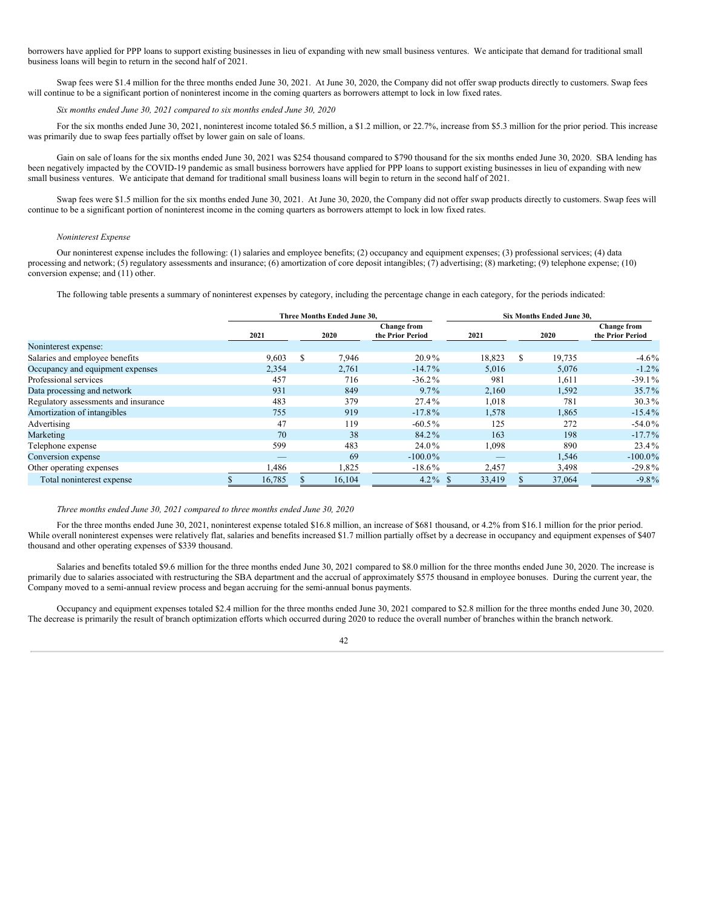borrowers have applied for PPP loans to support existing businesses in lieu of expanding with new small business ventures. We anticipate that demand for traditional small business loans will begin to return in the second half of 2021.

Swap fees were $1.4 million for the three months ended June 30, 2021. At June 30, 2020, the Company did not offer swap products directly to customers. Swap fees will continue to be a significant portion of noninterest income in the coming quarters as borrowers attempt to lock in low fixed rates.

*Six months ended June 30, 2021 compared to six months ended June 30, 2020*

For the six months ended June 30, 2021, noninterest income totaled $6.5 million, a $1.2 million, or 22.7%, increase from $5.3 million for the prior period. This increase was primarily due to swap fees partially offset by lower gain on sale of loans.

Gain on sale of loans for the six months ended June 30, 2021 was $254 thousand compared to $790 thousand for the six months ended June 30, 2020. SBA lending has been negatively impacted by the COVID-19 pandemic as small business borrowers have applied for PPP loans to support existing businesses in lieu of expanding with new small business ventures. We anticipate that demand for traditional small business loans will begin to return in the second half of 2021.

Swap fees were $1.5 million for the six months ended June 30, 2021. At June 30, 2020, the Company did not offer swap products directly to customers. Swap fees will continue to be a significant portion of noninterest income in the coming quarters as borrowers attempt to lock in low fixed rates.

*Noninterest Expense*

Our noninterest expense includes the following: (1) salaries and employee benefits; (2) occupancy and equipment expenses; (3) professional services; (4) data processing and network; (5) regulatory assessments and insurance; (6) amortization of core deposit intangibles; (7) advertising; (8) marketing; (9) telephone expense; (10) conversion expense; and (11) other.

The following table presents a summary of noninterest expenses by category, including the percentage change in each category, for the periods indicated:

| | Three Months Ended June 30, | | | Six Months Ended June 30, | | |
|---|---|---|---|---|---|---|
| | 2021 | 2020 | Change from the Prior Period | 2021 | 2020 | Change from the Prior Period |
| Noninterest expense: | | | | | | |
| Salaries and employee benefits | 9,603 | $ 7,946 | 20.9% | 18,823 | $ 19,735 | -4.6% |
| Occupancy and equipment expenses | 2,354 | 2,761 | -14.7% | 5,016 | 5,076 | -1.2% |
| Professional services | 457 | 716 | -36.2% | 981 | 1,611 | -39.1% |
| Data processing and network | 931 | 849 | 9.7% | 2,160 | 1,592 | 35.7% |
| Regulatory assessments and insurance | 483 | 379 | 27.4% | 1,018 | 781 | 30.3% |
| Amortization of intangibles | 755 | 919 | -17.8% | 1,578 | 1,865 | -15.4% |
| Advertising | 47 | 119 | -60.5% | 125 | 272 | -54.0% |
| Marketing | 70 | 38 | 84.2% | 163 | 198 | -17.7% |
| Telephone expense | 599 | 483 | 24.0% | 1,098 | 890 | 23.4% |
| Conversion expense | — | 69 | -100.0% | — | 1,546 | -100.0% |
| Other operating expenses | 1,486 | 1,825 | -18.6% | 2,457 | 3,498 | -29.8% |
| Total noninterest expense | $ 16,785 | $ 16,104 | 4.2% | $ 33,419 | $ 37,064 | -9.8% |

*Three months ended June 30, 2021 compared to three months ended June 30, 2020*

For the three months ended June 30, 2021, noninterest expense totaled $16.8 million, an increase of $681 thousand, or 4.2% from $16.1 million for the prior period. While overall noninterest expenses were relatively flat, salaries and benefits increased $1.7 million partially offset by a decrease in occupancy and equipment expenses of $407 thousand and other operating expenses of $339 thousand.

Salaries and benefits totaled $9.6 million for the three months ended June 30, 2021 compared to $8.0 million for the three months ended June 30, 2020. The increase is primarily due to salaries associated with restructuring the SBA department and the accrual of approximately $575 thousand in employee bonuses. During the current year, the Company moved to a semi-annual review process and began accruing for the semi-annual bonus payments.

Occupancy and equipment expenses totaled $2.4 million for the three months ended June 30, 2021 compared to $2.8 million for the three months ended June 30, 2020. The decrease is primarily the result of branch optimization efforts which occurred during 2020 to reduce the overall number of branches within the branch network.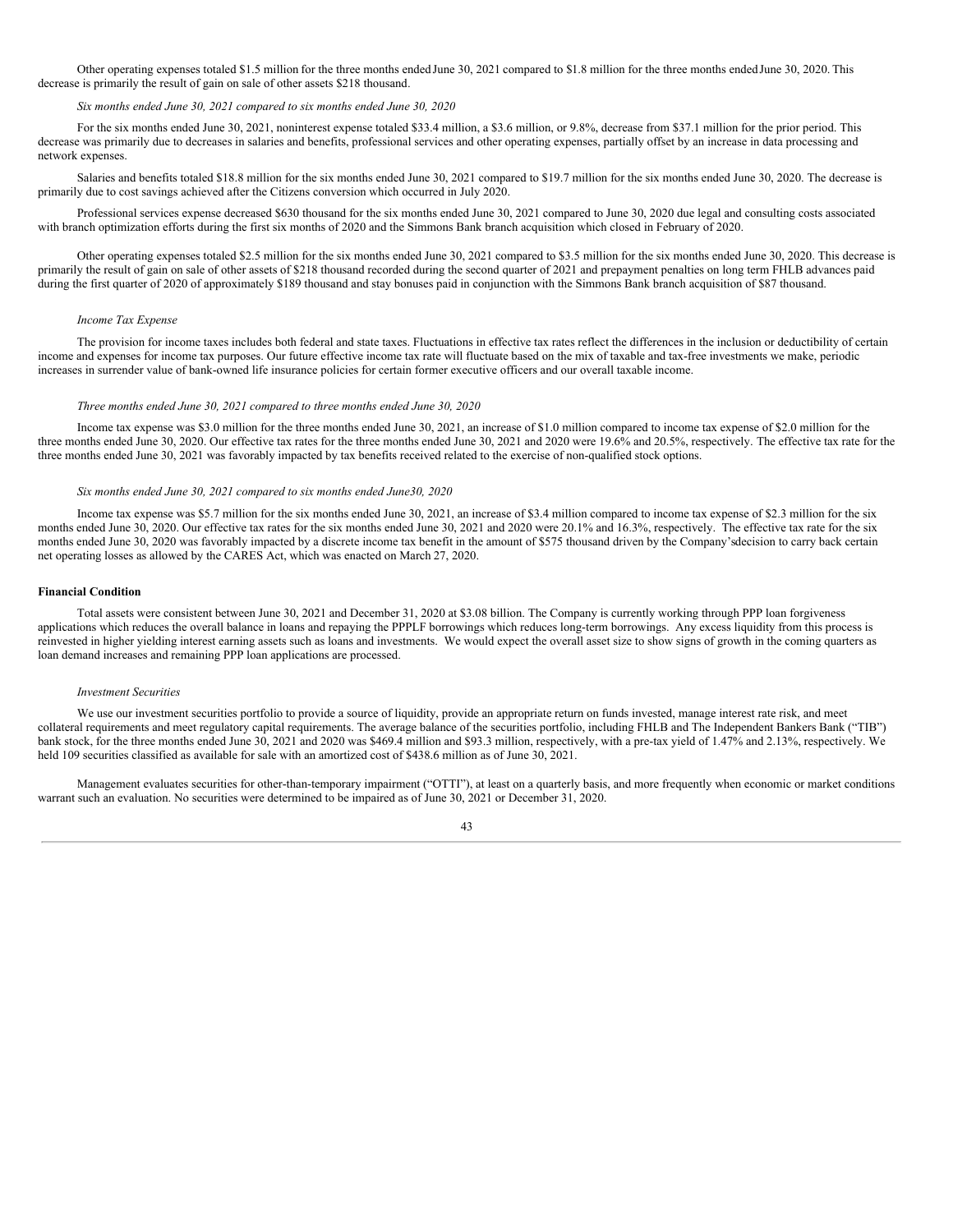Other operating expenses totaled $1.5 million for the three months ended June 30, 2021 compared to $1.8 million for the three months ended June 30, 2020. This decrease is primarily the result of gain on sale of other assets $218 thousand.

*Six months ended June 30, 2021 compared to six months ended June 30, 2020*

For the six months ended June 30, 2021, noninterest expense totaled $33.4 million, a $3.6 million, or 9.8%, decrease from $37.1 million for the prior period. This decrease was primarily due to decreases in salaries and benefits, professional services and other operating expenses, partially offset by an increase in data processing and network expenses.

Salaries and benefits totaled $18.8 million for the six months ended June 30, 2021 compared to $19.7 million for the six months ended June 30, 2020. The decrease is primarily due to cost savings achieved after the Citizens conversion which occurred in July 2020.

Professional services expense decreased $630 thousand for the six months ended June 30, 2021 compared to June 30, 2020 due legal and consulting costs associated with branch optimization efforts during the first six months of 2020 and the Simmons Bank branch acquisition which closed in February of 2020.

Other operating expenses totaled $2.5 million for the six months ended June 30, 2021 compared to $3.5 million for the six months ended June 30, 2020. This decrease is primarily the result of gain on sale of other assets of $218 thousand recorded during the second quarter of 2021 and prepayment penalties on long term FHLB advances paid during the first quarter of 2020 of approximately $189 thousand and stay bonuses paid in conjunction with the Simmons Bank branch acquisition of $87 thousand.

*Income Tax Expense*

The provision for income taxes includes both federal and state taxes. Fluctuations in effective tax rates reflect the differences in the inclusion or deductibility of certain income and expenses for income tax purposes. Our future effective income tax rate will fluctuate based on the mix of taxable and tax-free investments we make, periodic increases in surrender value of bank-owned life insurance policies for certain former executive officers and our overall taxable income.

*Three months ended June 30, 2021 compared to three months ended June 30, 2020*

Income tax expense was $3.0 million for the three months ended June 30, 2021, an increase of $1.0 million compared to income tax expense of $2.0 million for the three months ended June 30, 2020. Our effective tax rates for the three months ended June 30, 2021 and 2020 were 19.6% and 20.5%, respectively. The effective tax rate for the three months ended June 30, 2021 was favorably impacted by tax benefits received related to the exercise of non-qualified stock options.

*Six months ended June 30, 2021 compared to six months ended June30, 2020*

Income tax expense was $5.7 million for the six months ended June 30, 2021, an increase of $3.4 million compared to income tax expense of $2.3 million for the six months ended June 30, 2020. Our effective tax rates for the six months ended June 30, 2021 and 2020 were 20.1% and 16.3%, respectively. The effective tax rate for the six months ended June 30, 2020 was favorably impacted by a discrete income tax benefit in the amount of $575 thousand driven by the Company'sdecision to carry back certain net operating losses as allowed by the CARES Act, which was enacted on March 27, 2020.

**Financial Condition**

Total assets were consistent between June 30, 2021 and December 31, 2020 at $3.08 billion. The Company is currently working through PPP loan forgiveness applications which reduces the overall balance in loans and repaying the PPPLF borrowings which reduces long-term borrowings. Any excess liquidity from this process is reinvested in higher yielding interest earning assets such as loans and investments. We would expect the overall asset size to show signs of growth in the coming quarters as loan demand increases and remaining PPP loan applications are processed.

*Investment Securities*

We use our investment securities portfolio to provide a source of liquidity, provide an appropriate return on funds invested, manage interest rate risk, and meet collateral requirements and meet regulatory capital requirements. The average balance of the securities portfolio, including FHLB and The Independent Bankers Bank ("TIB") bank stock, for the three months ended June 30, 2021 and 2020 was $469.4 million and $93.3 million, respectively, with a pre-tax yield of 1.47% and 2.13%, respectively. We held 109 securities classified as available for sale with an amortized cost of $438.6 million as of June 30, 2021.

Management evaluates securities for other-than-temporary impairment ("OTTI"), at least on a quarterly basis, and more frequently when economic or market conditions warrant such an evaluation. No securities were determined to be impaired as of June 30, 2021 or December 31, 2020.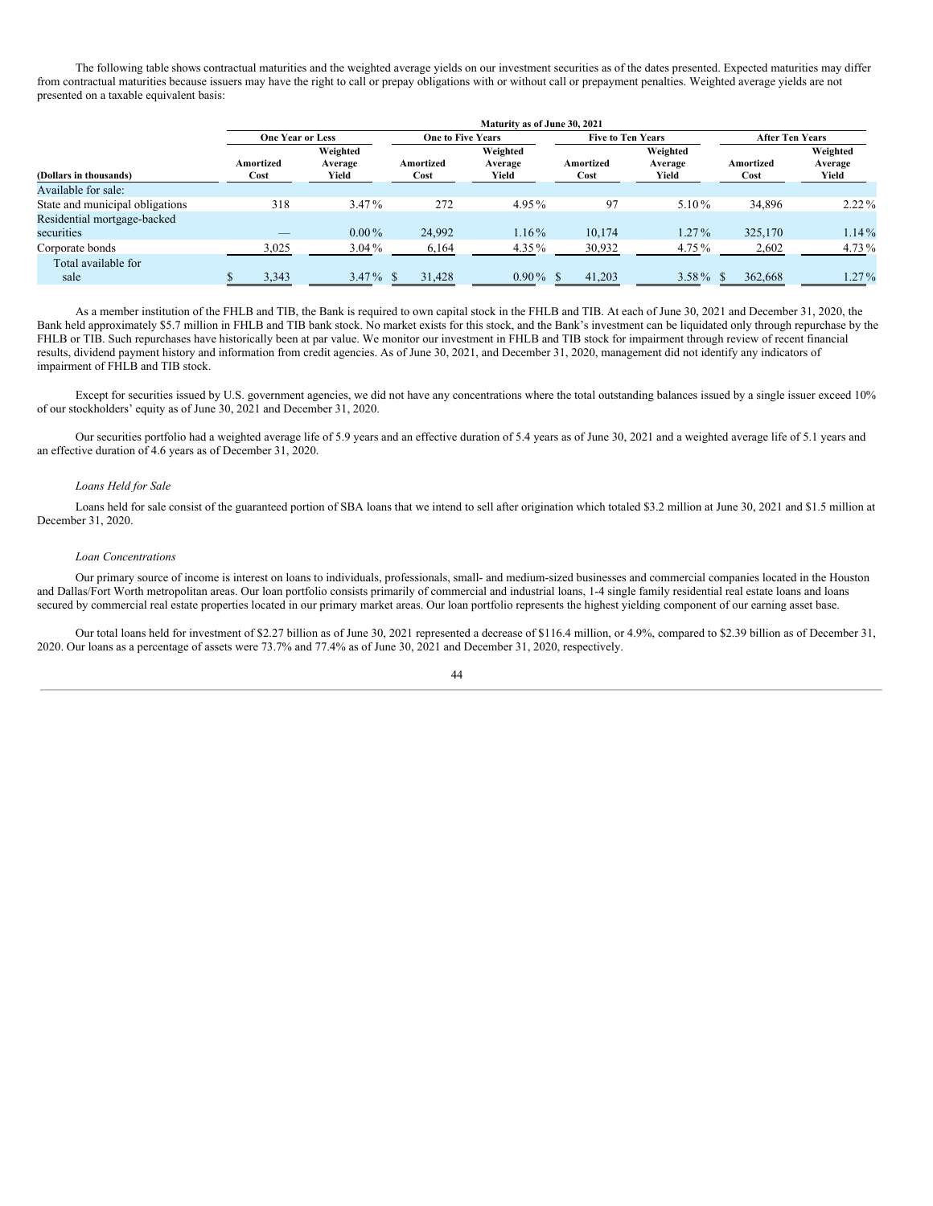The following table shows contractual maturities and the weighted average yields on our investment securities as of the dates presented. Expected maturities may differ from contractual maturities because issuers may have the right to call or prepay obligations with or without call or prepayment penalties. Weighted average yields are not presented on a taxable equivalent basis:

| | Maturity as of June 30, 2021 | | | | | | | |
|---|---|---|---|---|---|---|---|---|
| | One Year or Less | | One to Five Years | | Five to Ten Years | | After Ten Years | |
| (Dollars in thousands) | Amortized Cost | Weighted Average Yield | Amortized Cost | Weighted Average Yield | Amortized Cost | Weighted Average Yield | Amortized Cost | Weighted Average Yield |
| Available for sale: | | | | | | | | |
| State and municipal obligations | 318 | 3.47 % | 272 | 4.95 % | 97 | 5.10 % | 34,896 | 2.22 % |
| Residential mortgage-backed securities | — | 0.00 % | 24,992 | 1.16 % | 10,174 | 1.27 % | 325,170 | 1.14 % |
| Corporate bonds | 3,025 | 3.04 % | 6,164 | 4.35 % | 30,932 | 4.75 % | 2,602 | 4.73 % |
| Total available for sale | $ 3,343 | 3.47 % | $ 31,428 | 0.90 % | $ 41,203 | 3.58 % | $ 362,668 | 1.27 % |

As a member institution of the FHLB and TIB, the Bank is required to own capital stock in the FHLB and TIB. At each of June 30, 2021 and December 31, 2020, the Bank held approximately $5.7 million in FHLB and TIB bank stock. No market exists for this stock, and the Bank's investment can be liquidated only through repurchase by the FHLB or TIB. Such repurchases have historically been at par value. We monitor our investment in FHLB and TIB stock for impairment through review of recent financial results, dividend payment history and information from credit agencies. As of June 30, 2021, and December 31, 2020, management did not identify any indicators of impairment of FHLB and TIB stock.

Except for securities issued by U.S. government agencies, we did not have any concentrations where the total outstanding balances issued by a single issuer exceed 10% of our stockholders' equity as of June 30, 2021 and December 31, 2020.

Our securities portfolio had a weighted average life of 5.9 years and an effective duration of 5.4 years as of June 30, 2021 and a weighted average life of 5.1 years and an effective duration of 4.6 years as of December 31, 2020.

*Loans Held for Sale*

Loans held for sale consist of the guaranteed portion of SBA loans that we intend to sell after origination which totaled $3.2 million at June 30, 2021 and $1.5 million at December 31, 2020.

*Loan Concentrations*

Our primary source of income is interest on loans to individuals, professionals, small- and medium-sized businesses and commercial companies located in the Houston and Dallas/Fort Worth metropolitan areas. Our loan portfolio consists primarily of commercial and industrial loans, 1-4 single family residential real estate loans and loans secured by commercial real estate properties located in our primary market areas. Our loan portfolio represents the highest yielding component of our earning asset base.

Our total loans held for investment of $2.27 billion as of June 30, 2021 represented a decrease of $116.4 million, or 4.9%, compared to $2.39 billion as of December 31, 2020. Our loans as a percentage of assets were 73.7% and 77.4% as of June 30, 2021 and December 31, 2020, respectively.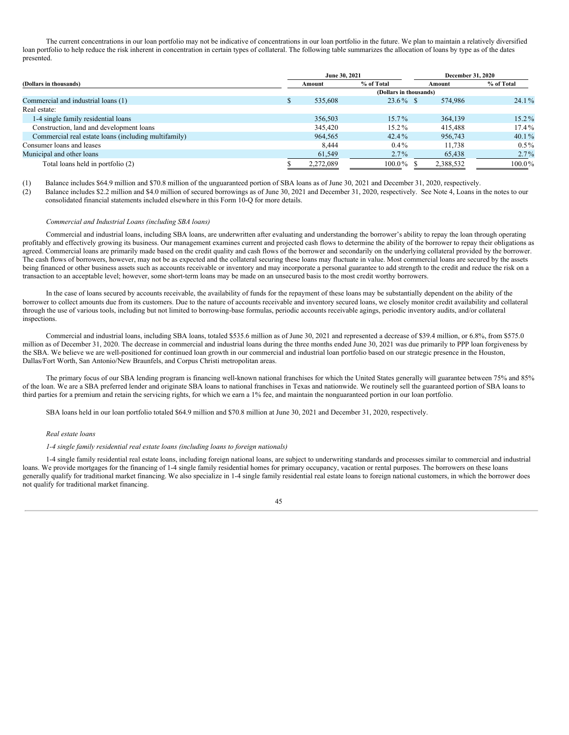The current concentrations in our loan portfolio may not be indicative of concentrations in our loan portfolio in the future. We plan to maintain a relatively diversified loan portfolio to help reduce the risk inherent in concentration in certain types of collateral. The following table summarizes the allocation of loans by type as of the dates presented.

| (Dollars in thousands) | June 30, 2021 | | December 31, 2020 | |
|---|---|---|---|---|
| | Amount | % of Total | Amount | % of Total |
| | (Dollars in thousands) | | | |
| Commercial and industrial loans (1) | $ 535,608 | 23.6 % | $ 574,986 | 24.1 % |
| Real estate: | | | | |
| 1-4 single family residential loans | 356,503 | 15.7 % | 364,139 | 15.2 % |
| Construction, land and development loans | 345,420 | 15.2 % | 415,488 | 17.4 % |
| Commercial real estate loans (including multifamily) | 964,565 | 42.4 % | 956,743 | 40.1 % |
| Consumer loans and leases | 8,444 | 0.4 % | 11,738 | 0.5 % |
| Municipal and other loans | 61,549 | 2.7 % | 65,438 | 2.7 % |
| Total loans held in portfolio (2) | $ 2,272,089 | 100.0 % | $ 2,388,532 | 100.0 % |

(1) Balance includes $64.9 million and $70.8 million of the unguaranteed portion of SBA loans as of June 30, 2021 and December 31, 2020, respectively.

(2) Balance includes $2.2 million and $4.0 million of secured borrowings as of June 30, 2021 and December 31, 2020, respectively. See Note 4, Loans in the notes to our consolidated financial statements included elsewhere in this Form 10-Q for more details.

*Commercial and Industrial Loans (including SBA loans)*

Commercial and industrial loans, including SBA loans, are underwritten after evaluating and understanding the borrower's ability to repay the loan through operating profitably and effectively growing its business. Our management examines current and projected cash flows to determine the ability of the borrower to repay their obligations as agreed. Commercial loans are primarily made based on the credit quality and cash flows of the borrower and secondarily on the underlying collateral provided by the borrower. The cash flows of borrowers, however, may not be as expected and the collateral securing these loans may fluctuate in value. Most commercial loans are secured by the assets being financed or other business assets such as accounts receivable or inventory and may incorporate a personal guarantee to add strength to the credit and reduce the risk on a transaction to an acceptable level; however, some short-term loans may be made on an unsecured basis to the most credit worthy borrowers.

In the case of loans secured by accounts receivable, the availability of funds for the repayment of these loans may be substantially dependent on the ability of the borrower to collect amounts due from its customers. Due to the nature of accounts receivable and inventory secured loans, we closely monitor credit availability and collateral through the use of various tools, including but not limited to borrowing-base formulas, periodic accounts receivable agings, periodic inventory audits, and/or collateral inspections.

Commercial and industrial loans, including SBA loans, totaled $535.6 million as of June 30, 2021 and represented a decrease of $39.4 million, or 6.8%, from $575.0 million as of December 31, 2020. The decrease in commercial and industrial loans during the three months ended June 30, 2021 was due primarily to PPP loan forgiveness by the SBA. We believe we are well-positioned for continued loan growth in our commercial and industrial loan portfolio based on our strategic presence in the Houston, Dallas/Fort Worth, San Antonio/New Braunfels, and Corpus Christi metropolitan areas.

The primary focus of our SBA lending program is financing well-known national franchises for which the United States generally will guarantee between 75% and 85% of the loan. We are a SBA preferred lender and originate SBA loans to national franchises in Texas and nationwide. We routinely sell the guaranteed portion of SBA loans to third parties for a premium and retain the servicing rights, for which we earn a 1% fee, and maintain the nonguaranteed portion in our loan portfolio.

SBA loans held in our loan portfolio totaled $64.9 million and $70.8 million at June 30, 2021 and December 31, 2020, respectively.

*Real estate loans*

*1-4 single family residential real estate loans (including loans to foreign nationals)*

1-4 single family residential real estate loans, including foreign national loans, are subject to underwriting standards and processes similar to commercial and industrial loans. We provide mortgages for the financing of 1-4 single family residential homes for primary occupancy, vacation or rental purposes. The borrowers on these loans generally qualify for traditional market financing. We also specialize in 1-4 single family residential real estate loans to foreign national customers, in which the borrower does not qualify for traditional market financing.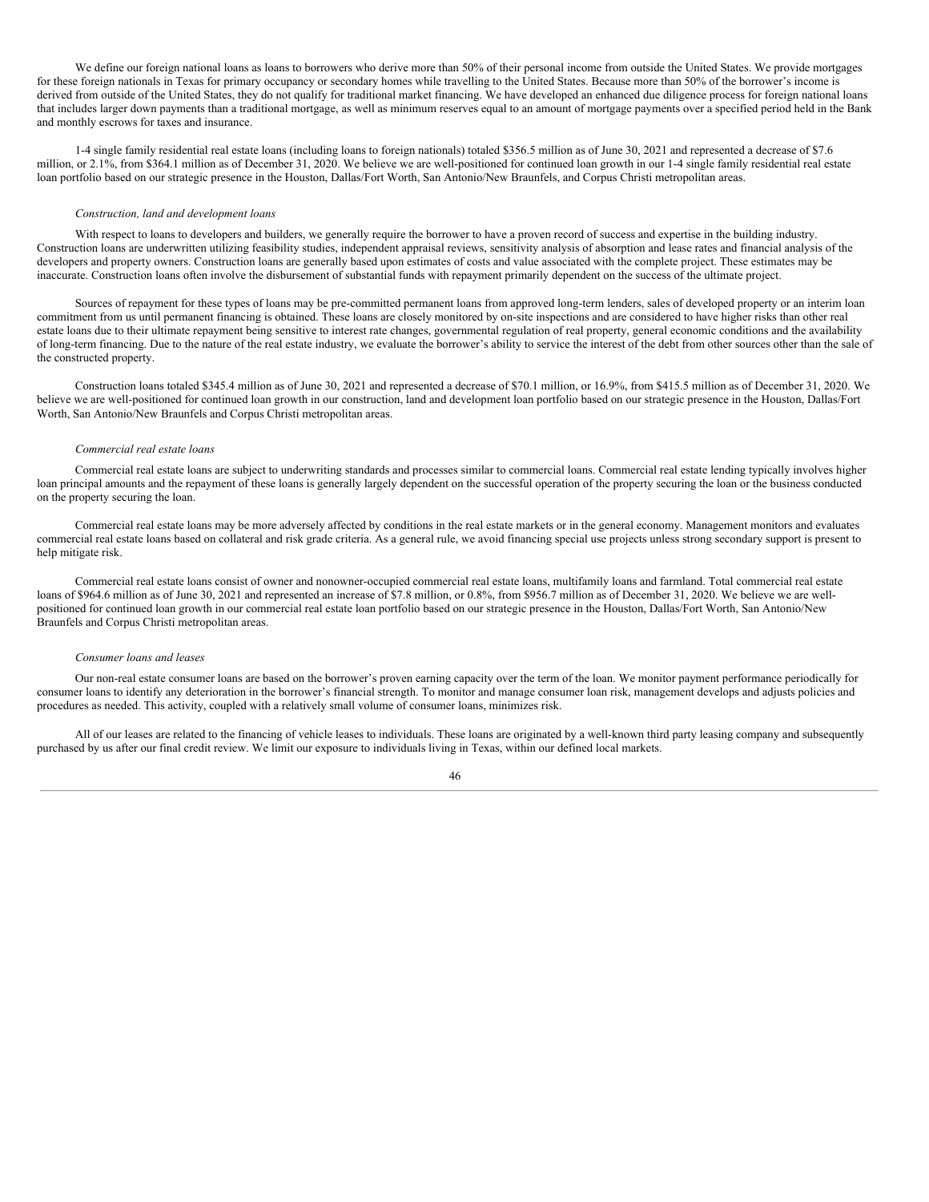We define our foreign national loans as loans to borrowers who derive more than 50% of their personal income from outside the United States. We provide mortgages for these foreign nationals in Texas for primary occupancy or secondary homes while travelling to the United States. Because more than 50% of the borrower's income is derived from outside of the United States, they do not qualify for traditional market financing. We have developed an enhanced due diligence process for foreign national loans that includes larger down payments than a traditional mortgage, as well as minimum reserves equal to an amount of mortgage payments over a specified period held in the Bank and monthly escrows for taxes and insurance.

1-4 single family residential real estate loans (including loans to foreign nationals) totaled $356.5 million as of June 30, 2021 and represented a decrease of $7.6 million, or 2.1%, from $364.1 million as of December 31, 2020. We believe we are well-positioned for continued loan growth in our 1-4 single family residential real estate loan portfolio based on our strategic presence in the Houston, Dallas/Fort Worth, San Antonio/New Braunfels, and Corpus Christi metropolitan areas.

*Construction, land and development loans*

With respect to loans to developers and builders, we generally require the borrower to have a proven record of success and expertise in the building industry. Construction loans are underwritten utilizing feasibility studies, independent appraisal reviews, sensitivity analysis of absorption and lease rates and financial analysis of the developers and property owners. Construction loans are generally based upon estimates of costs and value associated with the complete project. These estimates may be inaccurate. Construction loans often involve the disbursement of substantial funds with repayment primarily dependent on the success of the ultimate project.

Sources of repayment for these types of loans may be pre-committed permanent loans from approved long-term lenders, sales of developed property or an interim loan commitment from us until permanent financing is obtained. These loans are closely monitored by on-site inspections and are considered to have higher risks than other real estate loans due to their ultimate repayment being sensitive to interest rate changes, governmental regulation of real property, general economic conditions and the availability of long-term financing. Due to the nature of the real estate industry, we evaluate the borrower's ability to service the interest of the debt from other sources other than the sale of the constructed property.

Construction loans totaled $345.4 million as of June 30, 2021 and represented a decrease of $70.1 million, or 16.9%, from $415.5 million as of December 31, 2020. We believe we are well-positioned for continued loan growth in our construction, land and development loan portfolio based on our strategic presence in the Houston, Dallas/Fort Worth, San Antonio/New Braunfels and Corpus Christi metropolitan areas.

*Commercial real estate loans*

Commercial real estate loans are subject to underwriting standards and processes similar to commercial loans. Commercial real estate lending typically involves higher loan principal amounts and the repayment of these loans is generally largely dependent on the successful operation of the property securing the loan or the business conducted on the property securing the loan.

Commercial real estate loans may be more adversely affected by conditions in the real estate markets or in the general economy. Management monitors and evaluates commercial real estate loans based on collateral and risk grade criteria. As a general rule, we avoid financing special use projects unless strong secondary support is present to help mitigate risk.

Commercial real estate loans consist of owner and nonowner-occupied commercial real estate loans, multifamily loans and farmland. Total commercial real estate loans of $964.6 million as of June 30, 2021 and represented an increase of $7.8 million, or 0.8%, from $956.7 million as of December 31, 2020. We believe we are well-positioned for continued loan growth in our commercial real estate loan portfolio based on our strategic presence in the Houston, Dallas/Fort Worth, San Antonio/New Braunfels and Corpus Christi metropolitan areas.

*Consumer loans and leases*

Our non-real estate consumer loans are based on the borrower's proven earning capacity over the term of the loan. We monitor payment performance periodically for consumer loans to identify any deterioration in the borrower's financial strength. To monitor and manage consumer loan risk, management develops and adjusts policies and procedures as needed. This activity, coupled with a relatively small volume of consumer loans, minimizes risk.

All of our leases are related to the financing of vehicle leases to individuals. These loans are originated by a well-known third party leasing company and subsequently purchased by us after our final credit review. We limit our exposure to individuals living in Texas, within our defined local markets.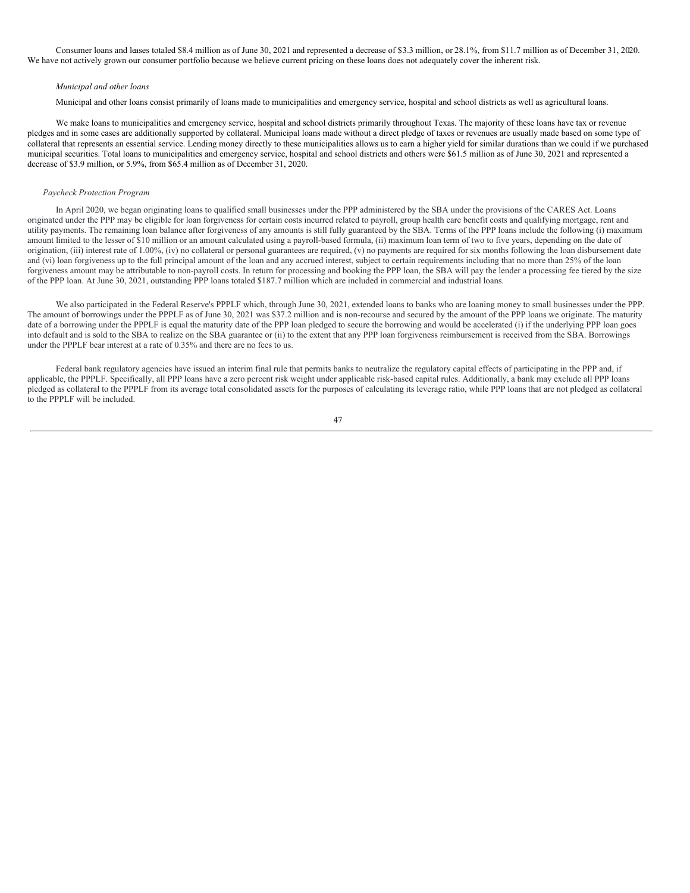Consumer loans and leases totaled $8.4 million as of June 30, 2021 and represented a decrease of $3.3 million, or 28.1%, from $11.7 million as of December 31, 2020. We have not actively grown our consumer portfolio because we believe current pricing on these loans does not adequately cover the inherent risk.

*Municipal and other loans*

Municipal and other loans consist primarily of loans made to municipalities and emergency service, hospital and school districts as well as agricultural loans.

We make loans to municipalities and emergency service, hospital and school districts primarily throughout Texas. The majority of these loans have tax or revenue pledges and in some cases are additionally supported by collateral. Municipal loans made without a direct pledge of taxes or revenues are usually made based on some type of collateral that represents an essential service. Lending money directly to these municipalities allows us to earn a higher yield for similar durations than we could if we purchased municipal securities. Total loans to municipalities and emergency service, hospital and school districts and others were $61.5 million as of June 30, 2021 and represented a decrease of $3.9 million, or 5.9%, from $65.4 million as of December 31, 2020.

*Paycheck Protection Program*

In April 2020, we began originating loans to qualified small businesses under the PPP administered by the SBA under the provisions of the CARES Act. Loans originated under the PPP may be eligible for loan forgiveness for certain costs incurred related to payroll, group health care benefit costs and qualifying mortgage, rent and utility payments. The remaining loan balance after forgiveness of any amounts is still fully guaranteed by the SBA. Terms of the PPP loans include the following (i) maximum amount limited to the lesser of $10 million or an amount calculated using a payroll-based formula, (ii) maximum loan term of two to five years, depending on the date of origination, (iii) interest rate of 1.00%, (iv) no collateral or personal guarantees are required, (v) no payments are required for six months following the loan disbursement date and (vi) loan forgiveness up to the full principal amount of the loan and any accrued interest, subject to certain requirements including that no more than 25% of the loan forgiveness amount may be attributable to non-payroll costs. In return for processing and booking the PPP loan, the SBA will pay the lender a processing fee tiered by the size of the PPP loan. At June 30, 2021, outstanding PPP loans totaled $187.7 million which are included in commercial and industrial loans.

We also participated in the Federal Reserve's PPPLF which, through June 30, 2021, extended loans to banks who are loaning money to small businesses under the PPP. The amount of borrowings under the PPPLF as of June 30, 2021 was $37.2 million and is non-recourse and secured by the amount of the PPP loans we originate. The maturity date of a borrowing under the PPPLF is equal the maturity date of the PPP loan pledged to secure the borrowing and would be accelerated (i) if the underlying PPP loan goes into default and is sold to the SBA to realize on the SBA guarantee or (ii) to the extent that any PPP loan forgiveness reimbursement is received from the SBA. Borrowings under the PPPLF bear interest at a rate of 0.35% and there are no fees to us.

Federal bank regulatory agencies have issued an interim final rule that permits banks to neutralize the regulatory capital effects of participating in the PPP and, if applicable, the PPPLF. Specifically, all PPP loans have a zero percent risk weight under applicable risk-based capital rules. Additionally, a bank may exclude all PPP loans pledged as collateral to the PPPLF from its average total consolidated assets for the purposes of calculating its leverage ratio, while PPP loans that are not pledged as collateral to the PPPLF will be included.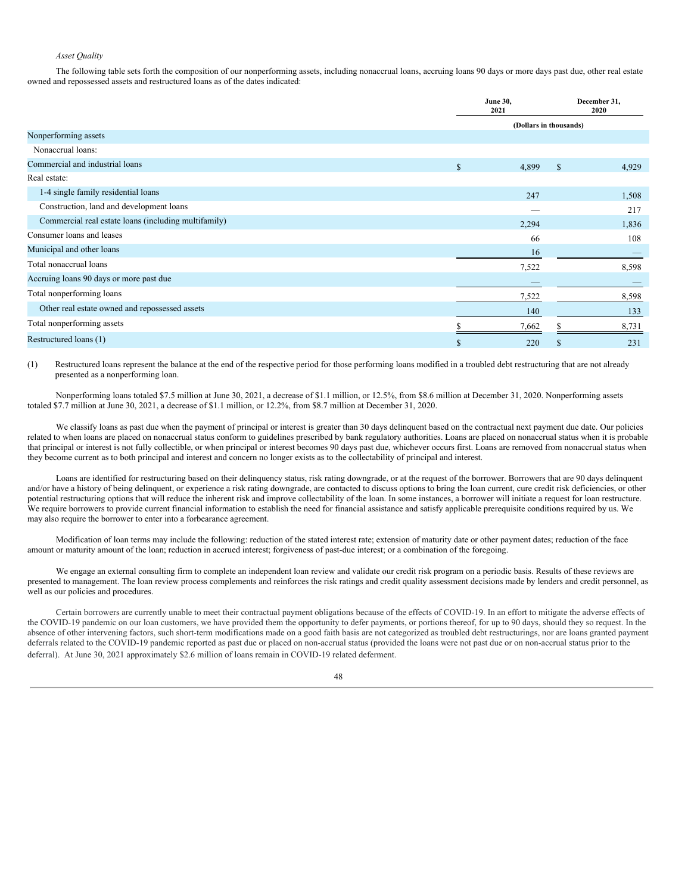*Asset Quality*

The following table sets forth the composition of our nonperforming assets, including nonaccrual loans, accruing loans 90 days or more days past due, other real estate owned and repossessed assets and restructured loans as of the dates indicated:

| | June 30, 2021 | December 31, 2020 |
|---|---|---|
| | (Dollars in thousands) | |
| Nonperforming assets | | |
| Nonaccrual loans: | | |
| Commercial and industrial loans | $ 4,899 | $ 4,929 |
| Real estate: | | |
| 1-4 single family residential loans | 247 | 1,508 |
| Construction, land and development loans | — | 217 |
| Commercial real estate loans (including multifamily) | 2,294 | 1,836 |
| Consumer loans and leases | 66 | 108 |
| Municipal and other loans | 16 | — |
| Total nonaccrual loans | 7,522 | 8,598 |
| Accruing loans 90 days or more past due | — | — |
| Total nonperforming loans | 7,522 | 8,598 |
| Other real estate owned and repossessed assets | 140 | 133 |
| Total nonperforming assets | $ 7,662 | $ 8,731 |
| Restructured loans (1) | $ 220 | $ 231 |

(1) Restructured loans represent the balance at the end of the respective period for those performing loans modified in a troubled debt restructuring that are not already presented as a nonperforming loan.

Nonperforming loans totaled $7.5 million at June 30, 2021, a decrease of $1.1 million, or 12.5%, from $8.6 million at December 31, 2020. Nonperforming assets totaled $7.7 million at June 30, 2021, a decrease of $1.1 million, or 12.2%, from $8.7 million at December 31, 2020.

We classify loans as past due when the payment of principal or interest is greater than 30 days delinquent based on the contractual next payment due date. Our policies related to when loans are placed on nonaccrual status conform to guidelines prescribed by bank regulatory authorities. Loans are placed on nonaccrual status when it is probable that principal or interest is not fully collectible, or when principal or interest becomes 90 days past due, whichever occurs first. Loans are removed from nonaccrual status when they become current as to both principal and interest and concern no longer exists as to the collectability of principal and interest.

Loans are identified for restructuring based on their delinquency status, risk rating downgrade, or at the request of the borrower. Borrowers that are 90 days delinquent and/or have a history of being delinquent, or experience a risk rating downgrade, are contacted to discuss options to bring the loan current, cure credit risk deficiencies, or other potential restructuring options that will reduce the inherent risk and improve collectability of the loan. In some instances, a borrower will initiate a request for loan restructure. We require borrowers to provide current financial information to establish the need for financial assistance and satisfy applicable prerequisite conditions required by us. We may also require the borrower to enter into a forbearance agreement.

Modification of loan terms may include the following: reduction of the stated interest rate; extension of maturity date or other payment dates; reduction of the face amount or maturity amount of the loan; reduction in accrued interest; forgiveness of past-due interest; or a combination of the foregoing.

We engage an external consulting firm to complete an independent loan review and validate our credit risk program on a periodic basis. Results of these reviews are presented to management. The loan review process complements and reinforces the risk ratings and credit quality assessment decisions made by lenders and credit personnel, as well as our policies and procedures.

Certain borrowers are currently unable to meet their contractual payment obligations because of the effects of COVID-19. In an effort to mitigate the adverse effects of the COVID-19 pandemic on our loan customers, we have provided them the opportunity to defer payments, or portions thereof, for up to 90 days, should they so request. In the absence of other intervening factors, such short-term modifications made on a good faith basis are not categorized as troubled debt restructurings, nor are loans granted payment deferrals related to the COVID-19 pandemic reported as past due or placed on non-accrual status (provided the loans were not past due or on non-accrual status prior to the deferral). At June 30, 2021 approximately $2.6 million of loans remain in COVID-19 related deferment.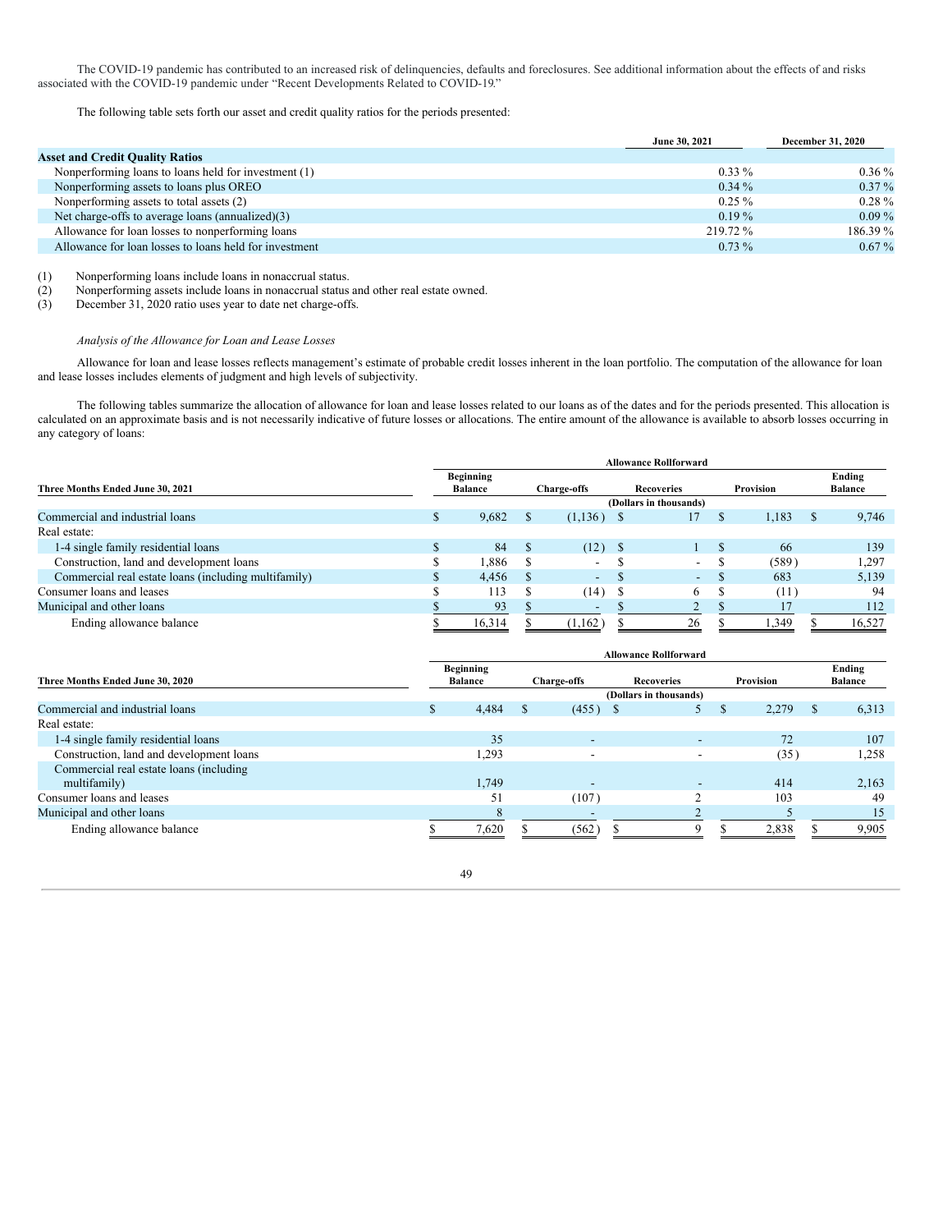The COVID-19 pandemic has contributed to an increased risk of delinquencies, defaults and foreclosures. See additional information about the effects of and risks associated with the COVID-19 pandemic under "Recent Developments Related to COVID-19."

The following table sets forth our asset and credit quality ratios for the periods presented:

| | June 30, 2021 | December 31, 2020 |
|---|---|---|
| **Asset and Credit Quality Ratios** | | |
| Nonperforming loans to loans held for investment (1) | 0.33 % | 0.36 % |
| Nonperforming assets to loans plus OREO | 0.34 % | 0.37 % |
| Nonperforming assets to total assets (2) | 0.25 % | 0.28 % |
| Net charge-offs to average loans (annualized)(3) | 0.19 % | 0.09 % |
| Allowance for loan losses to nonperforming loans | 219.72 % | 186.39 % |
| Allowance for loan losses to loans held for investment | 0.73 % | 0.67 % |

(1) Nonperforming loans include loans in nonaccrual status.
(2) Nonperforming assets include loans in nonaccrual status and other real estate owned.
(3) December 31, 2020 ratio uses year to date net charge-offs.

*Analysis of the Allowance for Loan and Lease Losses*

Allowance for loan and lease losses reflects management's estimate of probable credit losses inherent in the loan portfolio. The computation of the allowance for loan and lease losses includes elements of judgment and high levels of subjectivity.

The following tables summarize the allocation of allowance for loan and lease losses related to our loans as of the dates and for the periods presented. This allocation is calculated on an approximate basis and is not necessarily indicative of future losses or allocations. The entire amount of the allowance is available to absorb losses occurring in any category of loans:

| | Allowance Rollforward | | | | |
|---|---|---|---|---|---|
| **Three Months Ended June 30, 2021** | **Beginning Balance** | **Charge-offs** | **Recoveries** | **Provision** | **Ending Balance** |
| | (Dollars in thousands) | | | | |
| Commercial and industrial loans | $ 9,682 | $ (1,136) | $ 17 | $ 1,183 | $ 9,746 |
| Real estate: | | | | | |
| 1-4 single family residential loans | $ 84 | $ (12) | $ 1 | $ 66 | 139 |
| Construction, land and development loans | $ 1,886 | $ - | $ - | $ (589) | 1,297 |
| Commercial real estate loans (including multifamily) | $ 4,456 | $ - | $ - | $ 683 | 5,139 |
| Consumer loans and leases | $ 113 | $ (14) | $ 6 | $ (11) | 94 |
| Municipal and other loans | $ 93 | $ - | $ 2 | $ 17 | 112 |
| Ending allowance balance | $ 16,314 | $ (1,162) | $ 26 | $ 1,349 | $ 16,527 |

| | Allowance Rollforward | | | | |
|---|---|---|---|---|---|
| **Three Months Ended June 30, 2020** | **Beginning Balance** | **Charge-offs** | **Recoveries** | **Provision** | **Ending Balance** |
| | (Dollars in thousands) | | | | |
| Commercial and industrial loans | $ 4,484 | $ (455) | $ 5 | $ 2,279 | $ 6,313 |
| Real estate: | | | | | |
| 1-4 single family residential loans | 35 | - | - | 72 | 107 |
| Construction, land and development loans | 1,293 | - | - | (35) | 1,258 |
| Commercial real estate loans (including multifamily) | 1,749 | - | - | 414 | 2,163 |
| Consumer loans and leases | 51 | (107) | 2 | 103 | 49 |
| Municipal and other loans | 8 | - | 2 | 5 | 15 |
| Ending allowance balance | $ 7,620 | $ (562) | $ 9 | $ 2,838 | $ 9,905 |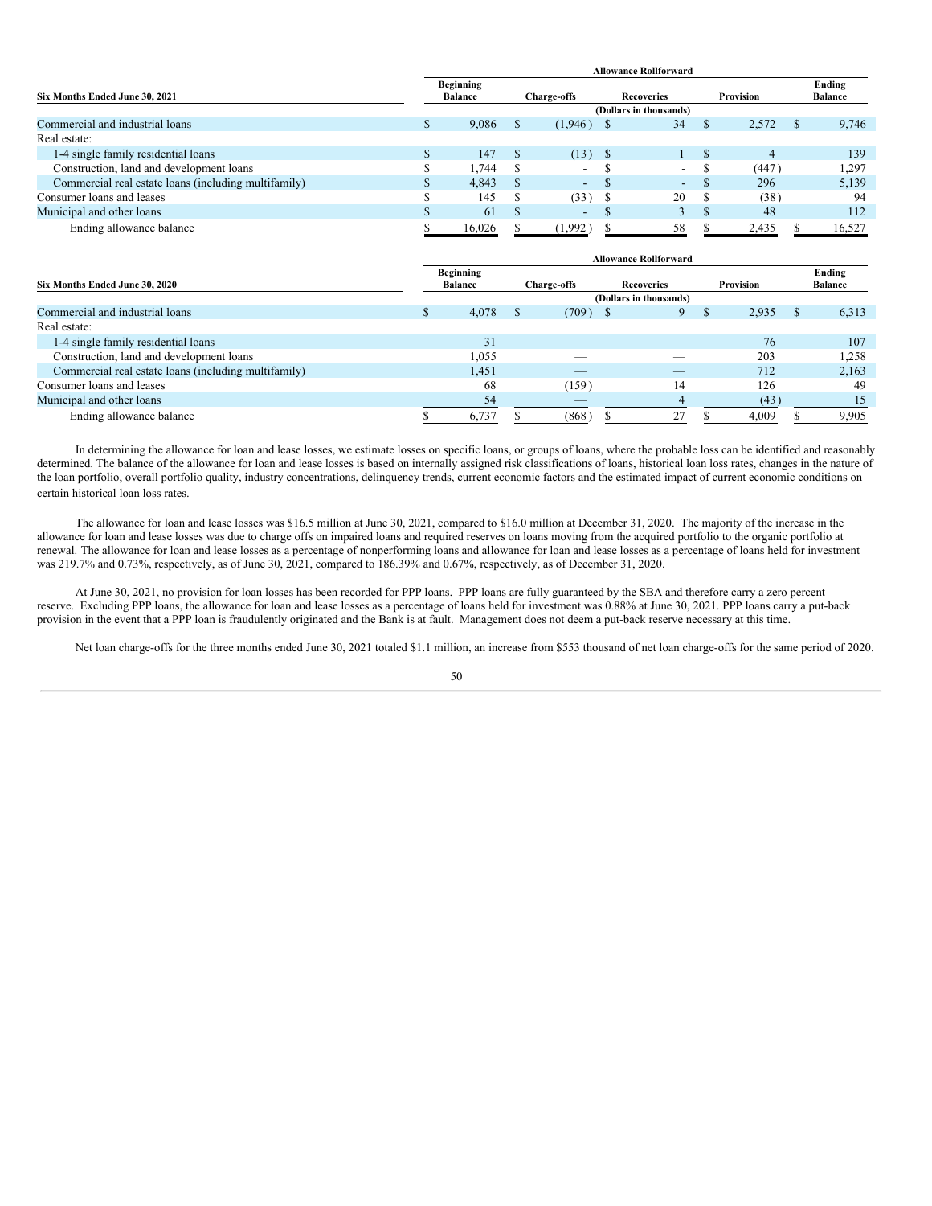| Six Months Ended June 30, 2021 | Allowance Rollforward | | | | |
|---|---|---|---|---|---|
| | Beginning Balance | Charge-offs | Recoveries | Provision | Ending Balance |
| | (Dollars in thousands) | | | | |
| Commercial and industrial loans | $ 9,086 | $ (1,946) | $ 34 | $ 2,572 | $ 9,746 |
| Real estate: | | | | | |
| 1-4 single family residential loans | $ 147 | $ (13) | $ 1 | $ 4 | 139 |
| Construction, land and development loans | $ 1,744 | $ - | $ - | $ (447) | 1,297 |
| Commercial real estate loans (including multifamily) | $ 4,843 | $ - | $ - | $ 296 | 5,139 |
| Consumer loans and leases | $ 145 | $ (33) | $ 20 | $ (38) | 94 |
| Municipal and other loans | $ 61 | $ - | $ 3 | $ 48 | 112 |
| Ending allowance balance | $ 16,026 | $ (1,992) | $ 58 | $ 2,435 | $ 16,527 |

| Six Months Ended June 30, 2020 | Allowance Rollforward | | | | |
|---|---|---|---|---|---|
| | Beginning Balance | Charge-offs | Recoveries | Provision | Ending Balance |
| | (Dollars in thousands) | | | | |
| Commercial and industrial loans | $ 4,078 | $ (709) | $ 9 | $ 2,935 | $ 6,313 |
| Real estate: | | | | | |
| 1-4 single family residential loans | 31 | — | — | 76 | 107 |
| Construction, land and development loans | 1,055 | — | — | 203 | 1,258 |
| Commercial real estate loans (including multifamily) | 1,451 | — | — | 712 | 2,163 |
| Consumer loans and leases | 68 | (159) | 14 | 126 | 49 |
| Municipal and other loans | 54 | — | 4 | (43) | 15 |
| Ending allowance balance | $ 6,737 | $ (868) | $ 27 | $ 4,009 | $ 9,905 |

In determining the allowance for loan and lease losses, we estimate losses on specific loans, or groups of loans, where the probable loss can be identified and reasonably determined. The balance of the allowance for loan and lease losses is based on internally assigned risk classifications of loans, historical loan loss rates, changes in the nature of the loan portfolio, overall portfolio quality, industry concentrations, delinquency trends, current economic factors and the estimated impact of current economic conditions on certain historical loan loss rates.

The allowance for loan and lease losses was $16.5 million at June 30, 2021, compared to $16.0 million at December 31, 2020. The majority of the increase in the allowance for loan and lease losses was due to charge offs on impaired loans and required reserves on loans moving from the acquired portfolio to the organic portfolio at renewal. The allowance for loan and lease losses as a percentage of nonperforming loans and allowance for loan and lease losses as a percentage of loans held for investment was 219.7% and 0.73%, respectively, as of June 30, 2021, compared to 186.39% and 0.67%, respectively, as of December 31, 2020.

At June 30, 2021, no provision for loan losses has been recorded for PPP loans. PPP loans are fully guaranteed by the SBA and therefore carry a zero percent reserve. Excluding PPP loans, the allowance for loan and lease losses as a percentage of loans held for investment was 0.88% at June 30, 2021. PPP loans carry a put-back provision in the event that a PPP loan is fraudulently originated and the Bank is at fault. Management does not deem a put-back reserve necessary at this time.

Net loan charge-offs for the three months ended June 30, 2021 totaled $1.1 million, an increase from $553 thousand of net loan charge-offs for the same period of 2020.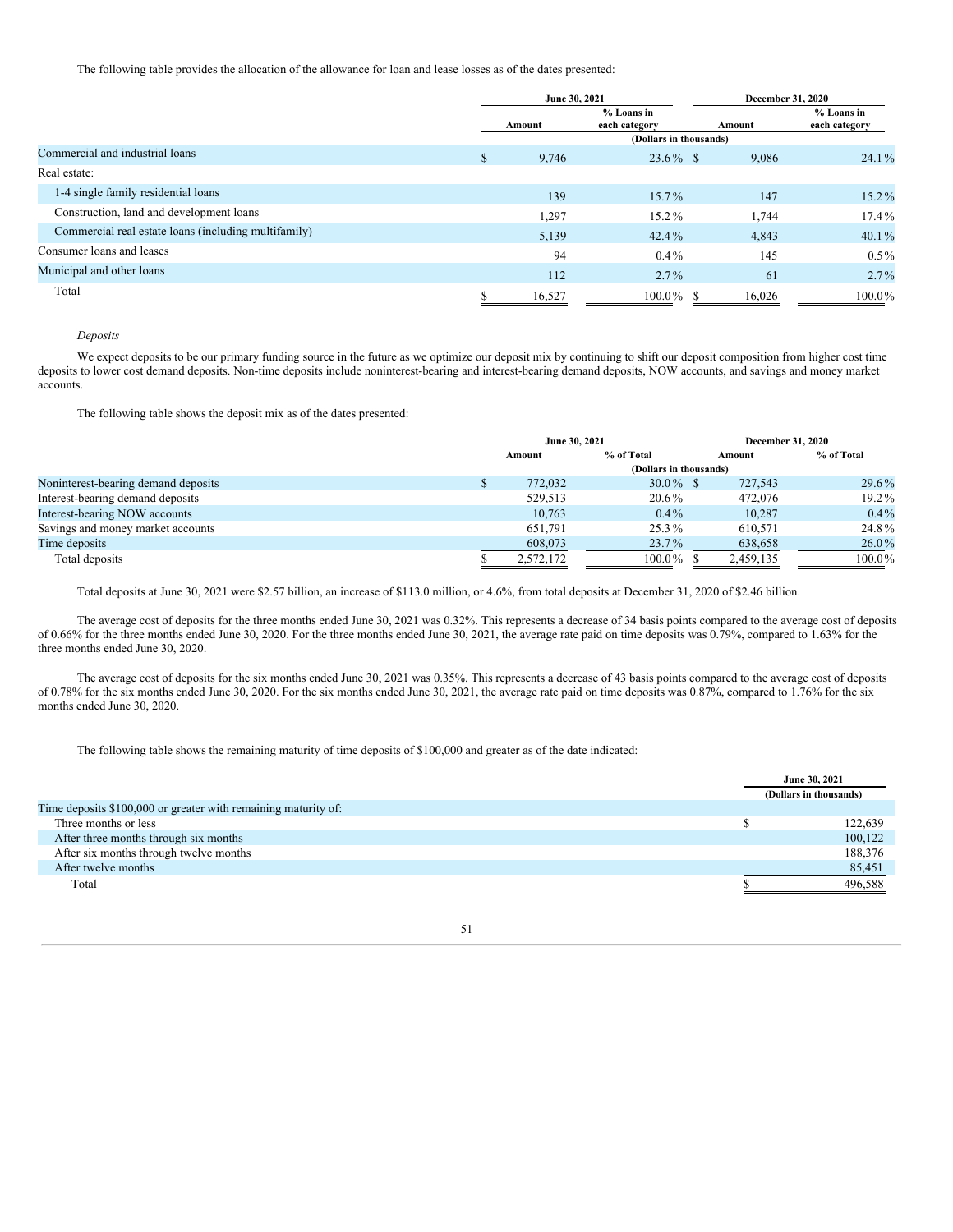The following table provides the allocation of the allowance for loan and lease losses as of the dates presented:

| | June 30, 2021 | | December 31, 2020 | |
|---|---|---|---|---|
| | Amount | % Loans in each category | Amount | % Loans in each category |
| | (Dollars in thousands) | | | |
| Commercial and industrial loans | $ 9,746 | 23.6 % | $ 9,086 | 24.1 % |
| Real estate: | | | | |
| 1-4 single family residential loans | 139 | 15.7 % | 147 | 15.2 % |
| Construction, land and development loans | 1,297 | 15.2 % | 1,744 | 17.4 % |
| Commercial real estate loans (including multifamily) | 5,139 | 42.4 % | 4,843 | 40.1 % |
| Consumer loans and leases | 94 | 0.4 % | 145 | 0.5 % |
| Municipal and other loans | 112 | 2.7 % | 61 | 2.7 % |
| Total | $ 16,527 | 100.0 % | $ 16,026 | 100.0 % |

*Deposits*

We expect deposits to be our primary funding source in the future as we optimize our deposit mix by continuing to shift our deposit composition from higher cost time deposits to lower cost demand deposits. Non-time deposits include noninterest-bearing and interest-bearing demand deposits, NOW accounts, and savings and money market accounts.

The following table shows the deposit mix as of the dates presented:

| | June 30, 2021 | | December 31, 2020 | |
|---|---|---|---|---|
| | Amount | % of Total | Amount | % of Total |
| | (Dollars in thousands) | | | |
| Noninterest-bearing demand deposits | $ 772,032 | 30.0 % | $ 727,543 | 29.6 % |
| Interest-bearing demand deposits | 529,513 | 20.6 % | 472,076 | 19.2 % |
| Interest-bearing NOW accounts | 10,763 | 0.4 % | 10,287 | 0.4 % |
| Savings and money market accounts | 651,791 | 25.3 % | 610,571 | 24.8 % |
| Time deposits | 608,073 | 23.7 % | 638,658 | 26.0 % |
| Total deposits | $ 2,572,172 | 100.0 % | $ 2,459,135 | 100.0 % |

Total deposits at June 30, 2021 were $2.57 billion, an increase of $113.0 million, or 4.6%, from total deposits at December 31, 2020 of $2.46 billion.

The average cost of deposits for the three months ended June 30, 2021 was 0.32%. This represents a decrease of 34 basis points compared to the average cost of deposits of 0.66% for the three months ended June 30, 2020. For the three months ended June 30, 2021, the average rate paid on time deposits was 0.79%, compared to 1.63% for the three months ended June 30, 2020.

The average cost of deposits for the six months ended June 30, 2021 was 0.35%. This represents a decrease of 43 basis points compared to the average cost of deposits of 0.78% for the six months ended June 30, 2020. For the six months ended June 30, 2021, the average rate paid on time deposits was 0.87%, compared to 1.76% for the six months ended June 30, 2020.

The following table shows the remaining maturity of time deposits of $100,000 and greater as of the date indicated:

| | June 30, 2021 |
|---|---|
| | (Dollars in thousands) |
| Time deposits $100,000 or greater with remaining maturity of: | |
| Three months or less | $ 122,639 |
| After three months through six months | 100,122 |
| After six months through twelve months | 188,376 |
| After twelve months | 85,451 |
| Total | $ 496,588 |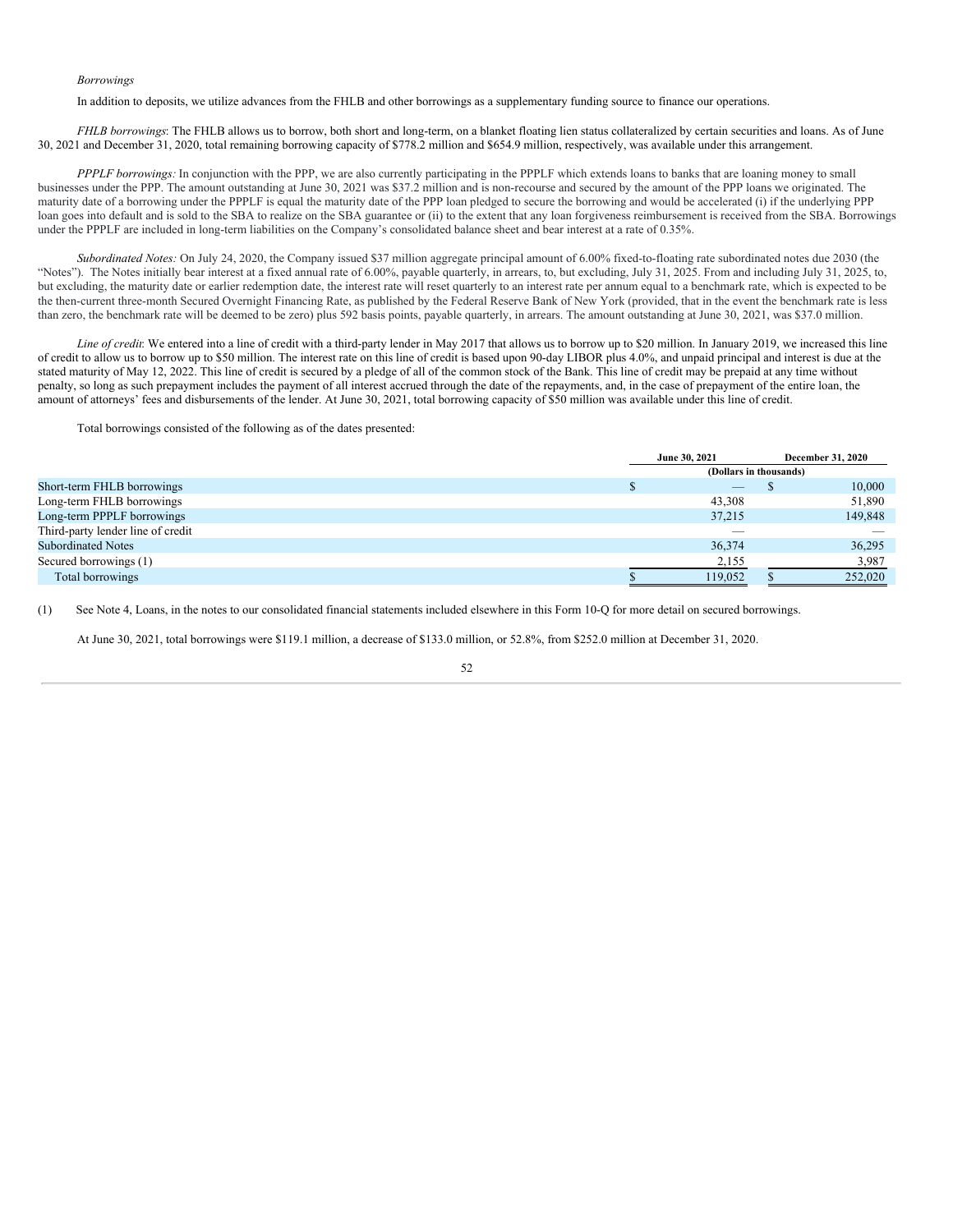*Borrowings*

In addition to deposits, we utilize advances from the FHLB and other borrowings as a supplementary funding source to finance our operations.

*FHLB borrowings*: The FHLB allows us to borrow, both short and long-term, on a blanket floating lien status collateralized by certain securities and loans. As of June 30, 2021 and December 31, 2020, total remaining borrowing capacity of $778.2 million and $654.9 million, respectively, was available under this arrangement.

*PPPLF borrowings:* In conjunction with the PPP, we are also currently participating in the PPPLF which extends loans to banks that are loaning money to small businesses under the PPP. The amount outstanding at June 30, 2021 was $37.2 million and is non-recourse and secured by the amount of the PPP loans we originated. The maturity date of a borrowing under the PPPLF is equal the maturity date of the PPP loan pledged to secure the borrowing and would be accelerated (i) if the underlying PPP loan goes into default and is sold to the SBA to realize on the SBA guarantee or (ii) to the extent that any loan forgiveness reimbursement is received from the SBA. Borrowings under the PPPLF are included in long-term liabilities on the Company's consolidated balance sheet and bear interest at a rate of 0.35%.

*Subordinated Notes:* On July 24, 2020, the Company issued $37 million aggregate principal amount of 6.00% fixed-to-floating rate subordinated notes due 2030 (the "Notes"). The Notes initially bear interest at a fixed annual rate of 6.00%, payable quarterly, in arrears, to, but excluding, July 31, 2025. From and including July 31, 2025, to, but excluding, the maturity date or earlier redemption date, the interest rate will reset quarterly to an interest rate per annum equal to a benchmark rate, which is expected to be the then-current three-month Secured Overnight Financing Rate, as published by the Federal Reserve Bank of New York (provided, that in the event the benchmark rate is less than zero, the benchmark rate will be deemed to be zero) plus 592 basis points, payable quarterly, in arrears. The amount outstanding at June 30, 2021, was $37.0 million.

*Line of credit*: We entered into a line of credit with a third-party lender in May 2017 that allows us to borrow up to $20 million. In January 2019, we increased this line of credit to allow us to borrow up to $50 million. The interest rate on this line of credit is based upon 90-day LIBOR plus 4.0%, and unpaid principal and interest is due at the stated maturity of May 12, 2022. This line of credit is secured by a pledge of all of the common stock of the Bank. This line of credit may be prepaid at any time without penalty, so long as such prepayment includes the payment of all interest accrued through the date of the repayments, and, in the case of prepayment of the entire loan, the amount of attorneys' fees and disbursements of the lender. At June 30, 2021, total borrowing capacity of $50 million was available under this line of credit.

Total borrowings consisted of the following as of the dates presented:

| | June 30, 2021 | December 31, 2020 |
|---|---|---|
| | (Dollars in thousands) | |
| Short-term FHLB borrowings | $ — | $ 10,000 |
| Long-term FHLB borrowings | 43,308 | 51,890 |
| Long-term PPPLF borrowings | 37,215 | 149,848 |
| Third-party lender line of credit | — | — |
| Subordinated Notes | 36,374 | 36,295 |
| Secured borrowings (1) | 2,155 | 3,987 |
| Total borrowings | $ 119,052 | $ 252,020 |

(1) See Note 4, Loans, in the notes to our consolidated financial statements included elsewhere in this Form 10-Q for more detail on secured borrowings.

At June 30, 2021, total borrowings were $119.1 million, a decrease of $133.0 million, or 52.8%, from $252.0 million at December 31, 2020.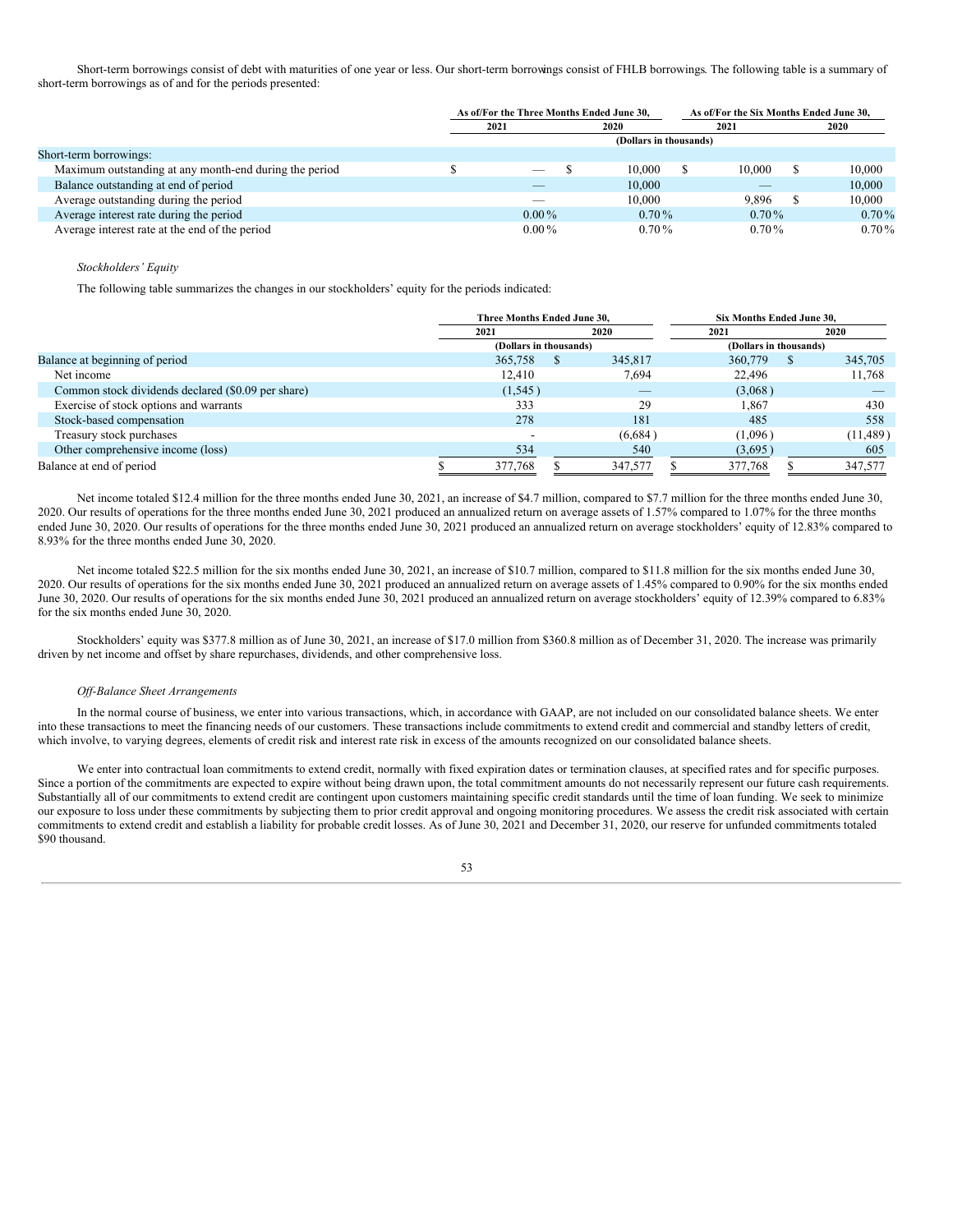Short-term borrowings consist of debt with maturities of one year or less. Our short-term borrowings consist of FHLB borrowings. The following table is a summary of short-term borrowings as of and for the periods presented:

| | As of/For the Three Months Ended June 30, | | As of/For the Six Months Ended June 30, | |
|---|---|---|---|---|
| | 2021 | 2020 | 2021 | 2020 |
| | (Dollars in thousands) | | | |
| Short-term borrowings: | | | | |
| Maximum outstanding at any month-end during the period | $ — | $ 10,000 | $ 10,000 | $ 10,000 |
| Balance outstanding at end of period | — | 10,000 | — | 10,000 |
| Average outstanding during the period | — | 10,000 | 9,896 | $ 10,000 |
| Average interest rate during the period | 0.00 % | 0.70 % | 0.70 % | 0.70 % |
| Average interest rate at the end of the period | 0.00 % | 0.70 % | 0.70 % | 0.70 % |

*Stockholders' Equity*

The following table summarizes the changes in our stockholders' equity for the periods indicated:

| | Three Months Ended June 30, | | Six Months Ended June 30, | |
|---|---|---|---|---|
| | 2021 | 2020 | 2021 | 2020 |
| | (Dollars in thousands) | | (Dollars in thousands) | |
| Balance at beginning of period | 365,758 | $ 345,817 | 360,779 | $ 345,705 |
| Net income | 12,410 | 7,694 | 22,496 | 11,768 |
| Common stock dividends declared ($0.09 per share) | (1,545 ) | — | (3,068 ) | — |
| Exercise of stock options and warrants | 333 | 29 | 1,867 | 430 |
| Stock-based compensation | 278 | 181 | 485 | 558 |
| Treasury stock purchases | - | (6,684 ) | (1,096 ) | (11,489 ) |
| Other comprehensive income (loss) | 534 | 540 | (3,695 ) | 605 |
| Balance at end of period | $ 377,768 | $ 347,577 | $ 377,768 | $ 347,577 |

Net income totaled $12.4 million for the three months ended June 30, 2021, an increase of $4.7 million, compared to $7.7 million for the three months ended June 30, 2020. Our results of operations for the three months ended June 30, 2021 produced an annualized return on average assets of 1.57% compared to 1.07% for the three months ended June 30, 2020. Our results of operations for the three months ended June 30, 2021 produced an annualized return on average stockholders' equity of 12.83% compared to 8.93% for the three months ended June 30, 2020.

Net income totaled $22.5 million for the six months ended June 30, 2021, an increase of $10.7 million, compared to $11.8 million for the six months ended June 30, 2020. Our results of operations for the six months ended June 30, 2021 produced an annualized return on average assets of 1.45% compared to 0.90% for the six months ended June 30, 2020. Our results of operations for the six months ended June 30, 2021 produced an annualized return on average stockholders' equity of 12.39% compared to 6.83% for the six months ended June 30, 2020.

Stockholders' equity was $377.8 million as of June 30, 2021, an increase of $17.0 million from $360.8 million as of December 31, 2020. The increase was primarily driven by net income and offset by share repurchases, dividends, and other comprehensive loss.

*Off-Balance Sheet Arrangements*

In the normal course of business, we enter into various transactions, which, in accordance with GAAP, are not included on our consolidated balance sheets. We enter into these transactions to meet the financing needs of our customers. These transactions include commitments to extend credit and commercial and standby letters of credit, which involve, to varying degrees, elements of credit risk and interest rate risk in excess of the amounts recognized on our consolidated balance sheets.

We enter into contractual loan commitments to extend credit, normally with fixed expiration dates or termination clauses, at specified rates and for specific purposes. Since a portion of the commitments are expected to expire without being drawn upon, the total commitment amounts do not necessarily represent our future cash requirements. Substantially all of our commitments to extend credit are contingent upon customers maintaining specific credit standards until the time of loan funding. We seek to minimize our exposure to loss under these commitments by subjecting them to prior credit approval and ongoing monitoring procedures. We assess the credit risk associated with certain commitments to extend credit and establish a liability for probable credit losses. As of June 30, 2021 and December 31, 2020, our reserve for unfunded commitments totaled $90 thousand.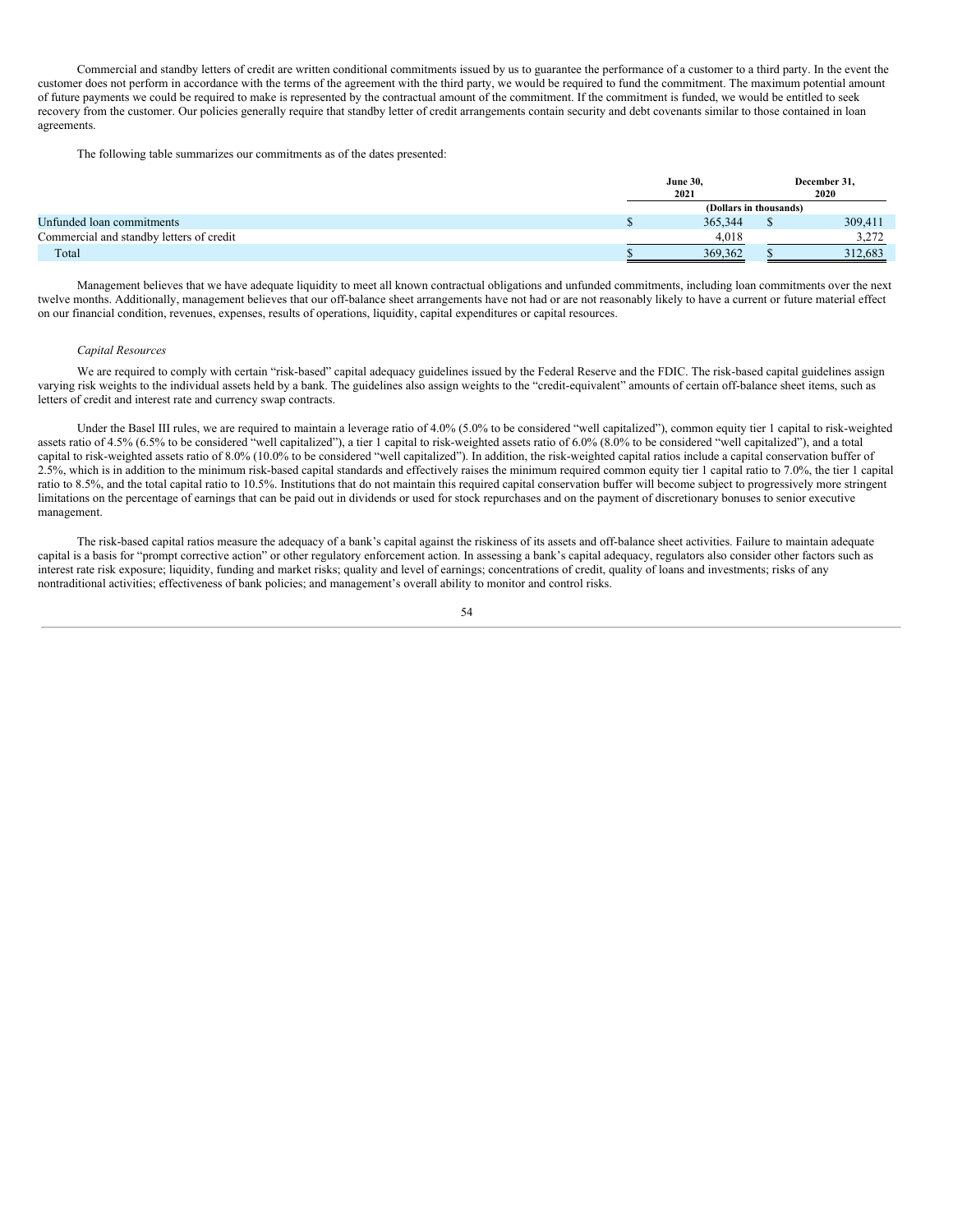Commercial and standby letters of credit are written conditional commitments issued by us to guarantee the performance of a customer to a third party. In the event the customer does not perform in accordance with the terms of the agreement with the third party, we would be required to fund the commitment. The maximum potential amount of future payments we could be required to make is represented by the contractual amount of the commitment. If the commitment is funded, we would be entitled to seek recovery from the customer. Our policies generally require that standby letter of credit arrangements contain security and debt covenants similar to those contained in loan agreements.

The following table summarizes our commitments as of the dates presented:

| | June 30, 2021 | December 31, 2020 |
|---|---|---|
| | (Dollars in thousands) | |
| Unfunded loan commitments | $ 365,344 | $ 309,411 |
| Commercial and standby letters of credit | 4,018 | 3,272 |
| Total | $ 369,362 | $ 312,683 |

Management believes that we have adequate liquidity to meet all known contractual obligations and unfunded commitments, including loan commitments over the next twelve months. Additionally, management believes that our off-balance sheet arrangements have not had or are not reasonably likely to have a current or future material effect on our financial condition, revenues, expenses, results of operations, liquidity, capital expenditures or capital resources.

*Capital Resources*

We are required to comply with certain "risk-based" capital adequacy guidelines issued by the Federal Reserve and the FDIC. The risk-based capital guidelines assign varying risk weights to the individual assets held by a bank. The guidelines also assign weights to the "credit-equivalent" amounts of certain off-balance sheet items, such as letters of credit and interest rate and currency swap contracts.

Under the Basel III rules, we are required to maintain a leverage ratio of 4.0% (5.0% to be considered "well capitalized"), common equity tier 1 capital to risk-weighted assets ratio of 4.5% (6.5% to be considered "well capitalized"), a tier 1 capital to risk-weighted assets ratio of 6.0% (8.0% to be considered "well capitalized"), and a total capital to risk-weighted assets ratio of 8.0% (10.0% to be considered "well capitalized"). In addition, the risk-weighted capital ratios include a capital conservation buffer of 2.5%, which is in addition to the minimum risk-based capital standards and effectively raises the minimum required common equity tier 1 capital ratio to 7.0%, the tier 1 capital ratio to 8.5%, and the total capital ratio to 10.5%. Institutions that do not maintain this required capital conservation buffer will become subject to progressively more stringent limitations on the percentage of earnings that can be paid out in dividends or used for stock repurchases and on the payment of discretionary bonuses to senior executive management.

The risk-based capital ratios measure the adequacy of a bank's capital against the riskiness of its assets and off-balance sheet activities. Failure to maintain adequate capital is a basis for "prompt corrective action" or other regulatory enforcement action. In assessing a bank's capital adequacy, regulators also consider other factors such as interest rate risk exposure; liquidity, funding and market risks; quality and level of earnings; concentrations of credit, quality of loans and investments; risks of any nontraditional activities; effectiveness of bank policies; and management's overall ability to monitor and control risks.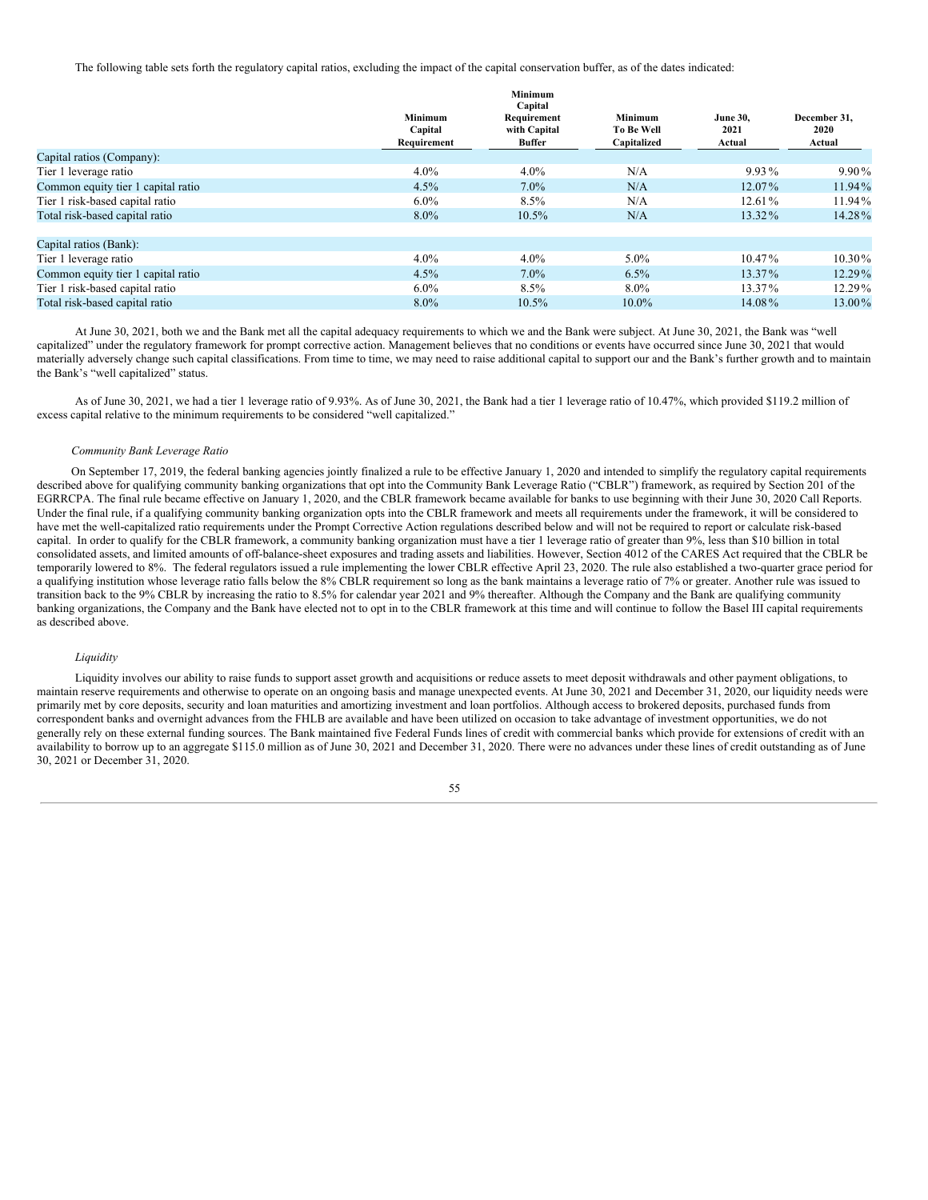The following table sets forth the regulatory capital ratios, excluding the impact of the capital conservation buffer, as of the dates indicated:

| | Minimum Capital Requirement | Minimum Capital Requirement with Capital Buffer | Minimum To Be Well Capitalized | June 30, 2021 Actual | December 31, 2020 Actual |
|---|---|---|---|---|---|
| Capital ratios (Company): | | | | | |
| Tier 1 leverage ratio | 4.0% | 4.0% | N/A | 9.93% | 9.90% |
| Common equity tier 1 capital ratio | 4.5% | 7.0% | N/A | 12.07% | 11.94% |
| Tier 1 risk-based capital ratio | 6.0% | 8.5% | N/A | 12.61% | 11.94% |
| Total risk-based capital ratio | 8.0% | 10.5% | N/A | 13.32% | 14.28% |
| Capital ratios (Bank): | | | | | |
| Tier 1 leverage ratio | 4.0% | 4.0% | 5.0% | 10.47% | 10.30% |
| Common equity tier 1 capital ratio | 4.5% | 7.0% | 6.5% | 13.37% | 12.29% |
| Tier 1 risk-based capital ratio | 6.0% | 8.5% | 8.0% | 13.37% | 12.29% |
| Total risk-based capital ratio | 8.0% | 10.5% | 10.0% | 14.08% | 13.00% |

At June 30, 2021, both we and the Bank met all the capital adequacy requirements to which we and the Bank were subject. At June 30, 2021, the Bank was "well capitalized" under the regulatory framework for prompt corrective action. Management believes that no conditions or events have occurred since June 30, 2021 that would materially adversely change such capital classifications. From time to time, we may need to raise additional capital to support our and the Bank's further growth and to maintain the Bank's "well capitalized" status.

As of June 30, 2021, we had a tier 1 leverage ratio of 9.93%. As of June 30, 2021, the Bank had a tier 1 leverage ratio of 10.47%, which provided $119.2 million of excess capital relative to the minimum requirements to be considered "well capitalized."

*Community Bank Leverage Ratio*

On September 17, 2019, the federal banking agencies jointly finalized a rule to be effective January 1, 2020 and intended to simplify the regulatory capital requirements described above for qualifying community banking organizations that opt into the Community Bank Leverage Ratio ("CBLR") framework, as required by Section 201 of the EGRRCPA. The final rule became effective on January 1, 2020, and the CBLR framework became available for banks to use beginning with their June 30, 2020 Call Reports. Under the final rule, if a qualifying community banking organization opts into the CBLR framework and meets all requirements under the framework, it will be considered to have met the well-capitalized ratio requirements under the Prompt Corrective Action regulations described below and will not be required to report or calculate risk-based capital. In order to qualify for the CBLR framework, a community banking organization must have a tier 1 leverage ratio of greater than 9%, less than $10 billion in total consolidated assets, and limited amounts of off-balance-sheet exposures and trading assets and liabilities. However, Section 4012 of the CARES Act required that the CBLR be temporarily lowered to 8%. The federal regulators issued a rule implementing the lower CBLR effective April 23, 2020. The rule also established a two-quarter grace period for a qualifying institution whose leverage ratio falls below the 8% CBLR requirement so long as the bank maintains a leverage ratio of 7% or greater. Another rule was issued to transition back to the 9% CBLR by increasing the ratio to 8.5% for calendar year 2021 and 9% thereafter. Although the Company and the Bank are qualifying community banking organizations, the Company and the Bank have elected not to opt in to the CBLR framework at this time and will continue to follow the Basel III capital requirements as described above.

*Liquidity*

Liquidity involves our ability to raise funds to support asset growth and acquisitions or reduce assets to meet deposit withdrawals and other payment obligations, to maintain reserve requirements and otherwise to operate on an ongoing basis and manage unexpected events. At June 30, 2021 and December 31, 2020, our liquidity needs were primarily met by core deposits, security and loan maturities and amortizing investment and loan portfolios. Although access to brokered deposits, purchased funds from correspondent banks and overnight advances from the FHLB are available and have been utilized on occasion to take advantage of investment opportunities, we do not generally rely on these external funding sources. The Bank maintained five Federal Funds lines of credit with commercial banks which provide for extensions of credit with an availability to borrow up to an aggregate $115.0 million as of June 30, 2021 and December 31, 2020. There were no advances under these lines of credit outstanding as of June 30, 2021 or December 31, 2020.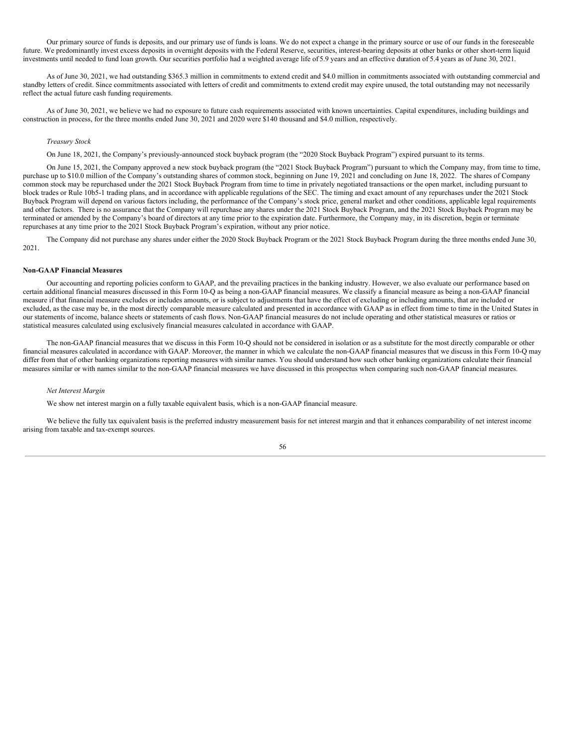Our primary source of funds is deposits, and our primary use of funds is loans. We do not expect a change in the primary source or use of our funds in the foreseeable future. We predominantly invest excess deposits in overnight deposits with the Federal Reserve, securities, interest-bearing deposits at other banks or other short-term liquid investments until needed to fund loan growth. Our securities portfolio had a weighted average life of 5.9 years and an effective duration of 5.4 years as of June 30, 2021.

As of June 30, 2021, we had outstanding $365.3 million in commitments to extend credit and $4.0 million in commitments associated with outstanding commercial and standby letters of credit. Since commitments associated with letters of credit and commitments to extend credit may expire unused, the total outstanding may not necessarily reflect the actual future cash funding requirements.

As of June 30, 2021, we believe we had no exposure to future cash requirements associated with known uncertainties. Capital expenditures, including buildings and construction in process, for the three months ended June 30, 2021 and 2020 were $140 thousand and $4.0 million, respectively.

*Treasury Stock*

On June 18, 2021, the Company's previously-announced stock buyback program (the "2020 Stock Buyback Program") expired pursuant to its terms.

On June 15, 2021, the Company approved a new stock buyback program (the "2021 Stock Buyback Program") pursuant to which the Company may, from time to time, purchase up to $10.0 million of the Company's outstanding shares of common stock, beginning on June 19, 2021 and concluding on June 18, 2022. The shares of Company common stock may be repurchased under the 2021 Stock Buyback Program from time to time in privately negotiated transactions or the open market, including pursuant to block trades or Rule 10b5-1 trading plans, and in accordance with applicable regulations of the SEC. The timing and exact amount of any repurchases under the 2021 Stock Buyback Program will depend on various factors including, the performance of the Company's stock price, general market and other conditions, applicable legal requirements and other factors. There is no assurance that the Company will repurchase any shares under the 2021 Stock Buyback Program, and the 2021 Stock Buyback Program may be terminated or amended by the Company's board of directors at any time prior to the expiration date. Furthermore, the Company may, in its discretion, begin or terminate repurchases at any time prior to the 2021 Stock Buyback Program's expiration, without any prior notice.

The Company did not purchase any shares under either the 2020 Stock Buyback Program or the 2021 Stock Buyback Program during the three months ended June 30, 2021.

**Non-GAAP Financial Measures**

Our accounting and reporting policies conform to GAAP, and the prevailing practices in the banking industry. However, we also evaluate our performance based on certain additional financial measures discussed in this Form 10-Q as being a non-GAAP financial measures. We classify a financial measure as being a non-GAAP financial measure if that financial measure excludes or includes amounts, or is subject to adjustments that have the effect of excluding or including amounts, that are included or excluded, as the case may be, in the most directly comparable measure calculated and presented in accordance with GAAP as in effect from time to time in the United States in our statements of income, balance sheets or statements of cash flows. Non-GAAP financial measures do not include operating and other statistical measures or ratios or statistical measures calculated using exclusively financial measures calculated in accordance with GAAP.

The non-GAAP financial measures that we discuss in this Form 10-Q should not be considered in isolation or as a substitute for the most directly comparable or other financial measures calculated in accordance with GAAP. Moreover, the manner in which we calculate the non-GAAP financial measures that we discuss in this Form 10-Q may differ from that of other banking organizations reporting measures with similar names. You should understand how such other banking organizations calculate their financial measures similar or with names similar to the non-GAAP financial measures we have discussed in this prospectus when comparing such non-GAAP financial measures.

*Net Interest Margin*

We show net interest margin on a fully taxable equivalent basis, which is a non-GAAP financial measure.

We believe the fully tax equivalent basis is the preferred industry measurement basis for net interest margin and that it enhances comparability of net interest income arising from taxable and tax-exempt sources.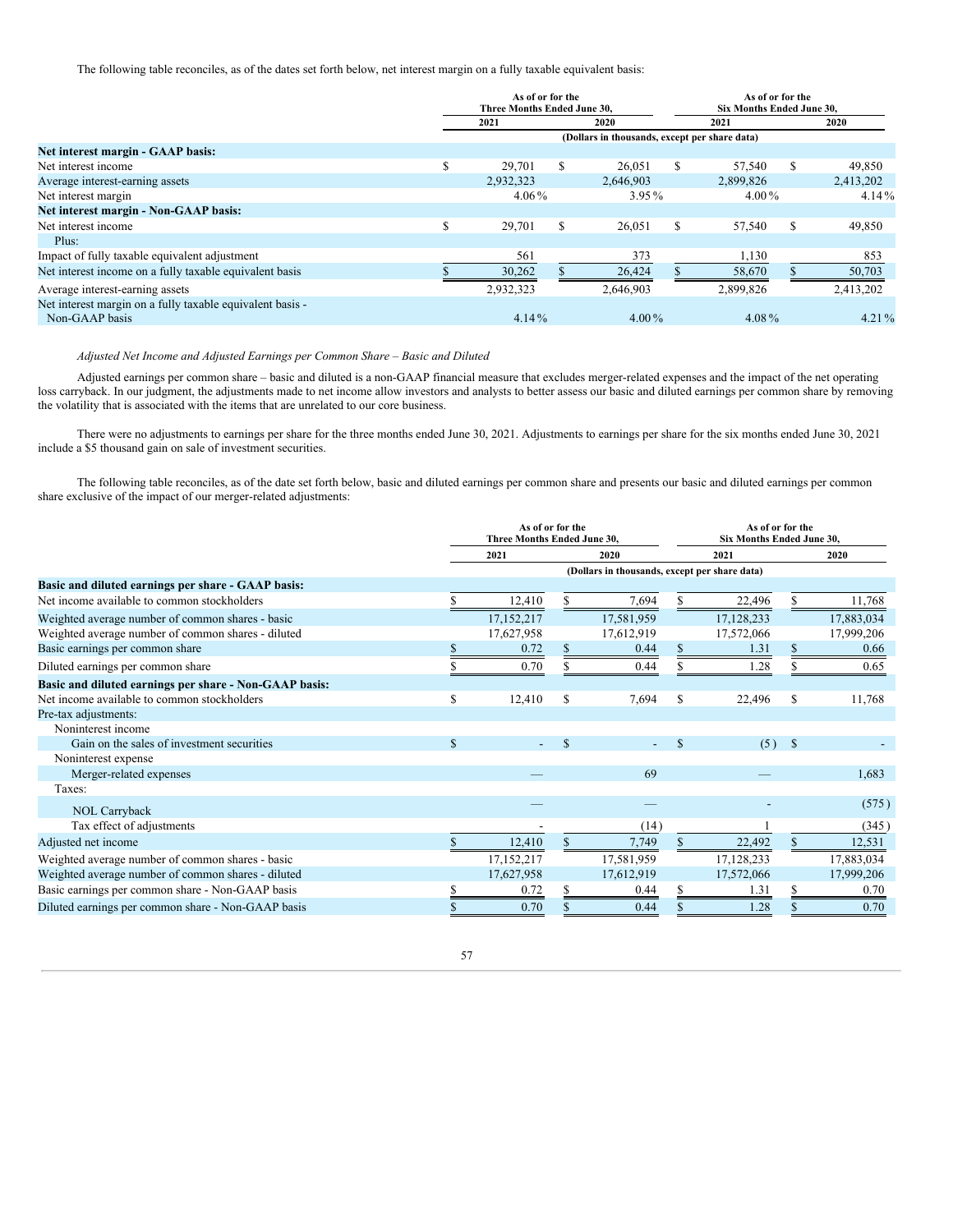The following table reconciles, as of the dates set forth below, net interest margin on a fully taxable equivalent basis:

| | As of or for the Three Months Ended June 30, | | As of or for the Six Months Ended June 30, | |
|---|---|---|---|---|
| | 2021 | 2020 | 2021 | 2020 |
| | (Dollars in thousands, except per share data) | | | |
| **Net interest margin - GAAP basis:** | | | | |
| Net interest income | $ 29,701 | $ 26,051 | $ 57,540 | $ 49,850 |
| Average interest-earning assets | 2,932,323 | 2,646,903 | 2,899,826 | 2,413,202 |
| Net interest margin | 4.06 % | 3.95 % | 4.00 % | 4.14 % |
| **Net interest margin - Non-GAAP basis:** | | | | |
| Net interest income | $ 29,701 | $ 26,051 | $ 57,540 | $ 49,850 |
| Plus: | | | | |
| Impact of fully taxable equivalent adjustment | 561 | 373 | 1,130 | 853 |
| Net interest income on a fully taxable equivalent basis | $ 30,262 | $ 26,424 | $ 58,670 | $ 50,703 |
| Average interest-earning assets | 2,932,323 | 2,646,903 | 2,899,826 | 2,413,202 |
| Net interest margin on a fully taxable equivalent basis - Non-GAAP basis | 4.14 % | 4.00 % | 4.08 % | 4.21 % |

*Adjusted Net Income and Adjusted Earnings per Common Share – Basic and Diluted*

Adjusted earnings per common share – basic and diluted is a non-GAAP financial measure that excludes merger-related expenses and the impact of the net operating loss carryback. In our judgment, the adjustments made to net income allow investors and analysts to better assess our basic and diluted earnings per common share by removing the volatility that is associated with the items that are unrelated to our core business.

There were no adjustments to earnings per share for the three months ended June 30, 2021. Adjustments to earnings per share for the six months ended June 30, 2021 include a $5 thousand gain on sale of investment securities.

The following table reconciles, as of the date set forth below, basic and diluted earnings per common share and presents our basic and diluted earnings per common share exclusive of the impact of our merger-related adjustments:

| | As of or for the Three Months Ended June 30, | | As of or for the Six Months Ended June 30, | |
|---|---|---|---|---|
| | 2021 | 2020 | 2021 | 2020 |
| | (Dollars in thousands, except per share data) | | | |
| **Basic and diluted earnings per share - GAAP basis:** | | | | |
| Net income available to common stockholders | $ 12,410 | $ 7,694 | $ 22,496 | $ 11,768 |
| Weighted average number of common shares - basic | 17,152,217 | 17,581,959 | 17,128,233 | 17,883,034 |
| Weighted average number of common shares - diluted | 17,627,958 | 17,612,919 | 17,572,066 | 17,999,206 |
| Basic earnings per common share | $ 0.72 | $ 0.44 | $ 1.31 | $ 0.66 |
| Diluted earnings per common share | $ 0.70 | $ 0.44 | $ 1.28 | $ 0.65 |
| **Basic and diluted earnings per share - Non-GAAP basis:** | | | | |
| Net income available to common stockholders | $ 12,410 | $ 7,694 | $ 22,496 | $ 11,768 |
| Pre-tax adjustments: | | | | |
| Noninterest income | | | | |
| Gain on the sales of investment securities | $ - | $ - | $ (5) | $ - |
| Noninterest expense | | | | |
| Merger-related expenses | — | 69 | — | 1,683 |
| Taxes: | | | | |
| NOL Carryback | — | — | - | (575) |
| Tax effect of adjustments | - | (14) | 1 | (345) |
| Adjusted net income | $ 12,410 | $ 7,749 | $ 22,492 | $ 12,531 |
| Weighted average number of common shares - basic | 17,152,217 | 17,581,959 | 17,128,233 | 17,883,034 |
| Weighted average number of common shares - diluted | 17,627,958 | 17,612,919 | 17,572,066 | 17,999,206 |
| Basic earnings per common share - Non-GAAP basis | $ 0.72 | $ 0.44 | $ 1.31 | $ 0.70 |
| Diluted earnings per common share - Non-GAAP basis | $ 0.70 | $ 0.44 | $ 1.28 | $ 0.70 |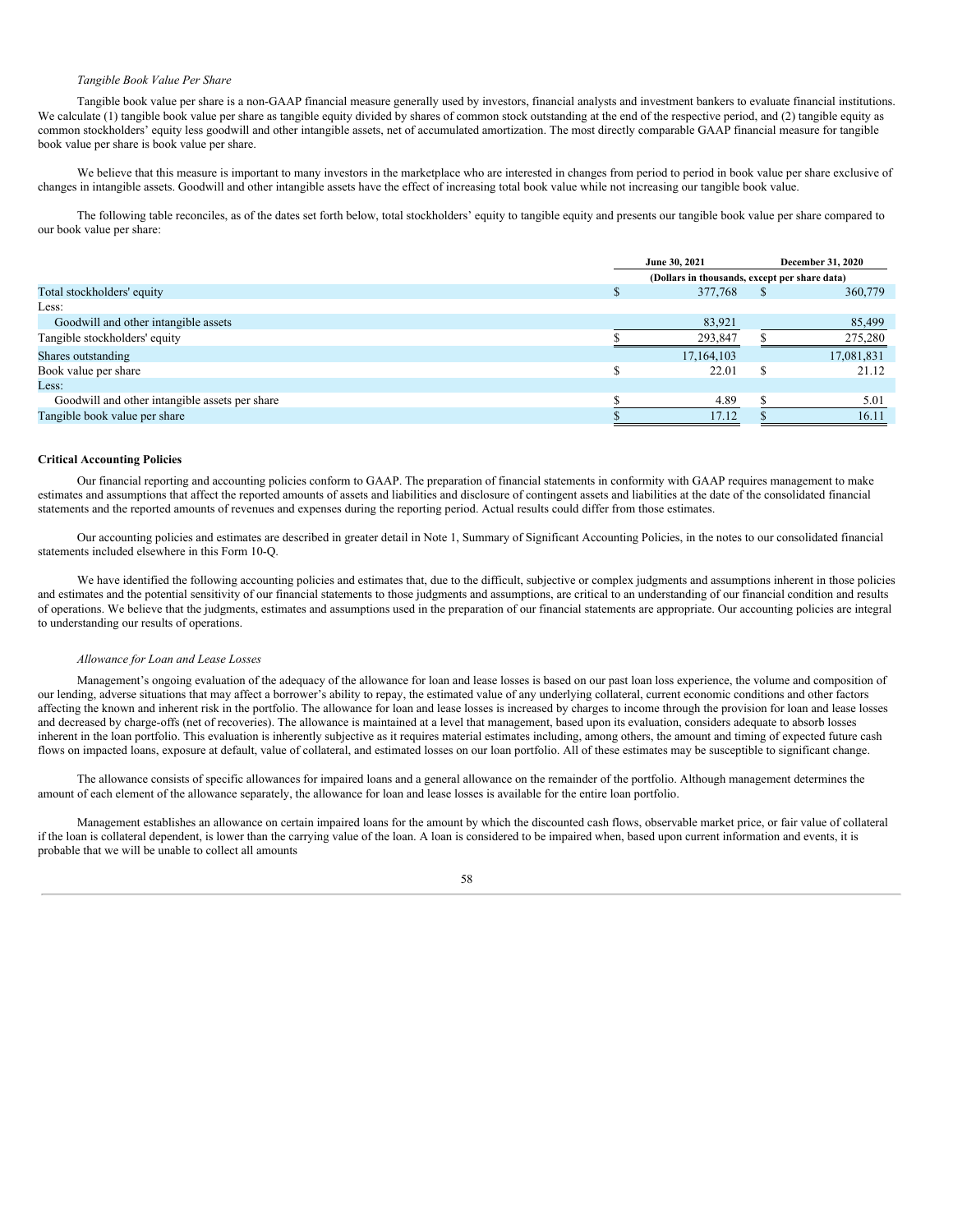*Tangible Book Value Per Share*

Tangible book value per share is a non-GAAP financial measure generally used by investors, financial analysts and investment bankers to evaluate financial institutions. We calculate (1) tangible book value per share as tangible equity divided by shares of common stock outstanding at the end of the respective period, and (2) tangible equity as common stockholders' equity less goodwill and other intangible assets, net of accumulated amortization. The most directly comparable GAAP financial measure for tangible book value per share is book value per share.

We believe that this measure is important to many investors in the marketplace who are interested in changes from period to period in book value per share exclusive of changes in intangible assets. Goodwill and other intangible assets have the effect of increasing total book value while not increasing our tangible book value.

The following table reconciles, as of the dates set forth below, total stockholders' equity to tangible equity and presents our tangible book value per share compared to our book value per share:

| | June 30, 2021 | December 31, 2020 |
|---|---|---|
| | (Dollars in thousands, except per share data) | |
| Total stockholders' equity | $ 377,768 | $ 360,779 |
| Less: | | |
| Goodwill and other intangible assets | 83,921 | 85,499 |
| Tangible stockholders' equity | $ 293,847 | $ 275,280 |
| Shares outstanding | 17,164,103 | 17,081,831 |
| Book value per share | $ 22.01 | $ 21.12 |
| Less: | | |
| Goodwill and other intangible assets per share | $ 4.89 | $ 5.01 |
| Tangible book value per share | $ 17.12 | $ 16.11 |

**Critical Accounting Policies**

Our financial reporting and accounting policies conform to GAAP. The preparation of financial statements in conformity with GAAP requires management to make estimates and assumptions that affect the reported amounts of assets and liabilities and disclosure of contingent assets and liabilities at the date of the consolidated financial statements and the reported amounts of revenues and expenses during the reporting period. Actual results could differ from those estimates.

Our accounting policies and estimates are described in greater detail in Note 1, Summary of Significant Accounting Policies, in the notes to our consolidated financial statements included elsewhere in this Form 10-Q.

We have identified the following accounting policies and estimates that, due to the difficult, subjective or complex judgments and assumptions inherent in those policies and estimates and the potential sensitivity of our financial statements to those judgments and assumptions, are critical to an understanding of our financial condition and results of operations. We believe that the judgments, estimates and assumptions used in the preparation of our financial statements are appropriate. Our accounting policies are integral to understanding our results of operations.

*Allowance for Loan and Lease Losses*

Management's ongoing evaluation of the adequacy of the allowance for loan and lease losses is based on our past loan loss experience, the volume and composition of our lending, adverse situations that may affect a borrower's ability to repay, the estimated value of any underlying collateral, current economic conditions and other factors affecting the known and inherent risk in the portfolio. The allowance for loan and lease losses is increased by charges to income through the provision for loan and lease losses and decreased by charge-offs (net of recoveries). The allowance is maintained at a level that management, based upon its evaluation, considers adequate to absorb losses inherent in the loan portfolio. This evaluation is inherently subjective as it requires material estimates including, among others, the amount and timing of expected future cash flows on impacted loans, exposure at default, value of collateral, and estimated losses on our loan portfolio. All of these estimates may be susceptible to significant change.

The allowance consists of specific allowances for impaired loans and a general allowance on the remainder of the portfolio. Although management determines the amount of each element of the allowance separately, the allowance for loan and lease losses is available for the entire loan portfolio.

Management establishes an allowance on certain impaired loans for the amount by which the discounted cash flows, observable market price, or fair value of collateral if the loan is collateral dependent, is lower than the carrying value of the loan. A loan is considered to be impaired when, based upon current information and events, it is probable that we will be unable to collect all amounts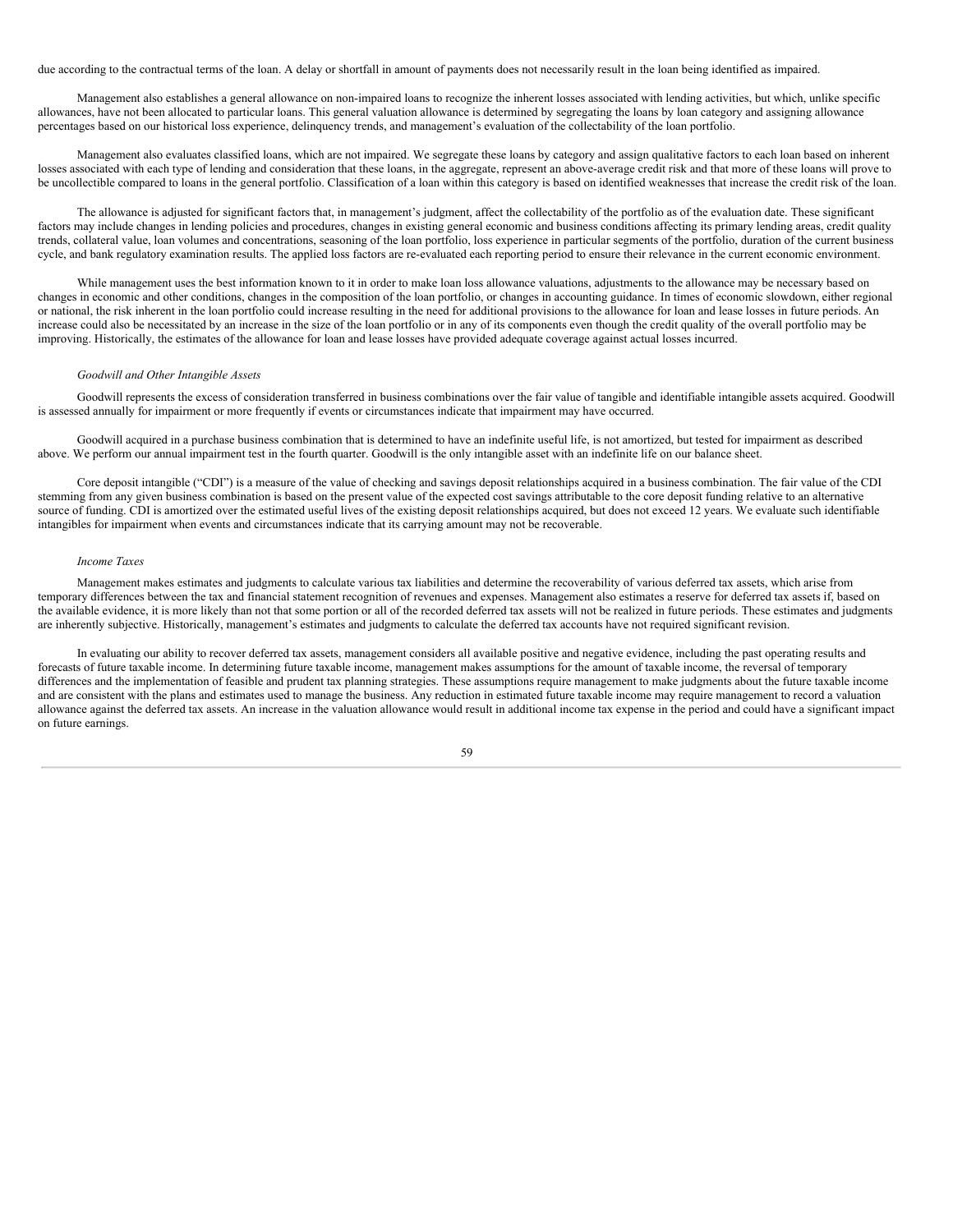due according to the contractual terms of the loan. A delay or shortfall in amount of payments does not necessarily result in the loan being identified as impaired.

Management also establishes a general allowance on non-impaired loans to recognize the inherent losses associated with lending activities, but which, unlike specific allowances, have not been allocated to particular loans. This general valuation allowance is determined by segregating the loans by loan category and assigning allowance percentages based on our historical loss experience, delinquency trends, and management's evaluation of the collectability of the loan portfolio.

Management also evaluates classified loans, which are not impaired. We segregate these loans by category and assign qualitative factors to each loan based on inherent losses associated with each type of lending and consideration that these loans, in the aggregate, represent an above-average credit risk and that more of these loans will prove to be uncollectible compared to loans in the general portfolio. Classification of a loan within this category is based on identified weaknesses that increase the credit risk of the loan.

The allowance is adjusted for significant factors that, in management's judgment, affect the collectability of the portfolio as of the evaluation date. These significant factors may include changes in lending policies and procedures, changes in existing general economic and business conditions affecting its primary lending areas, credit quality trends, collateral value, loan volumes and concentrations, seasoning of the loan portfolio, loss experience in particular segments of the portfolio, duration of the current business cycle, and bank regulatory examination results. The applied loss factors are re-evaluated each reporting period to ensure their relevance in the current economic environment.

While management uses the best information known to it in order to make loan loss allowance valuations, adjustments to the allowance may be necessary based on changes in economic and other conditions, changes in the composition of the loan portfolio, or changes in accounting guidance. In times of economic slowdown, either regional or national, the risk inherent in the loan portfolio could increase resulting in the need for additional provisions to the allowance for loan and lease losses in future periods. An increase could also be necessitated by an increase in the size of the loan portfolio or in any of its components even though the credit quality of the overall portfolio may be improving. Historically, the estimates of the allowance for loan and lease losses have provided adequate coverage against actual losses incurred.

*Goodwill and Other Intangible Assets*

Goodwill represents the excess of consideration transferred in business combinations over the fair value of tangible and identifiable intangible assets acquired. Goodwill is assessed annually for impairment or more frequently if events or circumstances indicate that impairment may have occurred.

Goodwill acquired in a purchase business combination that is determined to have an indefinite useful life, is not amortized, but tested for impairment as described above. We perform our annual impairment test in the fourth quarter. Goodwill is the only intangible asset with an indefinite life on our balance sheet.

Core deposit intangible ("CDI") is a measure of the value of checking and savings deposit relationships acquired in a business combination. The fair value of the CDI stemming from any given business combination is based on the present value of the expected cost savings attributable to the core deposit funding relative to an alternative source of funding. CDI is amortized over the estimated useful lives of the existing deposit relationships acquired, but does not exceed 12 years. We evaluate such identifiable intangibles for impairment when events and circumstances indicate that its carrying amount may not be recoverable.

*Income Taxes*

Management makes estimates and judgments to calculate various tax liabilities and determine the recoverability of various deferred tax assets, which arise from temporary differences between the tax and financial statement recognition of revenues and expenses. Management also estimates a reserve for deferred tax assets if, based on the available evidence, it is more likely than not that some portion or all of the recorded deferred tax assets will not be realized in future periods. These estimates and judgments are inherently subjective. Historically, management's estimates and judgments to calculate the deferred tax accounts have not required significant revision.

In evaluating our ability to recover deferred tax assets, management considers all available positive and negative evidence, including the past operating results and forecasts of future taxable income. In determining future taxable income, management makes assumptions for the amount of taxable income, the reversal of temporary differences and the implementation of feasible and prudent tax planning strategies. These assumptions require management to make judgments about the future taxable income and are consistent with the plans and estimates used to manage the business. Any reduction in estimated future taxable income may require management to record a valuation allowance against the deferred tax assets. An increase in the valuation allowance would result in additional income tax expense in the period and could have a significant impact on future earnings.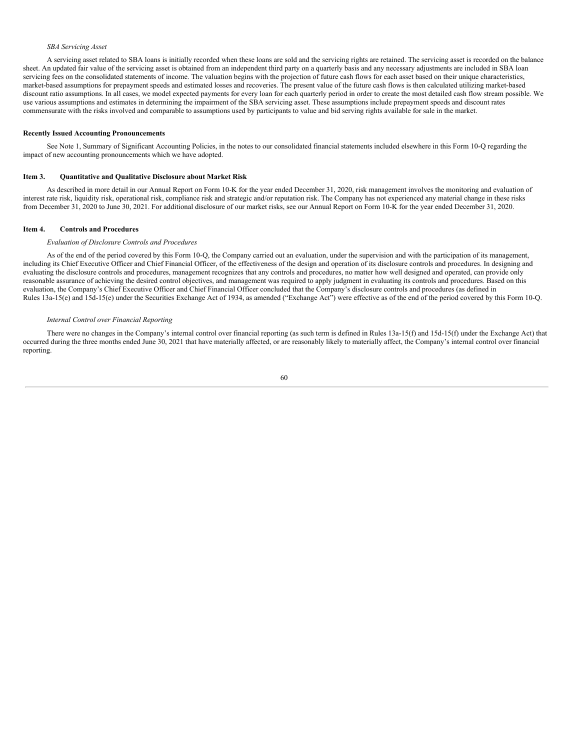*SBA Servicing Asset*

A servicing asset related to SBA loans is initially recorded when these loans are sold and the servicing rights are retained. The servicing asset is recorded on the balance sheet. An updated fair value of the servicing asset is obtained from an independent third party on a quarterly basis and any necessary adjustments are included in SBA loan servicing fees on the consolidated statements of income. The valuation begins with the projection of future cash flows for each asset based on their unique characteristics, market-based assumptions for prepayment speeds and estimated losses and recoveries. The present value of the future cash flows is then calculated utilizing market-based discount ratio assumptions. In all cases, we model expected payments for every loan for each quarterly period in order to create the most detailed cash flow stream possible. We use various assumptions and estimates in determining the impairment of the SBA servicing asset. These assumptions include prepayment speeds and discount rates commensurate with the risks involved and comparable to assumptions used by participants to value and bid serving rights available for sale in the market.

**Recently Issued Accounting Pronouncements**

See Note 1, Summary of Significant Accounting Policies, in the notes to our consolidated financial statements included elsewhere in this Form 10-Q regarding the impact of new accounting pronouncements which we have adopted.

## Item 3. Quantitative and Qualitative Disclosure about Market Risk

As described in more detail in our Annual Report on Form 10-K for the year ended December 31, 2020, risk management involves the monitoring and evaluation of interest rate risk, liquidity risk, operational risk, compliance risk and strategic and/or reputation risk. The Company has not experienced any material change in these risks from December 31, 2020 to June 30, 2021. For additional disclosure of our market risks, see our Annual Report on Form 10-K for the year ended December 31, 2020.

## Item 4. Controls and Procedures

*Evaluation of Disclosure Controls and Procedures*

As of the end of the period covered by this Form 10-Q, the Company carried out an evaluation, under the supervision and with the participation of its management, including its Chief Executive Officer and Chief Financial Officer, of the effectiveness of the design and operation of its disclosure controls and procedures. In designing and evaluating the disclosure controls and procedures, management recognizes that any controls and procedures, no matter how well designed and operated, can provide only reasonable assurance of achieving the desired control objectives, and management was required to apply judgment in evaluating its controls and procedures. Based on this evaluation, the Company's Chief Executive Officer and Chief Financial Officer concluded that the Company's disclosure controls and procedures (as defined in Rules 13a-15(e) and 15d-15(e) under the Securities Exchange Act of 1934, as amended ("Exchange Act") were effective as of the end of the period covered by this Form 10-Q.

*Internal Control over Financial Reporting*

There were no changes in the Company's internal control over financial reporting (as such term is defined in Rules 13a-15(f) and 15d-15(f) under the Exchange Act) that occurred during the three months ended June 30, 2021 that have materially affected, or are reasonably likely to materially affect, the Company's internal control over financial reporting.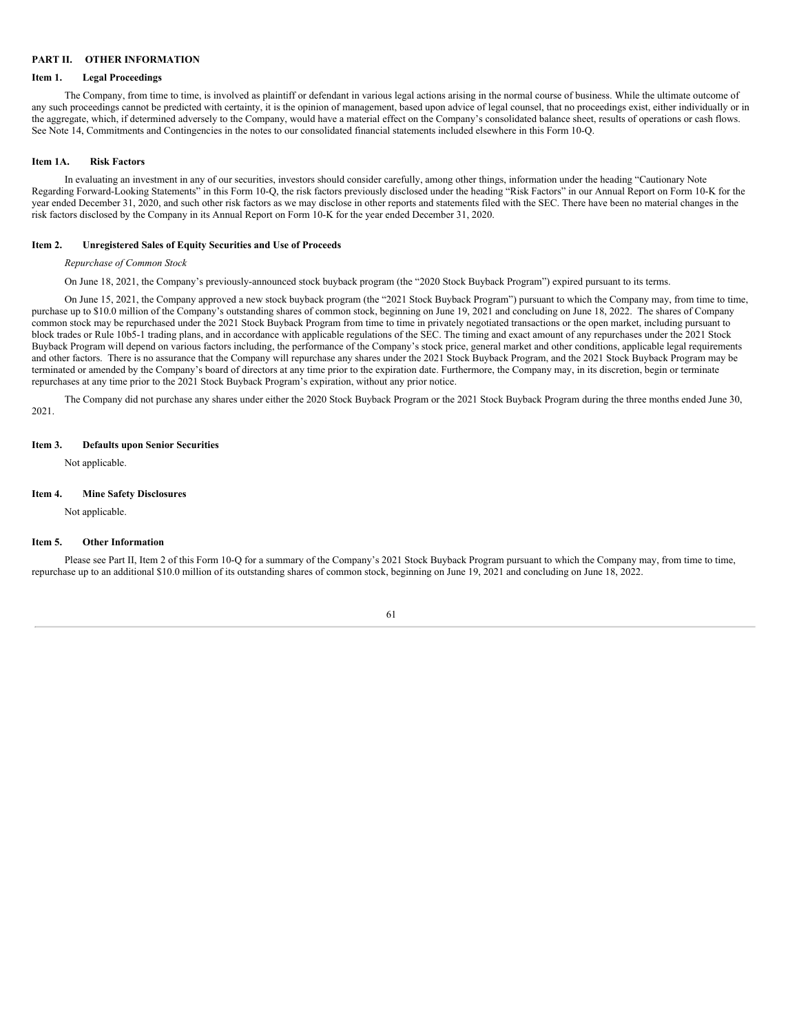## PART II. OTHER INFORMATION

### Item 1. Legal Proceedings

The Company, from time to time, is involved as plaintiff or defendant in various legal actions arising in the normal course of business. While the ultimate outcome of any such proceedings cannot be predicted with certainty, it is the opinion of management, based upon advice of legal counsel, that no proceedings exist, either individually or in the aggregate, which, if determined adversely to the Company, would have a material effect on the Company's consolidated balance sheet, results of operations or cash flows. See Note 14, Commitments and Contingencies in the notes to our consolidated financial statements included elsewhere in this Form 10-Q.

### Item 1A. Risk Factors

In evaluating an investment in any of our securities, investors should consider carefully, among other things, information under the heading "Cautionary Note Regarding Forward-Looking Statements" in this Form 10-Q, the risk factors previously disclosed under the heading "Risk Factors" in our Annual Report on Form 10-K for the year ended December 31, 2020, and such other risk factors as we may disclose in other reports and statements filed with the SEC. There have been no material changes in the risk factors disclosed by the Company in its Annual Report on Form 10-K for the year ended December 31, 2020.

### Item 2. Unregistered Sales of Equity Securities and Use of Proceeds

*Repurchase of Common Stock*

On June 18, 2021, the Company's previously-announced stock buyback program (the "2020 Stock Buyback Program") expired pursuant to its terms.

On June 15, 2021, the Company approved a new stock buyback program (the "2021 Stock Buyback Program") pursuant to which the Company may, from time to time, purchase up to $10.0 million of the Company's outstanding shares of common stock, beginning on June 19, 2021 and concluding on June 18, 2022. The shares of Company common stock may be repurchased under the 2021 Stock Buyback Program from time to time in privately negotiated transactions or the open market, including pursuant to block trades or Rule 10b5-1 trading plans, and in accordance with applicable regulations of the SEC. The timing and exact amount of any repurchases under the 2021 Stock Buyback Program will depend on various factors including, the performance of the Company's stock price, general market and other conditions, applicable legal requirements and other factors. There is no assurance that the Company will repurchase any shares under the 2021 Stock Buyback Program, and the 2021 Stock Buyback Program may be terminated or amended by the Company's board of directors at any time prior to the expiration date. Furthermore, the Company may, in its discretion, begin or terminate repurchases at any time prior to the 2021 Stock Buyback Program's expiration, without any prior notice.

The Company did not purchase any shares under either the 2020 Stock Buyback Program or the 2021 Stock Buyback Program during the three months ended June 30, 2021.

### Item 3. Defaults upon Senior Securities

Not applicable.

### Item 4. Mine Safety Disclosures

Not applicable.

### Item 5. Other Information

Please see Part II, Item 2 of this Form 10-Q for a summary of the Company's 2021 Stock Buyback Program pursuant to which the Company may, from time to time, repurchase up to an additional $10.0 million of its outstanding shares of common stock, beginning on June 19, 2021 and concluding on June 18, 2022.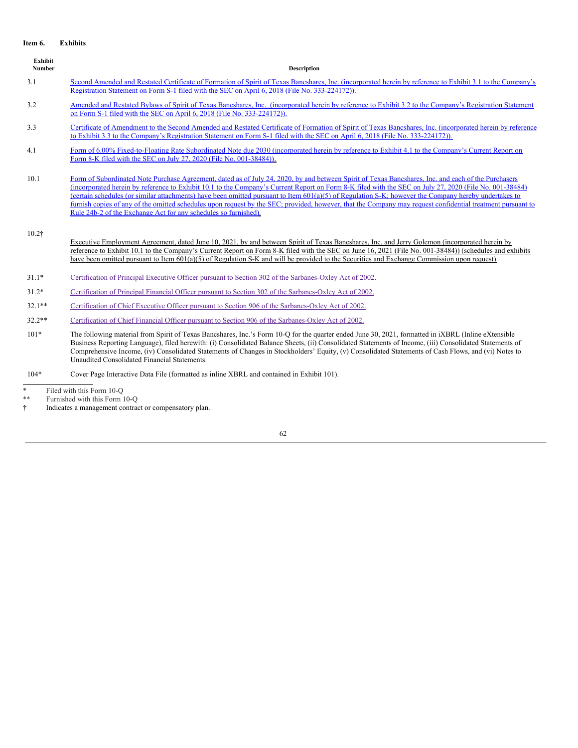**Item 6. Exhibits**

| Exhibit Number | Description |
|---|---|
| 3.1 | Second Amended and Restated Certificate of Formation of Spirit of Texas Bancshares, Inc. (incorporated herein by reference to Exhibit 3.1 to the Company's Registration Statement on Form S-1 filed with the SEC on April 6, 2018 (File No. 333-224172)). |
| 3.2 | Amended and Restated Bylaws of Spirit of Texas Bancshares, Inc. (incorporated herein by reference to Exhibit 3.2 to the Company's Registration Statement on Form S-1 filed with the SEC on April 6, 2018 (File No. 333-224172)). |
| 3.3 | Certificate of Amendment to the Second Amended and Restated Certificate of Formation of Spirit of Texas Bancshares, Inc. (incorporated herein by reference to Exhibit 3.3 to the Company's Registration Statement on Form S-1 filed with the SEC on April 6, 2018 (File No. 333-224172)). |
| 4.1 | Form of 6.00% Fixed-to-Floating Rate Subordinated Note due 2030 (incorporated herein by reference to Exhibit 4.1 to the Company's Current Report on Form 8-K filed with the SEC on July 27, 2020 (File No. 001-38484)). |
| 10.1 | Form of Subordinated Note Purchase Agreement, dated as of July 24, 2020, by and between Spirit of Texas Bancshares, Inc. and each of the Purchasers (incorporated herein by reference to Exhibit 10.1 to the Company's Current Report on Form 8-K filed with the SEC on July 27, 2020 (File No. 001-38484) (certain schedules (or similar attachments) have been omitted pursuant to Item 601(a)(5) of Regulation S-K; however the Company hereby undertakes to furnish copies of any of the omitted schedules upon request by the SEC; provided, however, that the Company may request confidential treatment pursuant to Rule 24b-2 of the Exchange Act for any schedules so furnished). |
| 10.2† | Executive Employment Agreement, dated June 10, 2021, by and between Spirit of Texas Bancshares, Inc. and Jerry Golemon (incorporated herein by reference to Exhibit 10.1 to the Company's Current Report on Form 8-K filed with the SEC on June 16, 2021 (File No. 001-38484)) (schedules and exhibits have been omitted pursuant to Item 601(a)(5) of Regulation S-K and will be provided to the Securities and Exchange Commission upon request) |
| 31.1* | Certification of Principal Executive Officer pursuant to Section 302 of the Sarbanes-Oxley Act of 2002. |
| 31.2* | Certification of Principal Financial Officer pursuant to Section 302 of the Sarbanes-Oxley Act of 2002. |
| 32.1** | Certification of Chief Executive Officer pursuant to Section 906 of the Sarbanes-Oxley Act of 2002. |
| 32.2** | Certification of Chief Financial Officer pursuant to Section 906 of the Sarbanes-Oxley Act of 2002. |
| 101* | The following material from Spirit of Texas Bancshares, Inc.'s Form 10-Q for the quarter ended June 30, 2021, formatted in iXBRL (Inline eXtensible Business Reporting Language), filed herewith: (i) Consolidated Balance Sheets, (ii) Consolidated Statements of Income, (iii) Consolidated Statements of Comprehensive Income, (iv) Consolidated Statements of Changes in Stockholders' Equity, (v) Consolidated Statements of Cash Flows, and (vi) Notes to Unaudited Consolidated Financial Statements. |
| 104* | Cover Page Interactive Data File (formatted as inline XBRL and contained in Exhibit 101). |

\* Filed with this Form 10-Q

\*\* Furnished with this Form 10-Q

† Indicates a management contract or compensatory plan.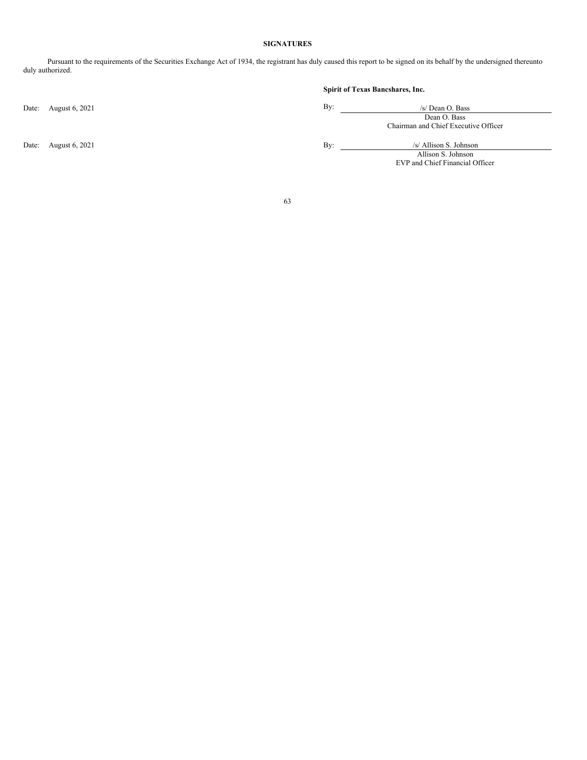**SIGNATURES**

Pursuant to the requirements of the Securities Exchange Act of 1934, the registrant has duly caused this report to be signed on its behalf by the undersigned thereunto duly authorized.

**Spirit of Texas Bancshares, Inc.**

Date: August 6, 2021

By: /s/ Dean O. Bass
Dean O. Bass
Chairman and Chief Executive Officer

Date: August 6, 2021

By: /s/ Allison S. Johnson
Allison S. Johnson
EVP and Chief Financial Officer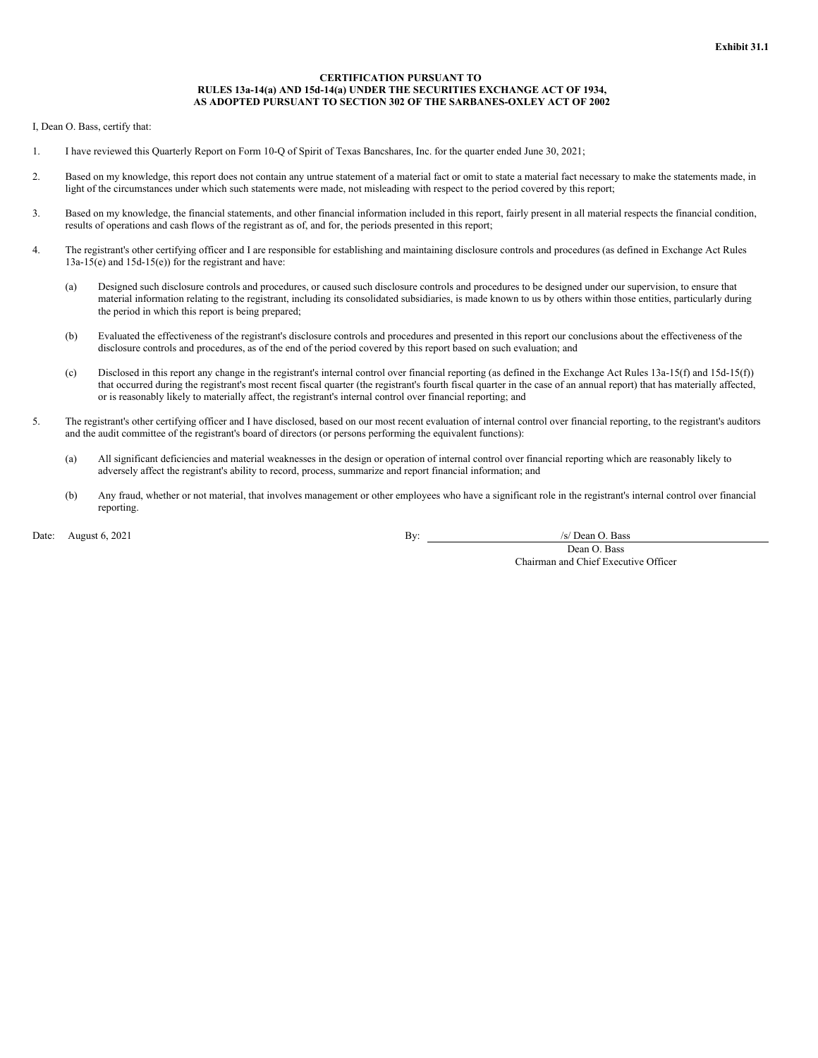**Exhibit 31.1**

**CERTIFICATION PURSUANT TO
RULES 13a-14(a) AND 15d-14(a) UNDER THE SECURITIES EXCHANGE ACT OF 1934,
AS ADOPTED PURSUANT TO SECTION 302 OF THE SARBANES-OXLEY ACT OF 2002**

I, Dean O. Bass, certify that:

1. I have reviewed this Quarterly Report on Form 10-Q of Spirit of Texas Bancshares, Inc. for the quarter ended June 30, 2021;

2. Based on my knowledge, this report does not contain any untrue statement of a material fact or omit to state a material fact necessary to make the statements made, in light of the circumstances under which such statements were made, not misleading with respect to the period covered by this report;

3. Based on my knowledge, the financial statements, and other financial information included in this report, fairly present in all material respects the financial condition, results of operations and cash flows of the registrant as of, and for, the periods presented in this report;

4. The registrant's other certifying officer and I are responsible for establishing and maintaining disclosure controls and procedures (as defined in Exchange Act Rules 13a-15(e) and 15d-15(e)) for the registrant and have:

   (a) Designed such disclosure controls and procedures, or caused such disclosure controls and procedures to be designed under our supervision, to ensure that material information relating to the registrant, including its consolidated subsidiaries, is made known to us by others within those entities, particularly during the period in which this report is being prepared;

   (b) Evaluated the effectiveness of the registrant's disclosure controls and procedures and presented in this report our conclusions about the effectiveness of the disclosure controls and procedures, as of the end of the period covered by this report based on such evaluation; and

   (c) Disclosed in this report any change in the registrant's internal control over financial reporting (as defined in the Exchange Act Rules 13a-15(f) and 15d-15(f)) that occurred during the registrant's most recent fiscal quarter (the registrant's fourth fiscal quarter in the case of an annual report) that has materially affected, or is reasonably likely to materially affect, the registrant's internal control over financial reporting; and

5. The registrant's other certifying officer and I have disclosed, based on our most recent evaluation of internal control over financial reporting, to the registrant's auditors and the audit committee of the registrant's board of directors (or persons performing the equivalent functions):

   (a) All significant deficiencies and material weaknesses in the design or operation of internal control over financial reporting which are reasonably likely to adversely affect the registrant's ability to record, process, summarize and report financial information; and

   (b) Any fraud, whether or not material, that involves management or other employees who have a significant role in the registrant's internal control over financial reporting.

Date: August 6, 2021

By: /s/ Dean O. Bass
Dean O. Bass
Chairman and Chief Executive Officer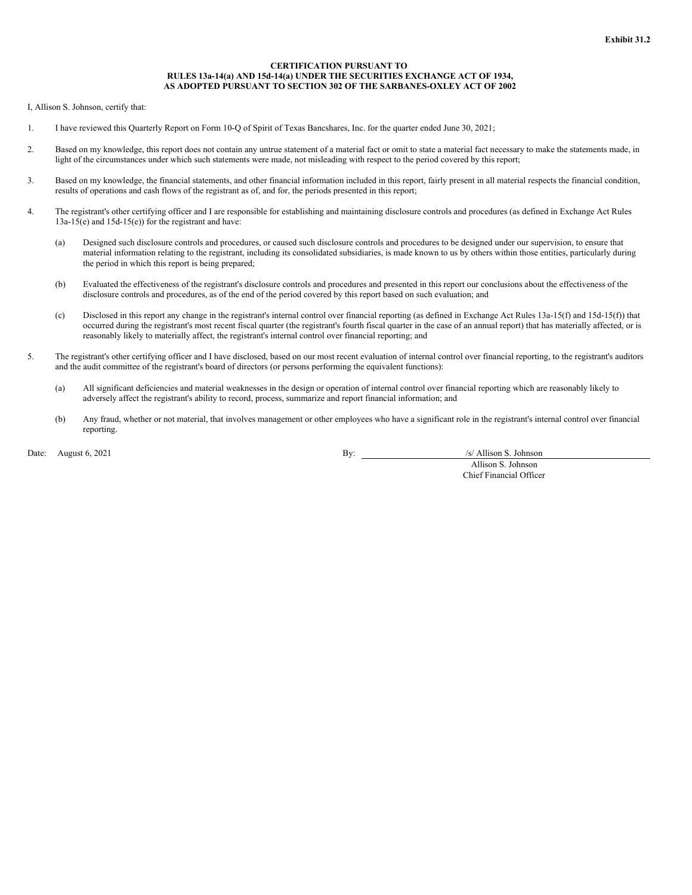**Exhibit 31.2**

**CERTIFICATION PURSUANT TO**
**RULES 13a-14(a) AND 15d-14(a) UNDER THE SECURITIES EXCHANGE ACT OF 1934,**
**AS ADOPTED PURSUANT TO SECTION 302 OF THE SARBANES-OXLEY ACT OF 2002**

I, Allison S. Johnson, certify that:

1. I have reviewed this Quarterly Report on Form 10-Q of Spirit of Texas Bancshares, Inc. for the quarter ended June 30, 2021;

2. Based on my knowledge, this report does not contain any untrue statement of a material fact or omit to state a material fact necessary to make the statements made, in light of the circumstances under which such statements were made, not misleading with respect to the period covered by this report;

3. Based on my knowledge, the financial statements, and other financial information included in this report, fairly present in all material respects the financial condition, results of operations and cash flows of the registrant as of, and for, the periods presented in this report;

4. The registrant's other certifying officer and I are responsible for establishing and maintaining disclosure controls and procedures (as defined in Exchange Act Rules 13a-15(e) and 15d-15(e)) for the registrant and have:

   (a) Designed such disclosure controls and procedures, or caused such disclosure controls and procedures to be designed under our supervision, to ensure that material information relating to the registrant, including its consolidated subsidiaries, is made known to us by others within those entities, particularly during the period in which this report is being prepared;

   (b) Evaluated the effectiveness of the registrant's disclosure controls and procedures and presented in this report our conclusions about the effectiveness of the disclosure controls and procedures, as of the end of the period covered by this report based on such evaluation; and

   (c) Disclosed in this report any change in the registrant's internal control over financial reporting (as defined in Exchange Act Rules 13a-15(f) and 15d-15(f)) that occurred during the registrant's most recent fiscal quarter (the registrant's fourth fiscal quarter in the case of an annual report) that has materially affected, or is reasonably likely to materially affect, the registrant's internal control over financial reporting; and

5. The registrant's other certifying officer and I have disclosed, based on our most recent evaluation of internal control over financial reporting, to the registrant's auditors and the audit committee of the registrant's board of directors (or persons performing the equivalent functions):

   (a) All significant deficiencies and material weaknesses in the design or operation of internal control over financial reporting which are reasonably likely to adversely affect the registrant's ability to record, process, summarize and report financial information; and

   (b) Any fraud, whether or not material, that involves management or other employees who have a significant role in the registrant's internal control over financial reporting.

Date: August 6, 2021

By: /s/ Allison S. Johnson
Allison S. Johnson
Chief Financial Officer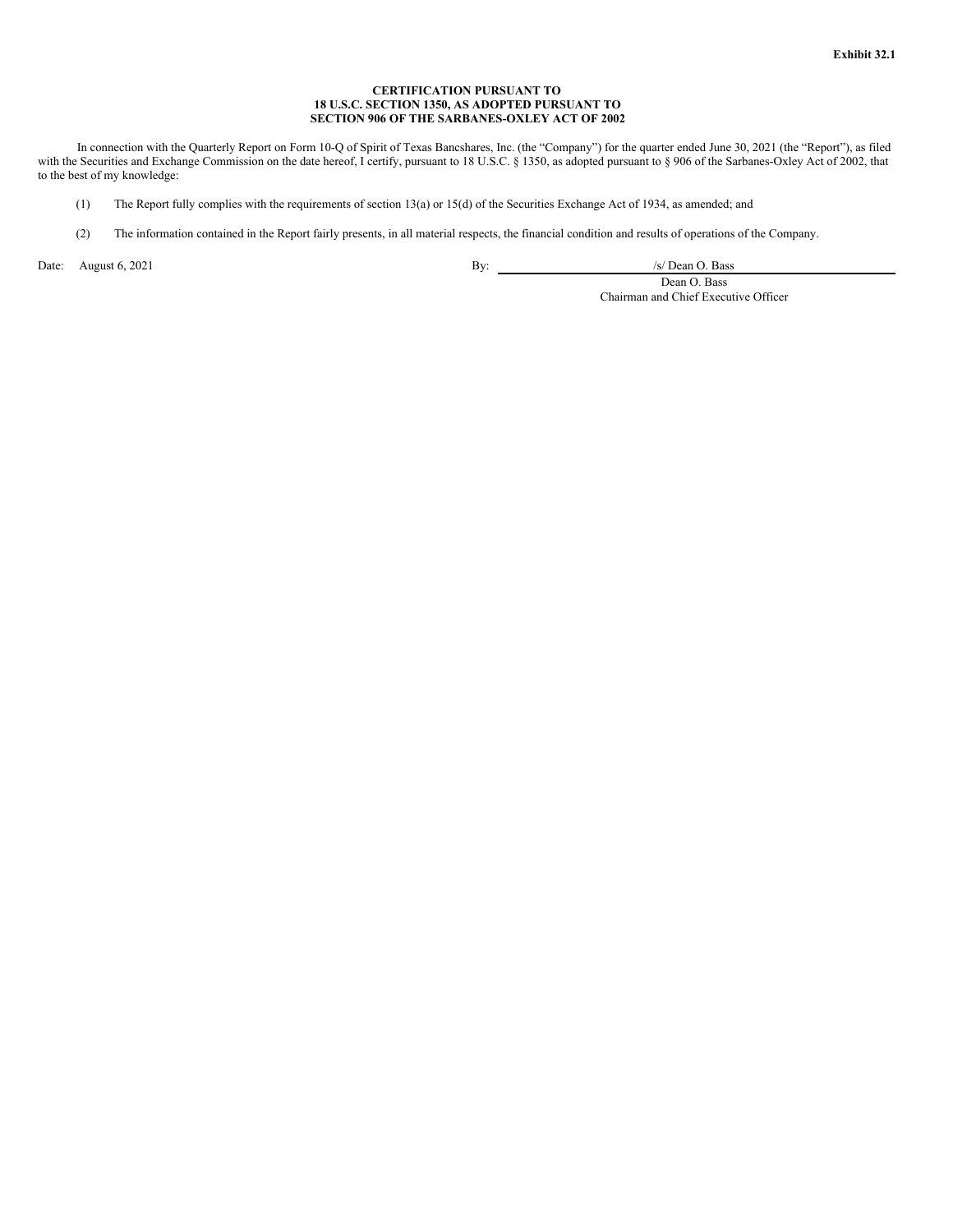**Exhibit 32.1**

**CERTIFICATION PURSUANT TO**
**18 U.S.C. SECTION 1350, AS ADOPTED PURSUANT TO**
**SECTION 906 OF THE SARBANES-OXLEY ACT OF 2002**

In connection with the Quarterly Report on Form 10-Q of Spirit of Texas Bancshares, Inc. (the "Company") for the quarter ended June 30, 2021 (the "Report"), as filed with the Securities and Exchange Commission on the date hereof, I certify, pursuant to 18 U.S.C. § 1350, as adopted pursuant to § 906 of the Sarbanes-Oxley Act of 2002, that to the best of my knowledge:

(1) The Report fully complies with the requirements of section 13(a) or 15(d) of the Securities Exchange Act of 1934, as amended; and

(2) The information contained in the Report fairly presents, in all material respects, the financial condition and results of operations of the Company.

Date: August 6, 2021

By: /s/ Dean O. Bass

Dean O. Bass
Chairman and Chief Executive Officer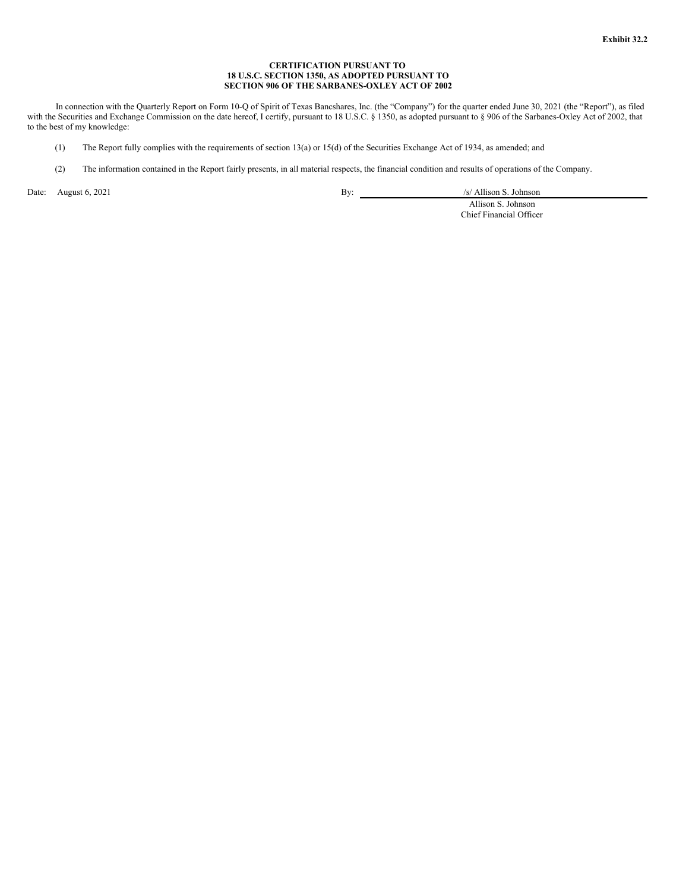**Exhibit 32.2**

**CERTIFICATION PURSUANT TO**
**18 U.S.C. SECTION 1350, AS ADOPTED PURSUANT TO**
**SECTION 906 OF THE SARBANES-OXLEY ACT OF 2002**

In connection with the Quarterly Report on Form 10-Q of Spirit of Texas Bancshares, Inc. (the “Company”) for the quarter ended June 30, 2021 (the “Report”), as filed with the Securities and Exchange Commission on the date hereof, I certify, pursuant to 18 U.S.C. § 1350, as adopted pursuant to § 906 of the Sarbanes-Oxley Act of 2002, that to the best of my knowledge:

(1) The Report fully complies with the requirements of section 13(a) or 15(d) of the Securities Exchange Act of 1934, as amended; and

(2) The information contained in the Report fairly presents, in all material respects, the financial condition and results of operations of the Company.

Date: August 6, 2021

By: /s/ Allison S. Johnson
Allison S. Johnson
Chief Financial Officer